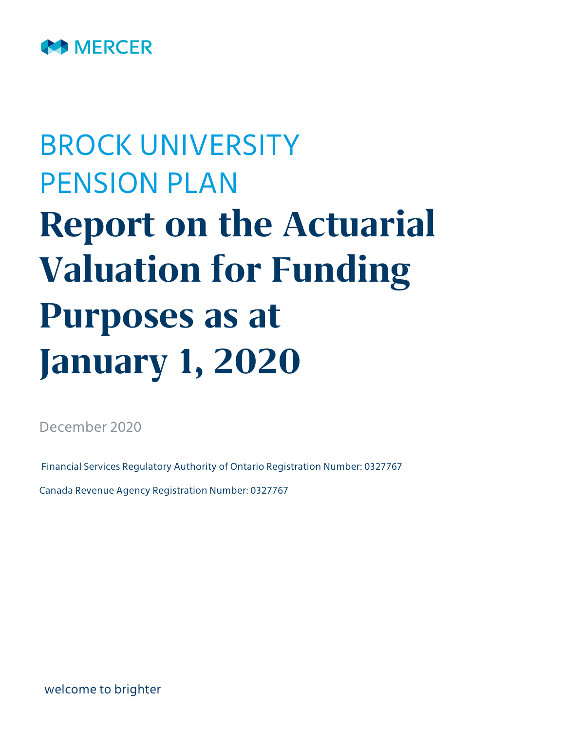MERCER

# BROCK UNIVERSITY PENSION PLAN

# Report on the Actuarial Valuation for Funding Purposes as at January 1, 2020

December 2020

Financial Services Regulatory Authority of Ontario Registration Number: 0327767

Canada Revenue Agency Registration Number: 0327767

welcome to brighter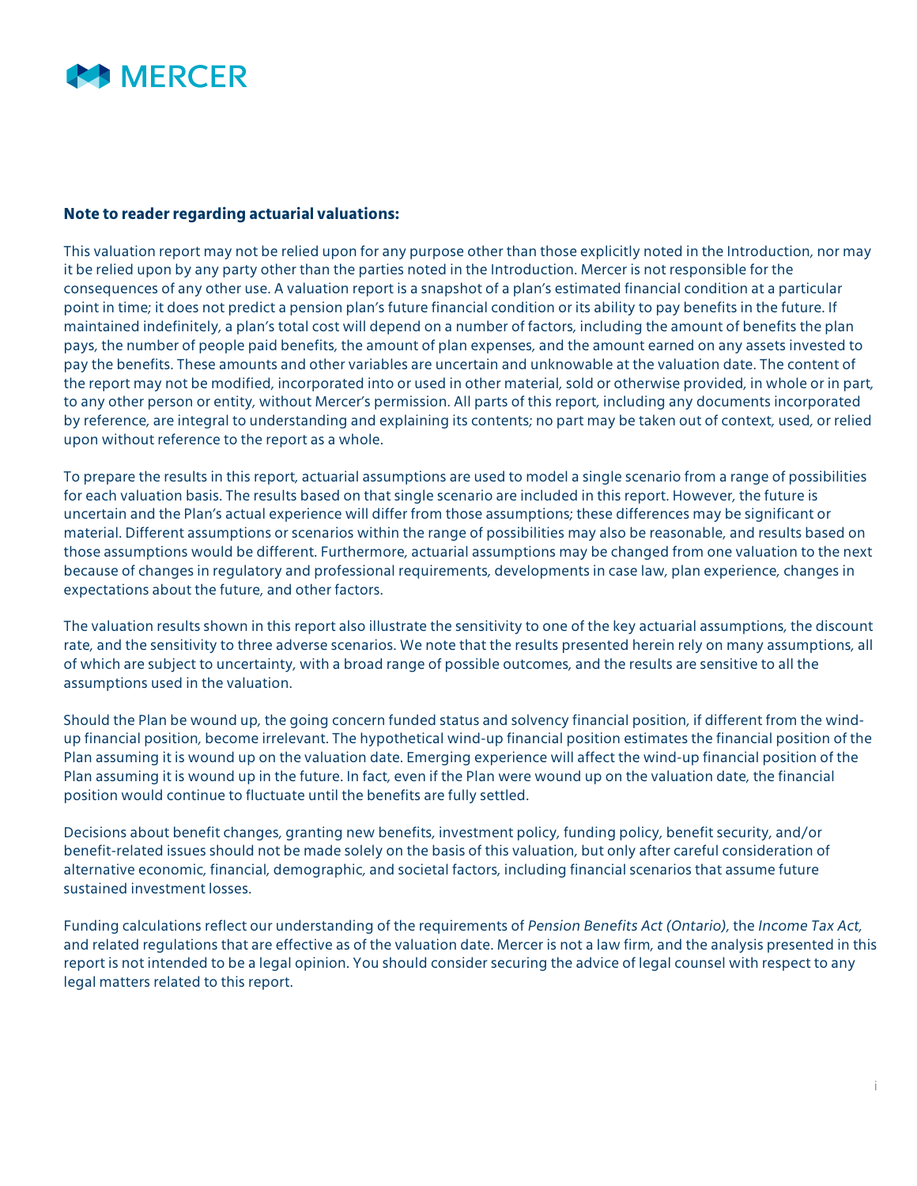**Note to reader regarding actuarial valuations:**

This valuation report may not be relied upon for any purpose other than those explicitly noted in the Introduction, nor may it be relied upon by any party other than the parties noted in the Introduction. Mercer is not responsible for the consequences of any other use. A valuation report is a snapshot of a plan's estimated financial condition at a particular point in time; it does not predict a pension plan's future financial condition or its ability to pay benefits in the future. If maintained indefinitely, a plan's total cost will depend on a number of factors, including the amount of benefits the plan pays, the number of people paid benefits, the amount of plan expenses, and the amount earned on any assets invested to pay the benefits. These amounts and other variables are uncertain and unknowable at the valuation date. The content of the report may not be modified, incorporated into or used in other material, sold or otherwise provided, in whole or in part, to any other person or entity, without Mercer's permission. All parts of this report, including any documents incorporated by reference, are integral to understanding and explaining its contents; no part may be taken out of context, used, or relied upon without reference to the report as a whole.

To prepare the results in this report, actuarial assumptions are used to model a single scenario from a range of possibilities for each valuation basis. The results based on that single scenario are included in this report. However, the future is uncertain and the Plan's actual experience will differ from those assumptions; these differences may be significant or material. Different assumptions or scenarios within the range of possibilities may also be reasonable, and results based on those assumptions would be different. Furthermore, actuarial assumptions may be changed from one valuation to the next because of changes in regulatory and professional requirements, developments in case law, plan experience, changes in expectations about the future, and other factors.

The valuation results shown in this report also illustrate the sensitivity to one of the key actuarial assumptions, the discount rate, and the sensitivity to three adverse scenarios. We note that the results presented herein rely on many assumptions, all of which are subject to uncertainty, with a broad range of possible outcomes, and the results are sensitive to all the assumptions used in the valuation.

Should the Plan be wound up, the going concern funded status and solvency financial position, if different from the wind-up financial position, become irrelevant. The hypothetical wind-up financial position estimates the financial position of the Plan assuming it is wound up on the valuation date. Emerging experience will affect the wind-up financial position of the Plan assuming it is wound up in the future. In fact, even if the Plan were wound up on the valuation date, the financial position would continue to fluctuate until the benefits are fully settled.

Decisions about benefit changes, granting new benefits, investment policy, funding policy, benefit security, and/or benefit-related issues should not be made solely on the basis of this valuation, but only after careful consideration of alternative economic, financial, demographic, and societal factors, including financial scenarios that assume future sustained investment losses.

Funding calculations reflect our understanding of the requirements of *Pension Benefits Act (Ontario)*, the *Income Tax Act*, and related regulations that are effective as of the valuation date. Mercer is not a law firm, and the analysis presented in this report is not intended to be a legal opinion. You should consider securing the advice of legal counsel with respect to any legal matters related to this report.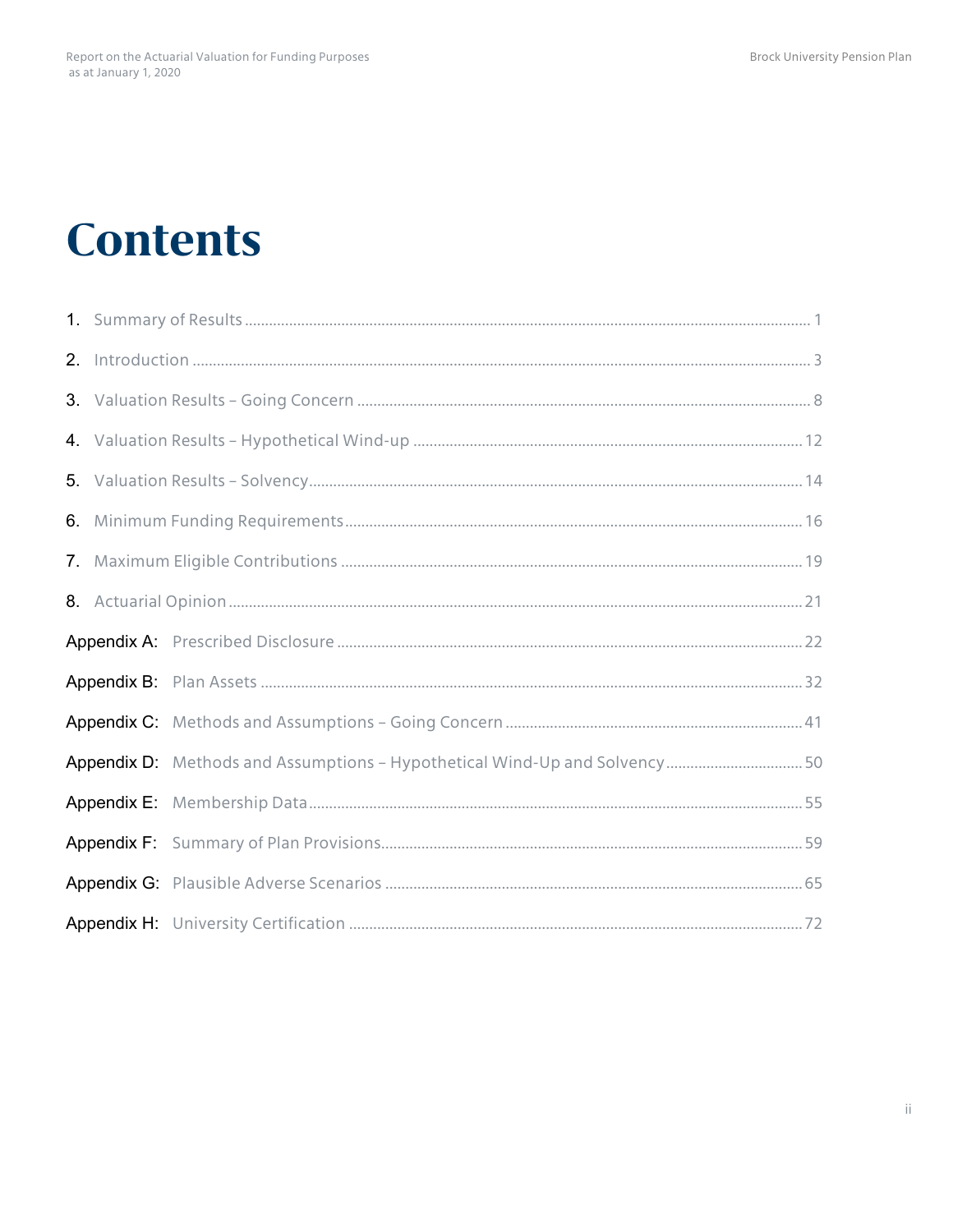# Contents

1. Summary of Results ... 1
2. Introduction ... 3
3. Valuation Results – Going Concern ... 8
4. Valuation Results – Hypothetical Wind-up ... 12
5. Valuation Results – Solvency ... 14
6. Minimum Funding Requirements ... 16
7. Maximum Eligible Contributions ... 19
8. Actuarial Opinion ... 21

Appendix A: Prescribed Disclosure ... 22

Appendix B: Plan Assets ... 32

Appendix C: Methods and Assumptions – Going Concern ... 41

Appendix D: Methods and Assumptions – Hypothetical Wind-Up and Solvency ... 50

Appendix E: Membership Data ... 55

Appendix F: Summary of Plan Provisions ... 59

Appendix G: Plausible Adverse Scenarios ... 65

Appendix H: University Certification ... 72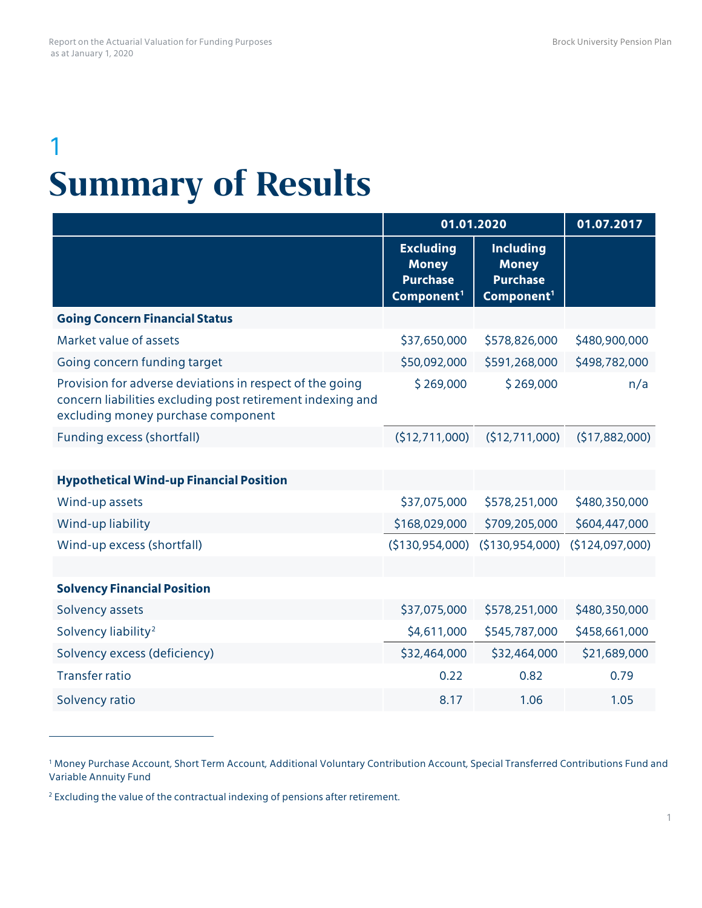# 1 Summary of Results

| | 01.01.2020 | | 01.07.2017 |
|---|---|---|---|
| | Excluding Money Purchase Component[1] | Including Money Purchase Component[1] | |
| **Going Concern Financial Status** | | | |
| Market value of assets | $37,650,000 | $578,826,000 | $480,900,000 |
| Going concern funding target | $50,092,000 | $591,268,000 | $498,782,000 |
| Provision for adverse deviations in respect of the going concern liabilities excluding post retirement indexing and excluding money purchase component | $ 269,000 | $ 269,000 | n/a |
| Funding excess (shortfall) | ($12,711,000) | ($12,711,000) | ($17,882,000) |
| | | | |
| **Hypothetical Wind-up Financial Position** | | | |
| Wind-up assets | $37,075,000 | $578,251,000 | $480,350,000 |
| Wind-up liability | $168,029,000 | $709,205,000 | $604,447,000 |
| Wind-up excess (shortfall) | ($130,954,000) | ($130,954,000) | ($124,097,000) |
| | | | |
| **Solvency Financial Position** | | | |
| Solvency assets | $37,075,000 | $578,251,000 | $480,350,000 |
| Solvency liability[2] | $4,611,000 | $545,787,000 | $458,661,000 |
| Solvency excess (deficiency) | $32,464,000 | $32,464,000 | $21,689,000 |
| Transfer ratio | 0.22 | 0.82 | 0.79 |
| Solvency ratio | 8.17 | 1.06 | 1.05 |

[1] Money Purchase Account, Short Term Account, Additional Voluntary Contribution Account, Special Transferred Contributions Fund and Variable Annuity Fund

[2] Excluding the value of the contractual indexing of pensions after retirement.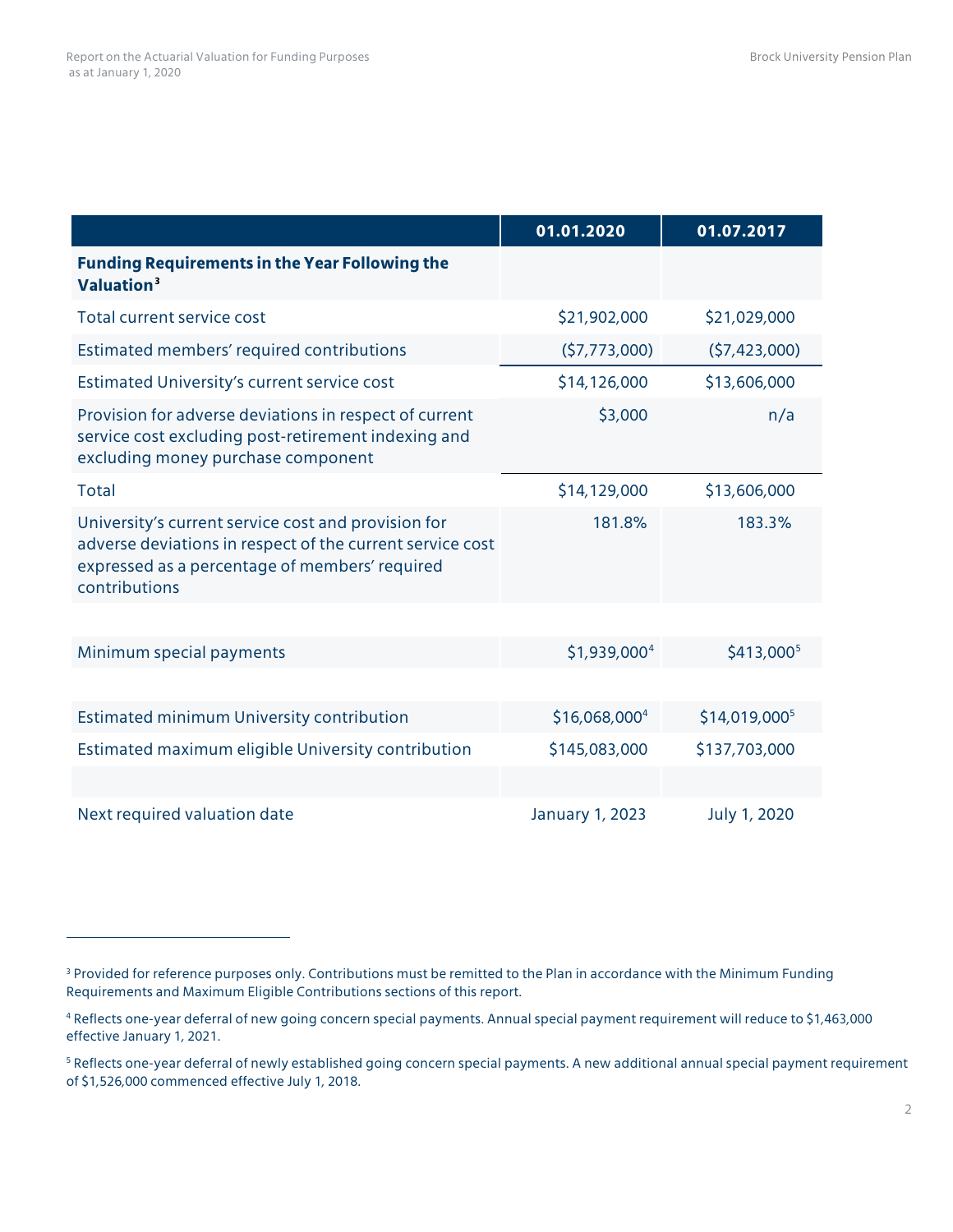| | 01.01.2020 | 01.07.2017 |
|---|---|---|
| **Funding Requirements in the Year Following the Valuation**[3] | | |
| Total current service cost | $21,902,000 | $21,029,000 |
| Estimated members' required contributions | ($7,773,000) | ($7,423,000) |
| Estimated University's current service cost | $14,126,000 | $13,606,000 |
| Provision for adverse deviations in respect of current service cost excluding post-retirement indexing and excluding money purchase component | $3,000 | n/a |
| Total | $14,129,000 | $13,606,000 |
| University's current service cost and provision for adverse deviations in respect of the current service cost expressed as a percentage of members' required contributions | 181.8% | 183.3% |
| | | |
| Minimum special payments | $1,939,000[4] | $413,000[5] |
| | | |
| Estimated minimum University contribution | $16,068,000[4] | $14,019,000[5] |
| Estimated maximum eligible University contribution | $145,083,000 | $137,703,000 |
| | | |
| Next required valuation date | January 1, 2023 | July 1, 2020 |

[3] Provided for reference purposes only. Contributions must be remitted to the Plan in accordance with the Minimum Funding Requirements and Maximum Eligible Contributions sections of this report.

[4] Reflects one-year deferral of new going concern special payments. Annual special payment requirement will reduce to $1,463,000 effective January 1, 2021.

[5] Reflects one-year deferral of newly established going concern special payments. A new additional annual special payment requirement of $1,526,000 commenced effective July 1, 2018.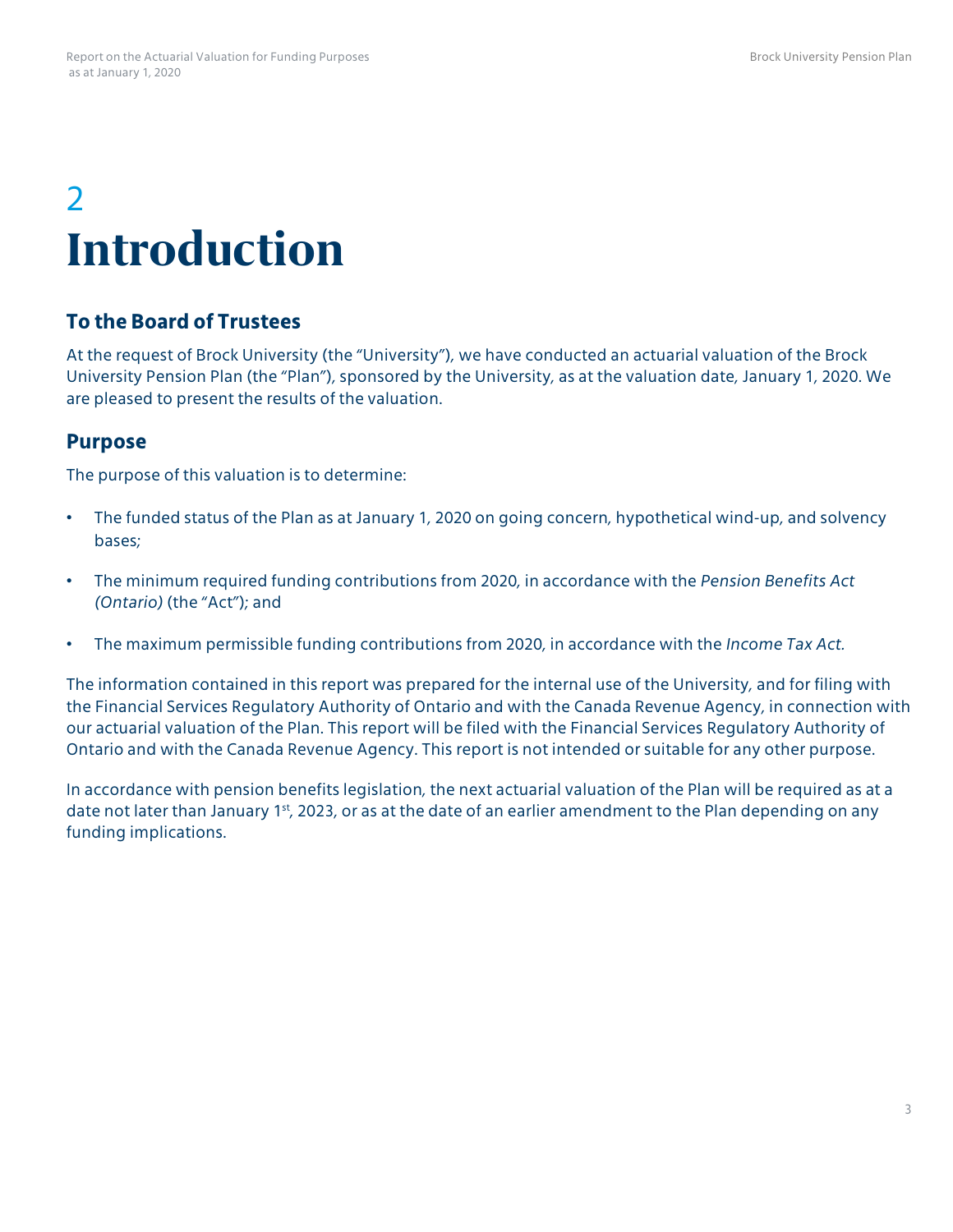# 2 Introduction

## To the Board of Trustees

At the request of Brock University (the "University"), we have conducted an actuarial valuation of the Brock University Pension Plan (the "Plan"), sponsored by the University, as at the valuation date, January 1, 2020. We are pleased to present the results of the valuation.

## Purpose

The purpose of this valuation is to determine:

- The funded status of the Plan as at January 1, 2020 on going concern, hypothetical wind-up, and solvency bases;
- The minimum required funding contributions from 2020, in accordance with the *Pension Benefits Act (Ontario)* (the "Act"); and
- The maximum permissible funding contributions from 2020, in accordance with the *Income Tax Act*.

The information contained in this report was prepared for the internal use of the University, and for filing with the Financial Services Regulatory Authority of Ontario and with the Canada Revenue Agency, in connection with our actuarial valuation of the Plan. This report will be filed with the Financial Services Regulatory Authority of Ontario and with the Canada Revenue Agency. This report is not intended or suitable for any other purpose.

In accordance with pension benefits legislation, the next actuarial valuation of the Plan will be required as at a date not later than January 1st, 2023, or as at the date of an earlier amendment to the Plan depending on any funding implications.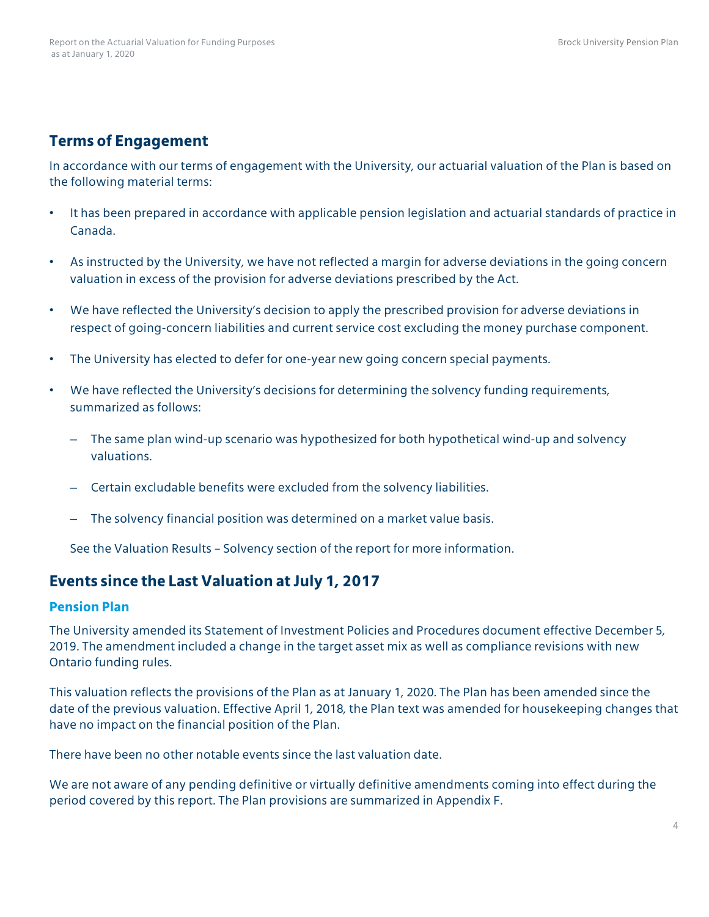## Terms of Engagement

In accordance with our terms of engagement with the University, our actuarial valuation of the Plan is based on the following material terms:

- It has been prepared in accordance with applicable pension legislation and actuarial standards of practice in Canada.
- As instructed by the University, we have not reflected a margin for adverse deviations in the going concern valuation in excess of the provision for adverse deviations prescribed by the Act.
- We have reflected the University's decision to apply the prescribed provision for adverse deviations in respect of going-concern liabilities and current service cost excluding the money purchase component.
- The University has elected to defer for one-year new going concern special payments.
- We have reflected the University's decisions for determining the solvency funding requirements, summarized as follows:
  - The same plan wind-up scenario was hypothesized for both hypothetical wind-up and solvency valuations.
  - Certain excludable benefits were excluded from the solvency liabilities.
  - The solvency financial position was determined on a market value basis.

  See the Valuation Results – Solvency section of the report for more information.

## Events since the Last Valuation at July 1, 2017

### Pension Plan

The University amended its Statement of Investment Policies and Procedures document effective December 5, 2019. The amendment included a change in the target asset mix as well as compliance revisions with new Ontario funding rules.

This valuation reflects the provisions of the Plan as at January 1, 2020. The Plan has been amended since the date of the previous valuation. Effective April 1, 2018, the Plan text was amended for housekeeping changes that have no impact on the financial position of the Plan.

There have been no other notable events since the last valuation date.

We are not aware of any pending definitive or virtually definitive amendments coming into effect during the period covered by this report. The Plan provisions are summarized in Appendix F.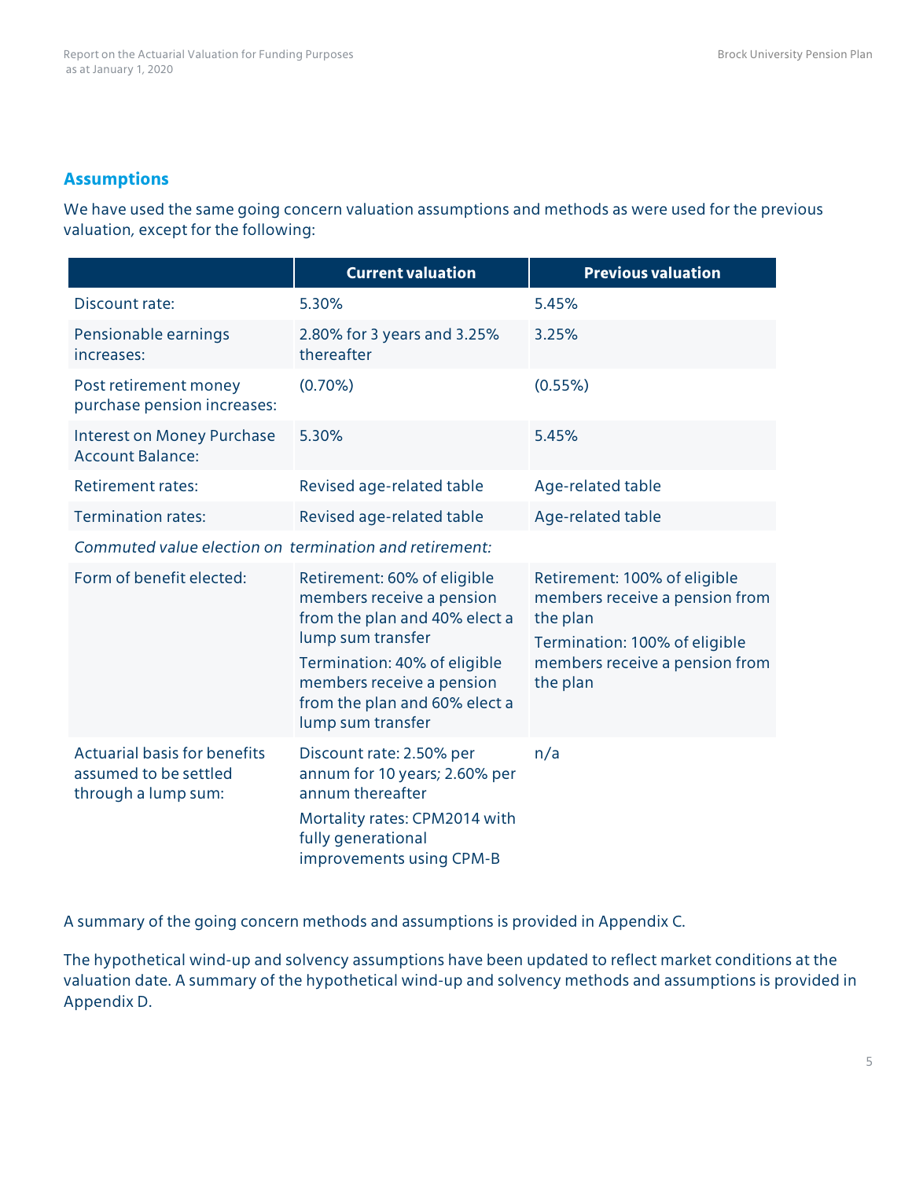## Assumptions

We have used the same going concern valuation assumptions and methods as were used for the previous valuation, except for the following:

| | Current valuation | Previous valuation |
|---|---|---|
| Discount rate: | 5.30% | 5.45% |
| Pensionable earnings increases: | 2.80% for 3 years and 3.25% thereafter | 3.25% |
| Post retirement money purchase pension increases: | (0.70%) | (0.55%) |
| Interest on Money Purchase Account Balance: | 5.30% | 5.45% |
| Retirement rates: | Revised age-related table | Age-related table |
| Termination rates: | Revised age-related table | Age-related table |
| *Commuted value election on termination and retirement:* | | |
| Form of benefit elected: | Retirement: 60% of eligible members receive a pension from the plan and 40% elect a lump sum transfer<br>Termination: 40% of eligible members receive a pension from the plan and 60% elect a lump sum transfer | Retirement: 100% of eligible members receive a pension from the plan<br>Termination: 100% of eligible members receive a pension from the plan |
| Actuarial basis for benefits assumed to be settled through a lump sum: | Discount rate: 2.50% per annum for 10 years; 2.60% per annum thereafter<br>Mortality rates: CPM2014 with fully generational improvements using CPM-B | n/a |

A summary of the going concern methods and assumptions is provided in Appendix C.

The hypothetical wind-up and solvency assumptions have been updated to reflect market conditions at the valuation date. A summary of the hypothetical wind-up and solvency methods and assumptions is provided in Appendix D.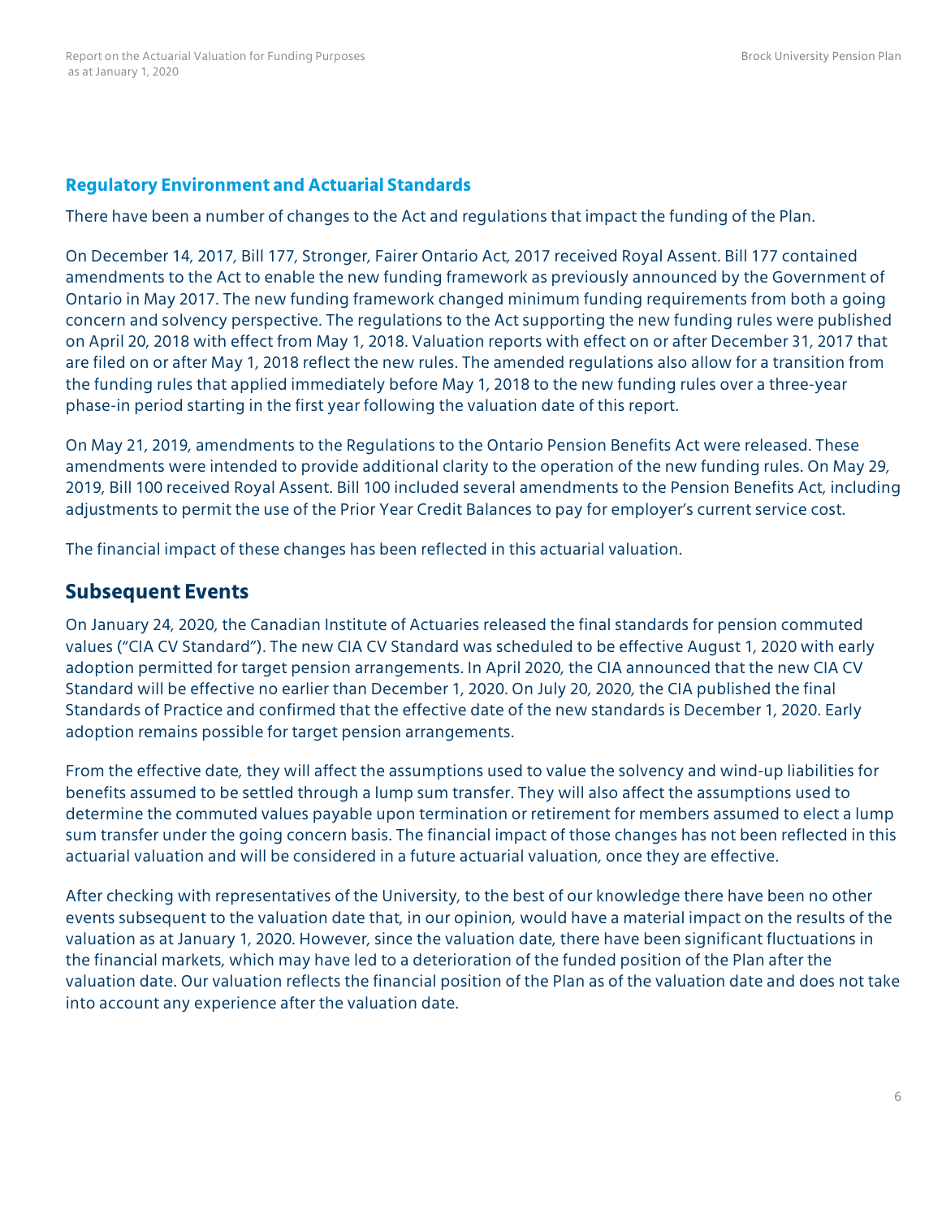### Regulatory Environment and Actuarial Standards

There have been a number of changes to the Act and regulations that impact the funding of the Plan.

On December 14, 2017, Bill 177, Stronger, Fairer Ontario Act, 2017 received Royal Assent. Bill 177 contained amendments to the Act to enable the new funding framework as previously announced by the Government of Ontario in May 2017. The new funding framework changed minimum funding requirements from both a going concern and solvency perspective. The regulations to the Act supporting the new funding rules were published on April 20, 2018 with effect from May 1, 2018. Valuation reports with effect on or after December 31, 2017 that are filed on or after May 1, 2018 reflect the new rules. The amended regulations also allow for a transition from the funding rules that applied immediately before May 1, 2018 to the new funding rules over a three-year phase-in period starting in the first year following the valuation date of this report.

On May 21, 2019, amendments to the Regulations to the Ontario Pension Benefits Act were released. These amendments were intended to provide additional clarity to the operation of the new funding rules. On May 29, 2019, Bill 100 received Royal Assent. Bill 100 included several amendments to the Pension Benefits Act, including adjustments to permit the use of the Prior Year Credit Balances to pay for employer's current service cost.

The financial impact of these changes has been reflected in this actuarial valuation.

## Subsequent Events

On January 24, 2020, the Canadian Institute of Actuaries released the final standards for pension commuted values ("CIA CV Standard"). The new CIA CV Standard was scheduled to be effective August 1, 2020 with early adoption permitted for target pension arrangements. In April 2020, the CIA announced that the new CIA CV Standard will be effective no earlier than December 1, 2020. On July 20, 2020, the CIA published the final Standards of Practice and confirmed that the effective date of the new standards is December 1, 2020. Early adoption remains possible for target pension arrangements.

From the effective date, they will affect the assumptions used to value the solvency and wind-up liabilities for benefits assumed to be settled through a lump sum transfer. They will also affect the assumptions used to determine the commuted values payable upon termination or retirement for members assumed to elect a lump sum transfer under the going concern basis. The financial impact of those changes has not been reflected in this actuarial valuation and will be considered in a future actuarial valuation, once they are effective.

After checking with representatives of the University, to the best of our knowledge there have been no other events subsequent to the valuation date that, in our opinion, would have a material impact on the results of the valuation as at January 1, 2020. However, since the valuation date, there have been significant fluctuations in the financial markets, which may have led to a deterioration of the funded position of the Plan after the valuation date. Our valuation reflects the financial position of the Plan as of the valuation date and does not take into account any experience after the valuation date.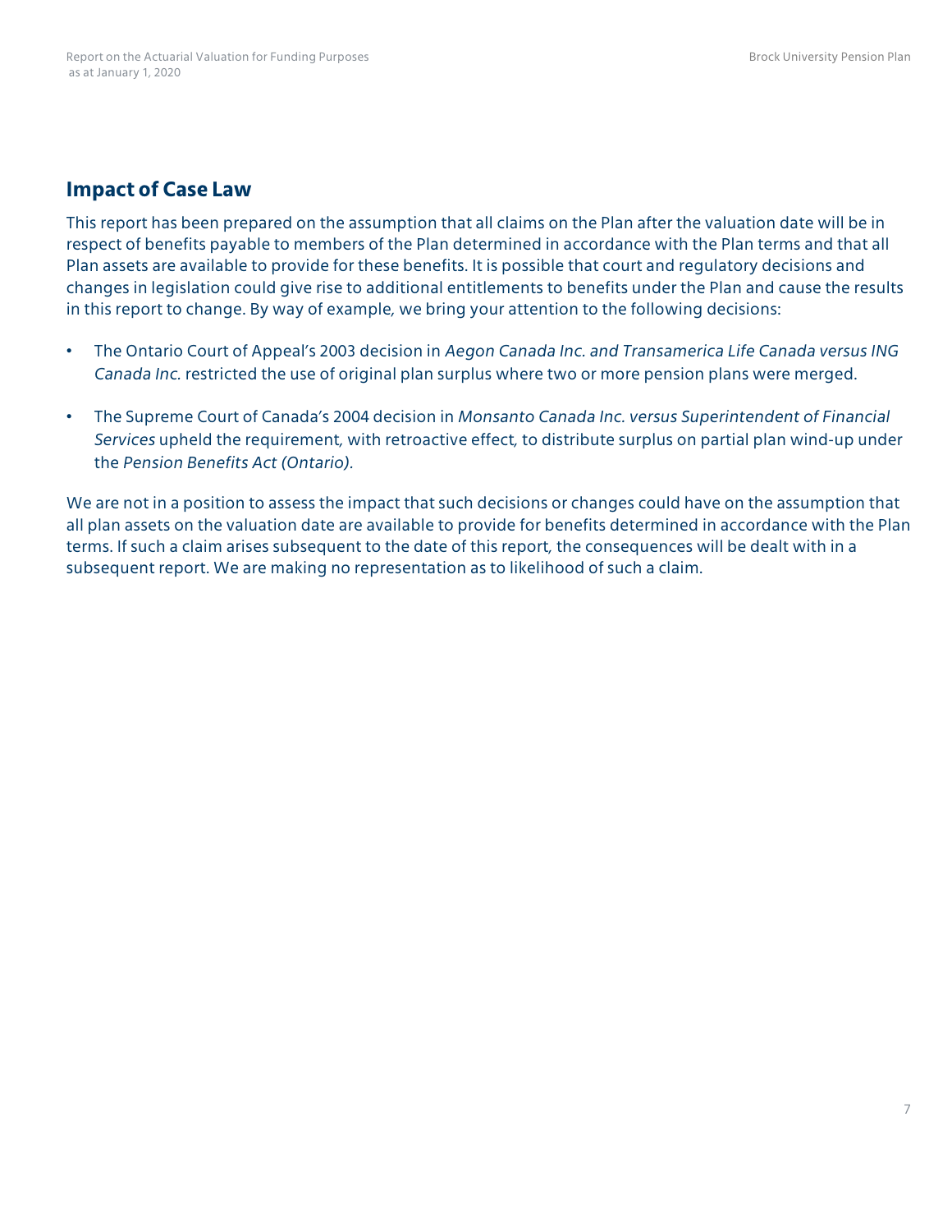## Impact of Case Law

This report has been prepared on the assumption that all claims on the Plan after the valuation date will be in respect of benefits payable to members of the Plan determined in accordance with the Plan terms and that all Plan assets are available to provide for these benefits. It is possible that court and regulatory decisions and changes in legislation could give rise to additional entitlements to benefits under the Plan and cause the results in this report to change. By way of example, we bring your attention to the following decisions:

- The Ontario Court of Appeal's 2003 decision in *Aegon Canada Inc. and Transamerica Life Canada versus ING Canada Inc.* restricted the use of original plan surplus where two or more pension plans were merged.
- The Supreme Court of Canada's 2004 decision in *Monsanto Canada Inc. versus Superintendent of Financial Services* upheld the requirement, with retroactive effect, to distribute surplus on partial plan wind-up under the *Pension Benefits Act (Ontario).*

We are not in a position to assess the impact that such decisions or changes could have on the assumption that all plan assets on the valuation date are available to provide for benefits determined in accordance with the Plan terms. If such a claim arises subsequent to the date of this report, the consequences will be dealt with in a subsequent report. We are making no representation as to likelihood of such a claim.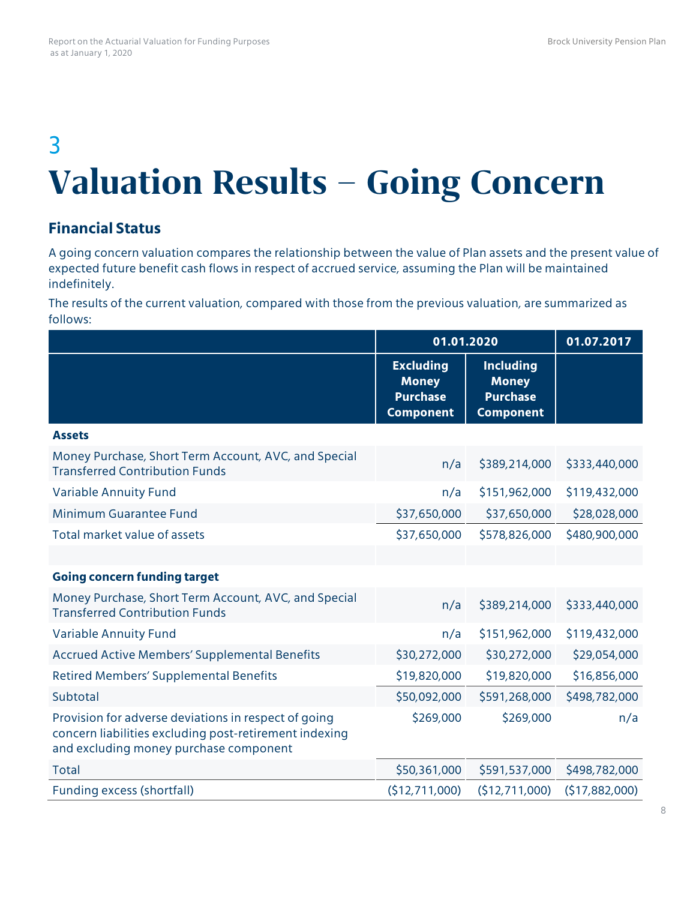# 3 Valuation Results – Going Concern

## Financial Status

A going concern valuation compares the relationship between the value of Plan assets and the present value of expected future benefit cash flows in respect of accrued service, assuming the Plan will be maintained indefinitely.

The results of the current valuation, compared with those from the previous valuation, are summarized as follows:

| | 01.01.2020 | | 01.07.2017 |
|---|---|---|---|
| | **Excluding Money Purchase Component** | **Including Money Purchase Component** | |
| **Assets** | | | |
| Money Purchase, Short Term Account, AVC, and Special Transferred Contribution Funds | n/a | $389,214,000 | $333,440,000 |
| Variable Annuity Fund | n/a | $151,962,000 | $119,432,000 |
| Minimum Guarantee Fund | $37,650,000 | $37,650,000 | $28,028,000 |
| Total market value of assets | $37,650,000 | $578,826,000 | $480,900,000 |
| | | | |
| **Going concern funding target** | | | |
| Money Purchase, Short Term Account, AVC, and Special Transferred Contribution Funds | n/a | $389,214,000 | $333,440,000 |
| Variable Annuity Fund | n/a | $151,962,000 | $119,432,000 |
| Accrued Active Members' Supplemental Benefits | $30,272,000 | $30,272,000 | $29,054,000 |
| Retired Members' Supplemental Benefits | $19,820,000 | $19,820,000 | $16,856,000 |
| Subtotal | $50,092,000 | $591,268,000 | $498,782,000 |
| Provision for adverse deviations in respect of going concern liabilities excluding post-retirement indexing and excluding money purchase component | $269,000 | $269,000 | n/a |
| Total | $50,361,000 | $591,537,000 | $498,782,000 |
| Funding excess (shortfall) | ($12,711,000) | ($12,711,000) | ($17,882,000) |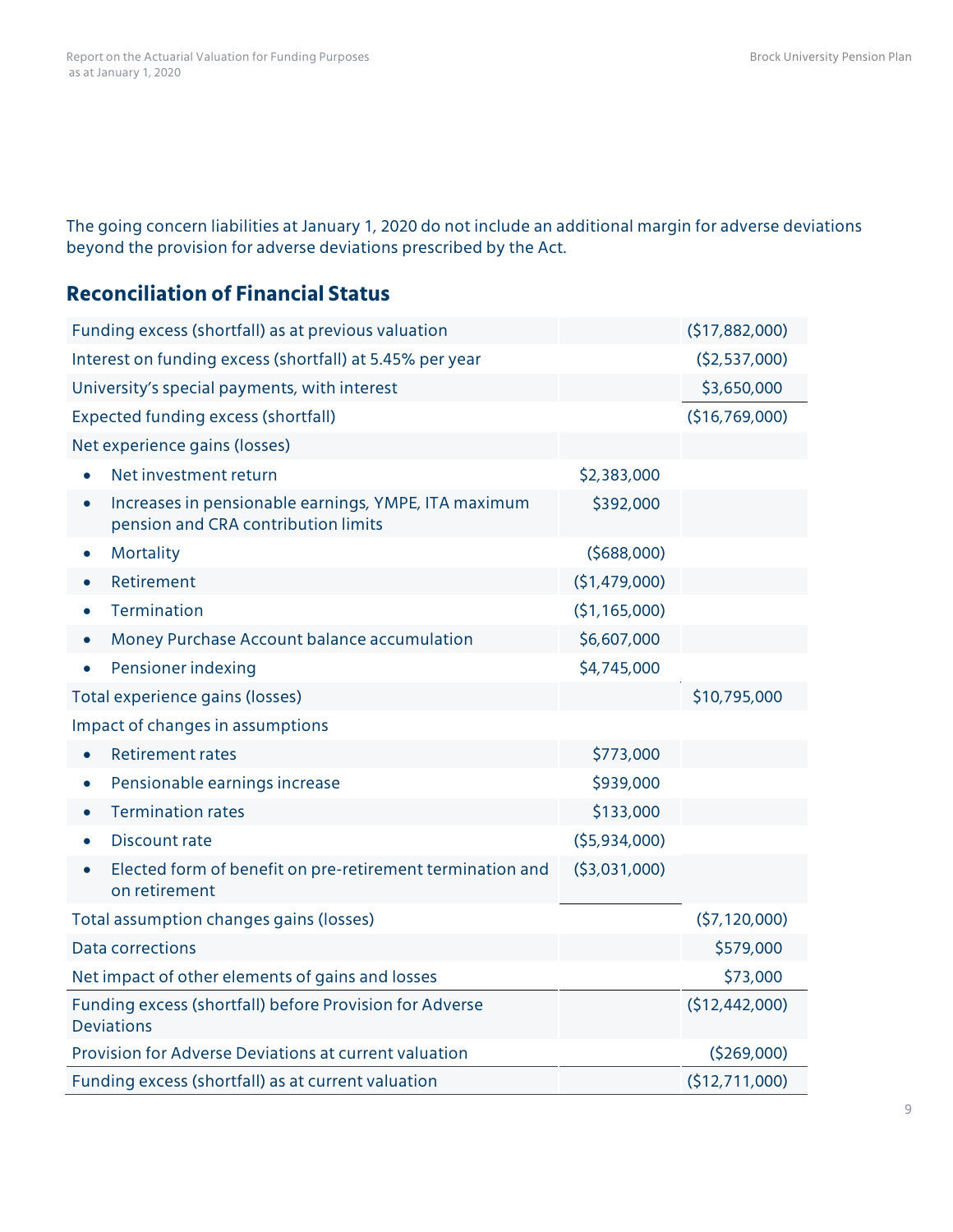The going concern liabilities at January 1, 2020 do not include an additional margin for adverse deviations beyond the provision for adverse deviations prescribed by the Act.

## Reconciliation of Financial Status

| | | |
|---|---|---|
| Funding excess (shortfall) as at previous valuation | | (\$17,882,000) |
| Interest on funding excess (shortfall) at 5.45% per year | | (\$2,537,000) |
| University's special payments, with interest | | \$3,650,000 |
| Expected funding excess (shortfall) | | (\$16,769,000) |
| Net experience gains (losses) | | |
| • Net investment return | \$2,383,000 | |
| • Increases in pensionable earnings, YMPE, ITA maximum pension and CRA contribution limits | \$392,000 | |
| • Mortality | (\$688,000) | |
| • Retirement | (\$1,479,000) | |
| • Termination | (\$1,165,000) | |
| • Money Purchase Account balance accumulation | \$6,607,000 | |
| • Pensioner indexing | \$4,745,000 | |
| Total experience gains (losses) | | \$10,795,000 |
| Impact of changes in assumptions | | |
| • Retirement rates | \$773,000 | |
| • Pensionable earnings increase | \$939,000 | |
| • Termination rates | \$133,000 | |
| • Discount rate | (\$5,934,000) | |
| • Elected form of benefit on pre-retirement termination and on retirement | (\$3,031,000) | |
| Total assumption changes gains (losses) | | (\$7,120,000) |
| Data corrections | | \$579,000 |
| Net impact of other elements of gains and losses | | \$73,000 |
| Funding excess (shortfall) before Provision for Adverse Deviations | | (\$12,442,000) |
| Provision for Adverse Deviations at current valuation | | (\$269,000) |
| Funding excess (shortfall) as at current valuation | | (\$12,711,000) |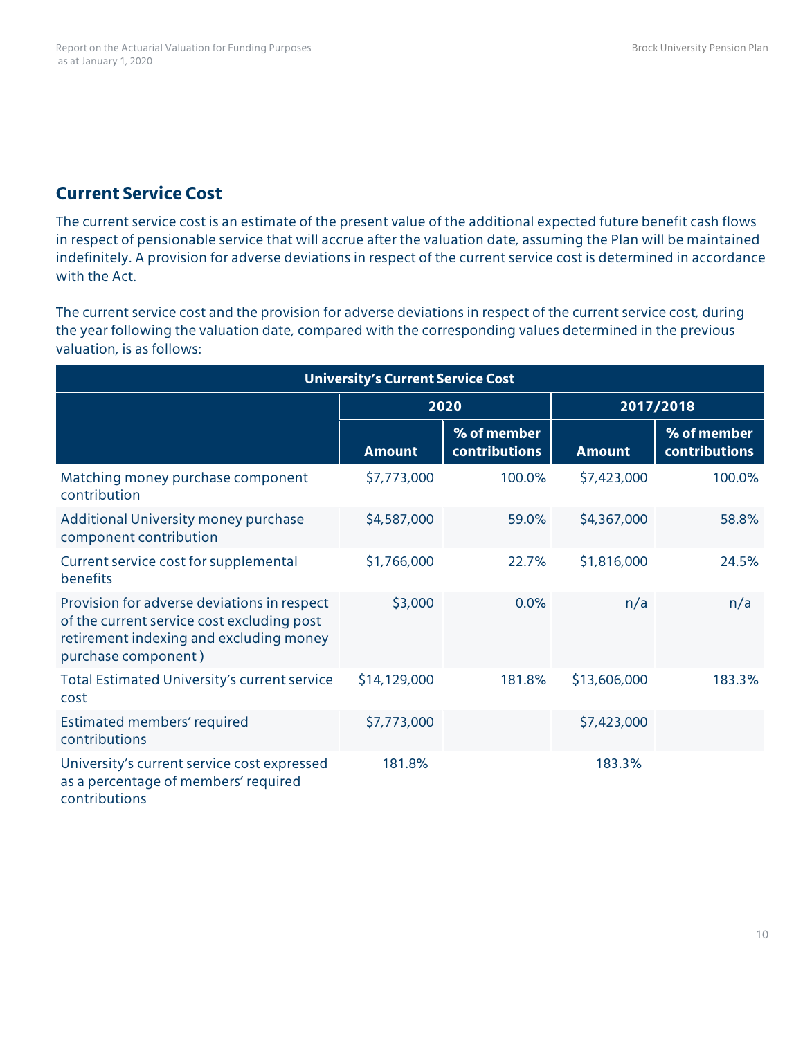## Current Service Cost

The current service cost is an estimate of the present value of the additional expected future benefit cash flows in respect of pensionable service that will accrue after the valuation date, assuming the Plan will be maintained indefinitely. A provision for adverse deviations in respect of the current service cost is determined in accordance with the Act.

The current service cost and the provision for adverse deviations in respect of the current service cost, during the year following the valuation date, compared with the corresponding values determined in the previous valuation, is as follows:

| University's Current Service Cost | | | | |
|---|---|---|---|---|
| | 2020 | | 2017/2018 | |
| | Amount | % of member contributions | Amount | % of member contributions |
| Matching money purchase component contribution | $7,773,000 | 100.0% | $7,423,000 | 100.0% |
| Additional University money purchase component contribution | $4,587,000 | 59.0% | $4,367,000 | 58.8% |
| Current service cost for supplemental benefits | $1,766,000 | 22.7% | $1,816,000 | 24.5% |
| Provision for adverse deviations in respect of the current service cost excluding post retirement indexing and excluding money purchase component ) | $3,000 | 0.0% | n/a | n/a |
| Total Estimated University's current service cost | $14,129,000 | 181.8% | $13,606,000 | 183.3% |
| Estimated members' required contributions | $7,773,000 | | $7,423,000 | |
| University's current service cost expressed as a percentage of members' required contributions | 181.8% | | 183.3% | |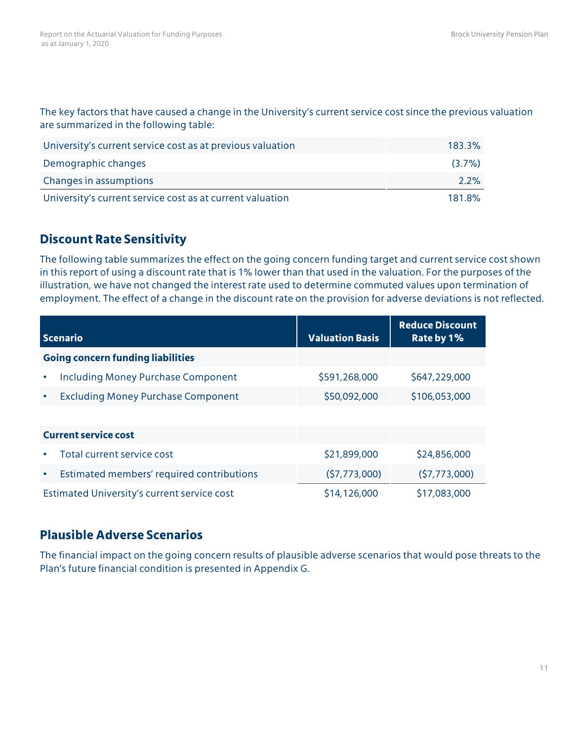The key factors that have caused a change in the University's current service cost since the previous valuation are summarized in the following table:

| | |
|---|---:|
| University's current service cost as at previous valuation | 183.3% |
| Demographic changes | (3.7%) |
| Changes in assumptions | 2.2% |
| University's current service cost as at current valuation | 181.8% |

## Discount Rate Sensitivity

The following table summarizes the effect on the going concern funding target and current service cost shown in this report of using a discount rate that is 1% lower than that used in the valuation. For the purposes of the illustration, we have not changed the interest rate used to determine commuted values upon termination of employment. The effect of a change in the discount rate on the provision for adverse deviations is not reflected.

| Scenario | Valuation Basis | Reduce Discount Rate by 1% |
|---|---:|---:|
| **Going concern funding liabilities** | | |
| • Including Money Purchase Component | $591,268,000 | $647,229,000 |
| • Excluding Money Purchase Component | $50,092,000 | $106,053,000 |
| | | |
| **Current service cost** | | |
| • Total current service cost | $21,899,000 | $24,856,000 |
| • Estimated members' required contributions | ($7,773,000) | ($7,773,000) |
| Estimated University's current service cost | $14,126,000 | $17,083,000 |

## Plausible Adverse Scenarios

The financial impact on the going concern results of plausible adverse scenarios that would pose threats to the Plan's future financial condition is presented in Appendix G.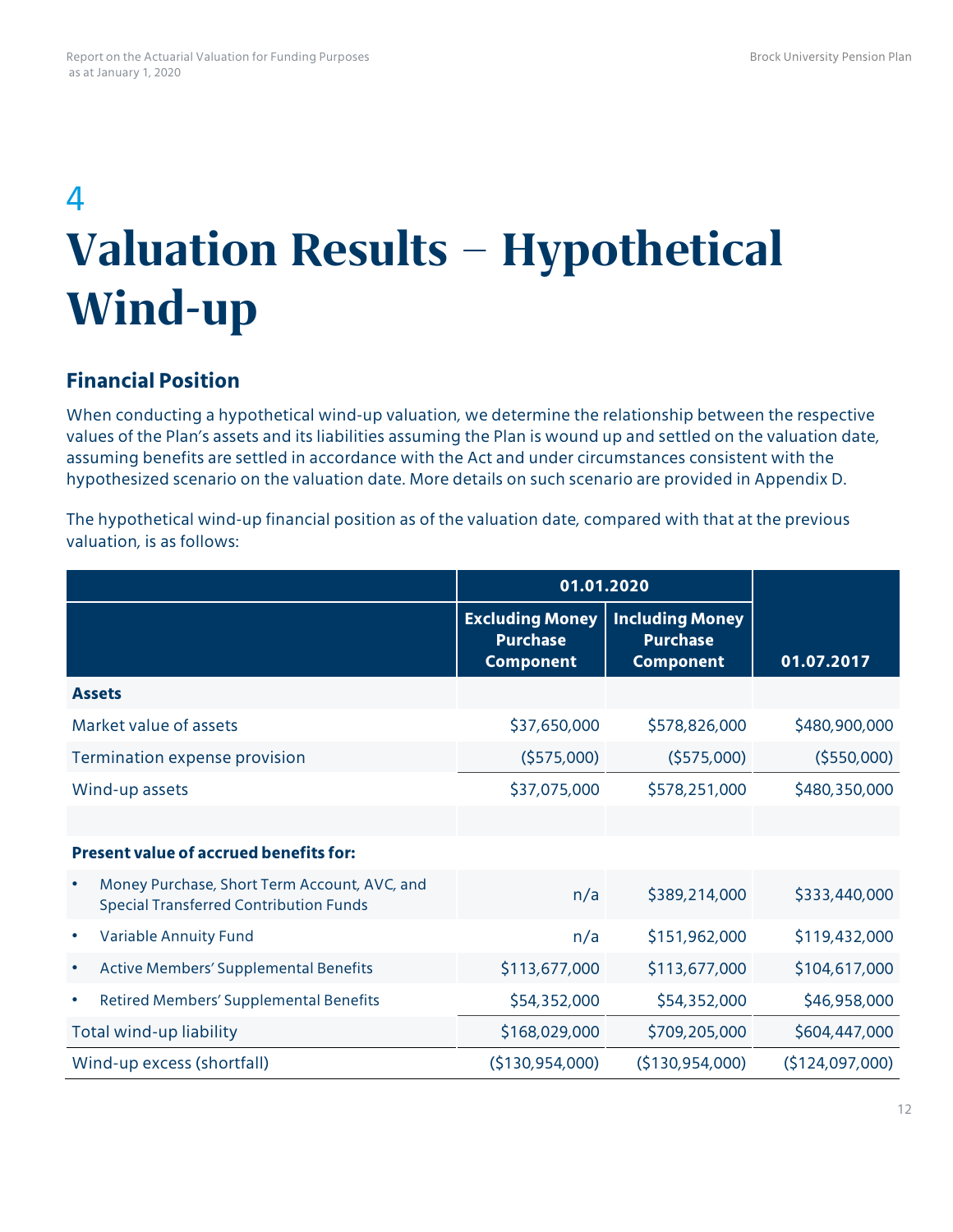# 4 Valuation Results – Hypothetical Wind-up

## Financial Position

When conducting a hypothetical wind-up valuation, we determine the relationship between the respective values of the Plan's assets and its liabilities assuming the Plan is wound up and settled on the valuation date, assuming benefits are settled in accordance with the Act and under circumstances consistent with the hypothesized scenario on the valuation date. More details on such scenario are provided in Appendix D.

The hypothetical wind-up financial position as of the valuation date, compared with that at the previous valuation, is as follows:

| | 01.01.2020 | | |
|---|---|---|---|
| | **Excluding Money Purchase Component** | **Including Money Purchase Component** | **01.07.2017** |
| **Assets** | | | |
| Market value of assets | $37,650,000 | $578,826,000 | $480,900,000 |
| Termination expense provision | ($575,000) | ($575,000) | ($550,000) |
| Wind-up assets | $37,075,000 | $578,251,000 | $480,350,000 |
| | | | |
| **Present value of accrued benefits for:** | | | |
| • Money Purchase, Short Term Account, AVC, and Special Transferred Contribution Funds | n/a | $389,214,000 | $333,440,000 |
| • Variable Annuity Fund | n/a | $151,962,000 | $119,432,000 |
| • Active Members' Supplemental Benefits | $113,677,000 | $113,677,000 | $104,617,000 |
| • Retired Members' Supplemental Benefits | $54,352,000 | $54,352,000 | $46,958,000 |
| Total wind-up liability | $168,029,000 | $709,205,000 | $604,447,000 |
| Wind-up excess (shortfall) | ($130,954,000) | ($130,954,000) | ($124,097,000) |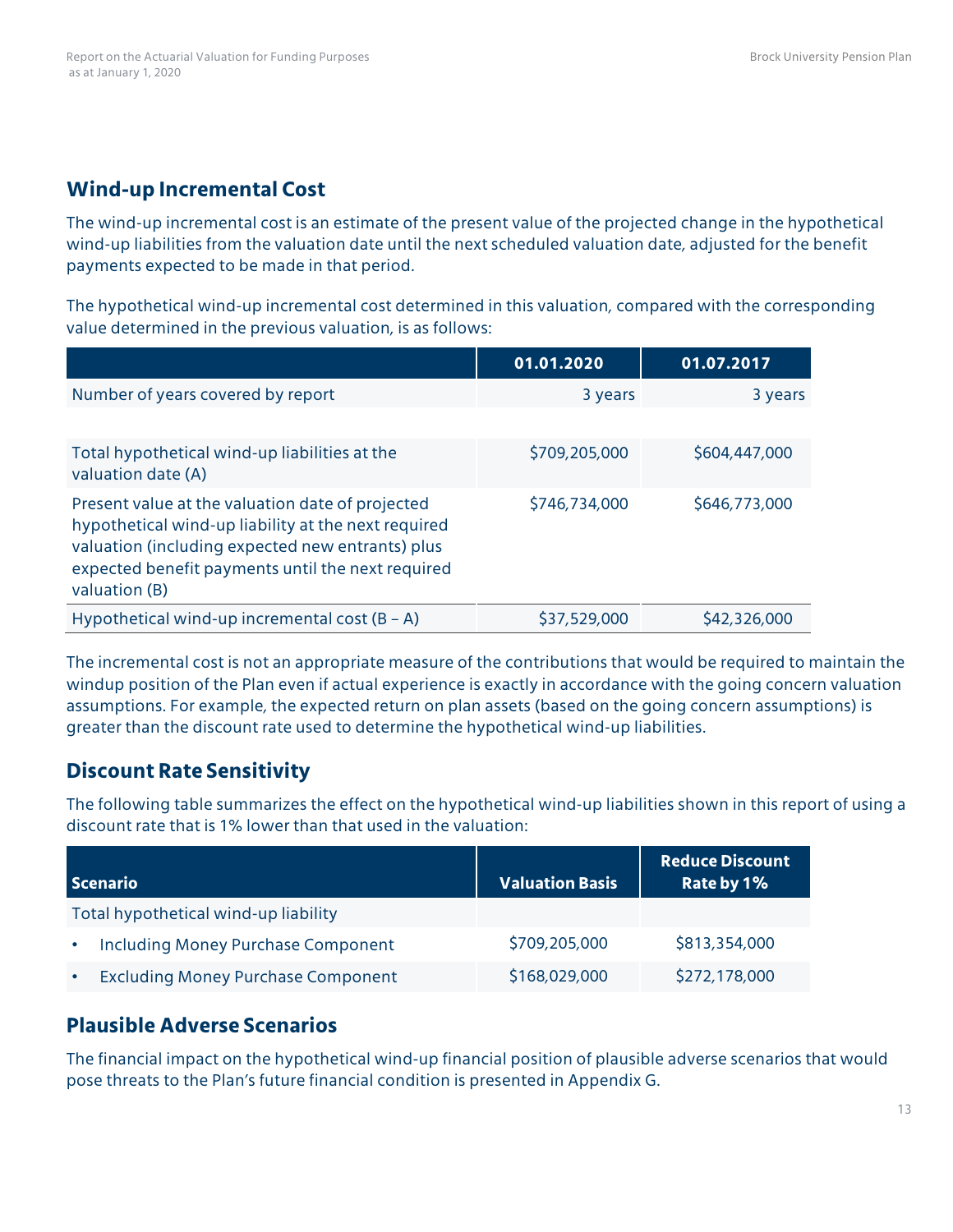## Wind-up Incremental Cost

The wind-up incremental cost is an estimate of the present value of the projected change in the hypothetical wind-up liabilities from the valuation date until the next scheduled valuation date, adjusted for the benefit payments expected to be made in that period.

The hypothetical wind-up incremental cost determined in this valuation, compared with the corresponding value determined in the previous valuation, is as follows:

| | 01.01.2020 | 01.07.2017 |
|---|---|---|
| Number of years covered by report | 3 years | 3 years |
| | | |
| Total hypothetical wind-up liabilities at the valuation date (A) | $709,205,000 | $604,447,000 |
| Present value at the valuation date of projected hypothetical wind-up liability at the next required valuation (including expected new entrants) plus expected benefit payments until the next required valuation (B) | $746,734,000 | $646,773,000 |
| Hypothetical wind-up incremental cost (B – A) | $37,529,000 | $42,326,000 |

The incremental cost is not an appropriate measure of the contributions that would be required to maintain the windup position of the Plan even if actual experience is exactly in accordance with the going concern valuation assumptions. For example, the expected return on plan assets (based on the going concern assumptions) is greater than the discount rate used to determine the hypothetical wind-up liabilities.

## Discount Rate Sensitivity

The following table summarizes the effect on the hypothetical wind-up liabilities shown in this report of using a discount rate that is 1% lower than that used in the valuation:

| Scenario | Valuation Basis | Reduce Discount Rate by 1% |
|---|---|---|
| Total hypothetical wind-up liability | | |
| • Including Money Purchase Component | $709,205,000 | $813,354,000 |
| • Excluding Money Purchase Component | $168,029,000 | $272,178,000 |

## Plausible Adverse Scenarios

The financial impact on the hypothetical wind-up financial position of plausible adverse scenarios that would pose threats to the Plan's future financial condition is presented in Appendix G.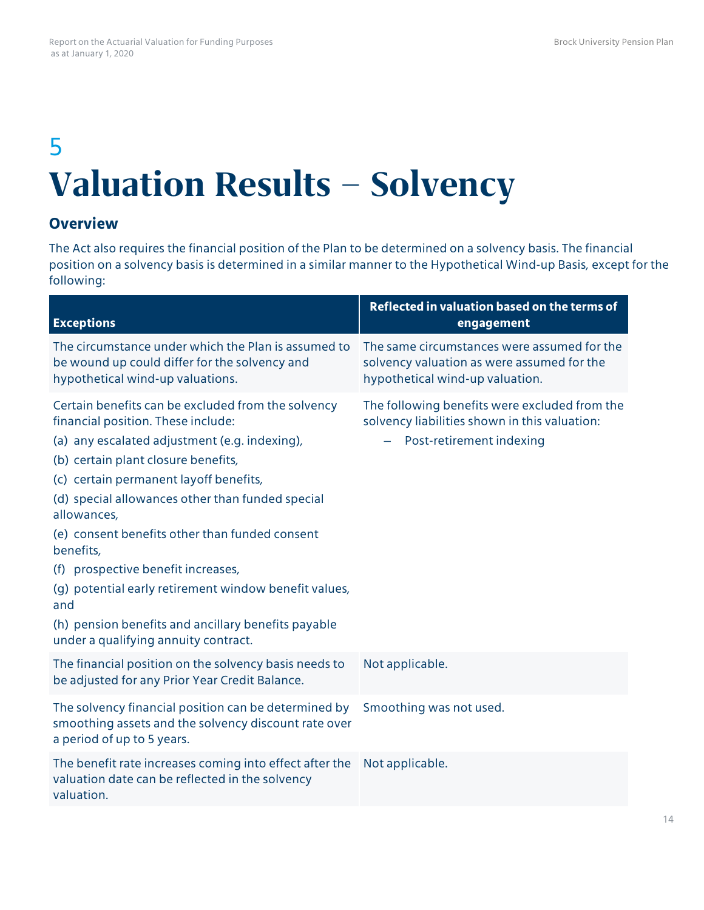# 5 Valuation Results – Solvency

## Overview

The Act also requires the financial position of the Plan to be determined on a solvency basis. The financial position on a solvency basis is determined in a similar manner to the Hypothetical Wind-up Basis, except for the following:

| Exceptions | Reflected in valuation based on the terms of engagement |
|---|---|
| The circumstance under which the Plan is assumed to be wound up could differ for the solvency and hypothetical wind-up valuations. | The same circumstances were assumed for the solvency valuation as were assumed for the hypothetical wind-up valuation. |
| Certain benefits can be excluded from the solvency financial position. These include:<br>(a) any escalated adjustment (e.g. indexing),<br>(b) certain plant closure benefits,<br>(c) certain permanent layoff benefits,<br>(d) special allowances other than funded special allowances,<br>(e) consent benefits other than funded consent benefits,<br>(f) prospective benefit increases,<br>(g) potential early retirement window benefit values, and<br>(h) pension benefits and ancillary benefits payable under a qualifying annuity contract. | The following benefits were excluded from the solvency liabilities shown in this valuation:<br>– Post-retirement indexing |
| The financial position on the solvency basis needs to be adjusted for any Prior Year Credit Balance. | Not applicable. |
| The solvency financial position can be determined by smoothing assets and the solvency discount rate over a period of up to 5 years. | Smoothing was not used. |
| The benefit rate increases coming into effect after the valuation date can be reflected in the solvency valuation. | Not applicable. |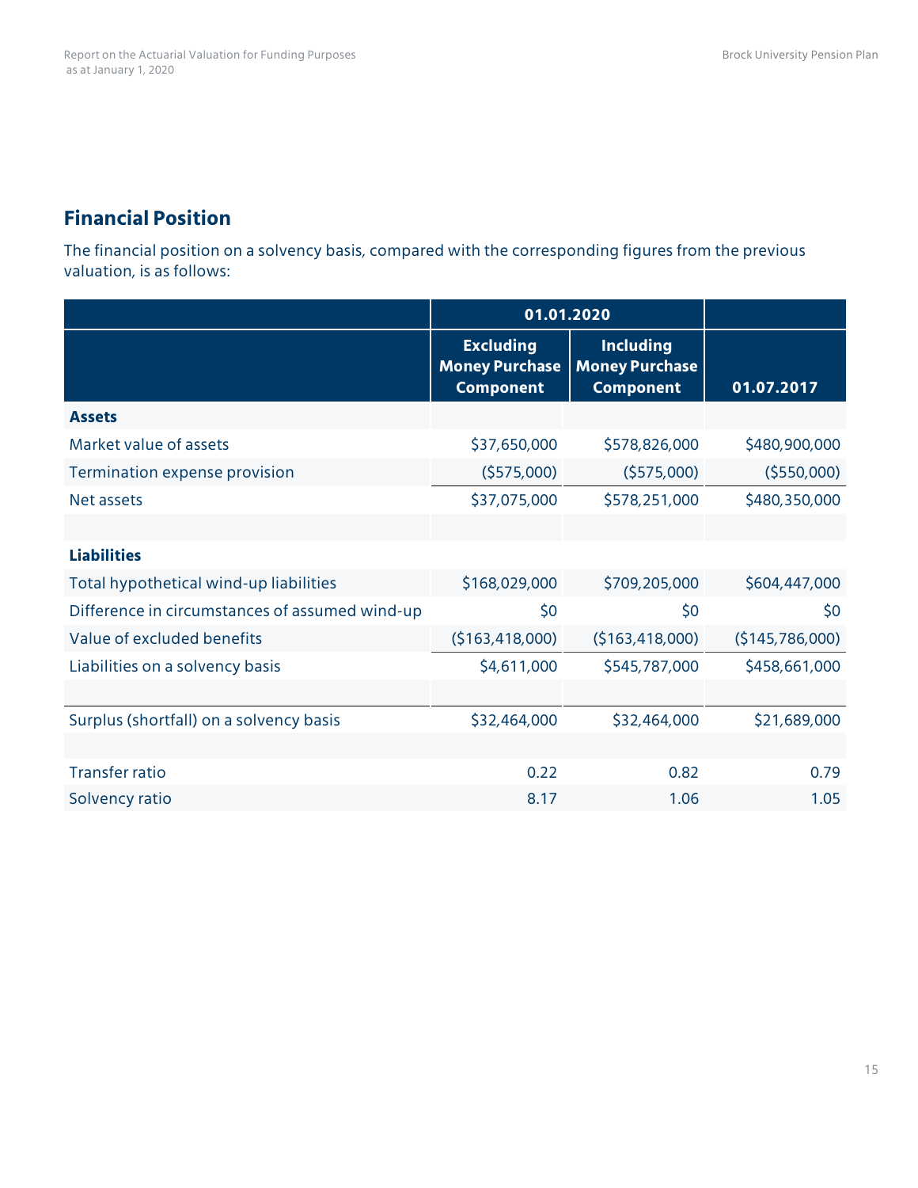## Financial Position

The financial position on a solvency basis, compared with the corresponding figures from the previous valuation, is as follows:

| | 01.01.2020 | | |
|---|---|---|---|
| | Excluding Money Purchase Component | Including Money Purchase Component | 01.07.2017 |
| **Assets** | | | |
| Market value of assets | $37,650,000 | $578,826,000 | $480,900,000 |
| Termination expense provision | ($575,000) | ($575,000) | ($550,000) |
| Net assets | $37,075,000 | $578,251,000 | $480,350,000 |
| | | | |
| **Liabilities** | | | |
| Total hypothetical wind-up liabilities | $168,029,000 | $709,205,000 | $604,447,000 |
| Difference in circumstances of assumed wind-up | $0 | $0 | $0 |
| Value of excluded benefits | ($163,418,000) | ($163,418,000) | ($145,786,000) |
| Liabilities on a solvency basis | $4,611,000 | $545,787,000 | $458,661,000 |
| | | | |
| Surplus (shortfall) on a solvency basis | $32,464,000 | $32,464,000 | $21,689,000 |
| | | | |
| Transfer ratio | 0.22 | 0.82 | 0.79 |
| Solvency ratio | 8.17 | 1.06 | 1.05 |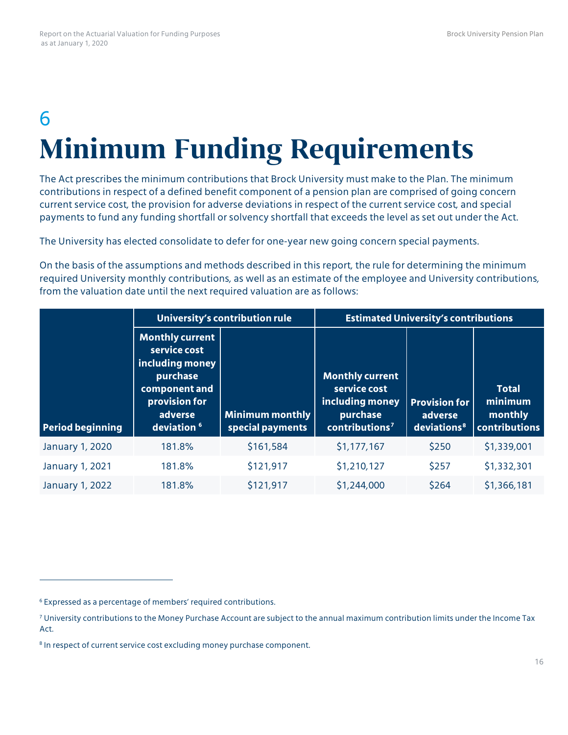# 6 Minimum Funding Requirements

The Act prescribes the minimum contributions that Brock University must make to the Plan. The minimum contributions in respect of a defined benefit component of a pension plan are comprised of going concern current service cost, the provision for adverse deviations in respect of the current service cost, and special payments to fund any funding shortfall or solvency shortfall that exceeds the level as set out under the Act.

The University has elected consolidate to defer for one-year new going concern special payments.

On the basis of the assumptions and methods described in this report, the rule for determining the minimum required University monthly contributions, as well as an estimate of the employee and University contributions, from the valuation date until the next required valuation are as follows:

| | University's contribution rule | | Estimated University's contributions | | |
|---|---|---|---|---|---|
| **Period beginning** | **Monthly current service cost including money purchase component and provision for adverse deviation [6]** | **Minimum monthly special payments** | **Monthly current service cost including money purchase contributions[7]** | **Provision for adverse deviations[8]** | **Total minimum monthly contributions** |
| January 1, 2020 | 181.8% | $161,584 | $1,177,167 | $250 | $1,339,001 |
| January 1, 2021 | 181.8% | $121,917 | $1,210,127 | $257 | $1,332,301 |
| January 1, 2022 | 181.8% | $121,917 | $1,244,000 | $264 | $1,366,181 |

[6] Expressed as a percentage of members' required contributions.

[7] University contributions to the Money Purchase Account are subject to the annual maximum contribution limits under the Income Tax Act.

[8] In respect of current service cost excluding money purchase component.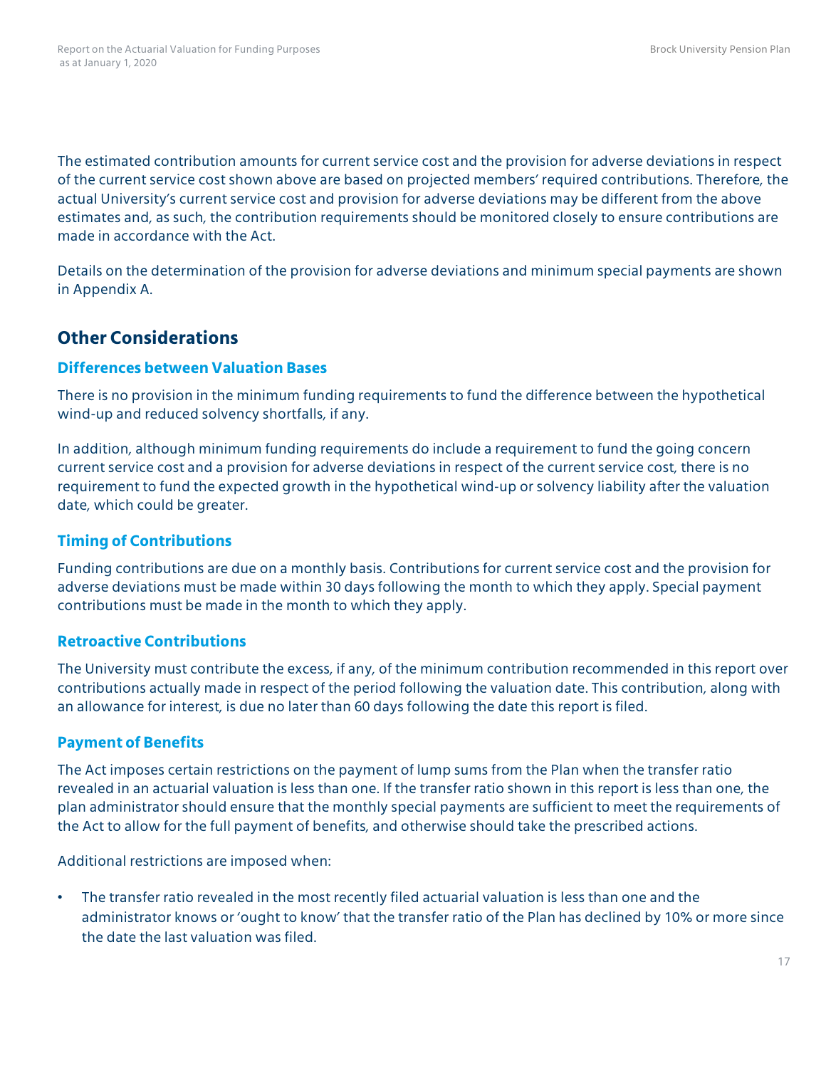The estimated contribution amounts for current service cost and the provision for adverse deviations in respect of the current service cost shown above are based on projected members' required contributions. Therefore, the actual University's current service cost and provision for adverse deviations may be different from the above estimates and, as such, the contribution requirements should be monitored closely to ensure contributions are made in accordance with the Act.

Details on the determination of the provision for adverse deviations and minimum special payments are shown in Appendix A.

## Other Considerations

### Differences between Valuation Bases

There is no provision in the minimum funding requirements to fund the difference between the hypothetical wind-up and reduced solvency shortfalls, if any.

In addition, although minimum funding requirements do include a requirement to fund the going concern current service cost and a provision for adverse deviations in respect of the current service cost, there is no requirement to fund the expected growth in the hypothetical wind-up or solvency liability after the valuation date, which could be greater.

### Timing of Contributions

Funding contributions are due on a monthly basis. Contributions for current service cost and the provision for adverse deviations must be made within 30 days following the month to which they apply. Special payment contributions must be made in the month to which they apply.

### Retroactive Contributions

The University must contribute the excess, if any, of the minimum contribution recommended in this report over contributions actually made in respect of the period following the valuation date. This contribution, along with an allowance for interest, is due no later than 60 days following the date this report is filed.

### Payment of Benefits

The Act imposes certain restrictions on the payment of lump sums from the Plan when the transfer ratio revealed in an actuarial valuation is less than one. If the transfer ratio shown in this report is less than one, the plan administrator should ensure that the monthly special payments are sufficient to meet the requirements of the Act to allow for the full payment of benefits, and otherwise should take the prescribed actions.

Additional restrictions are imposed when:

- The transfer ratio revealed in the most recently filed actuarial valuation is less than one and the administrator knows or 'ought to know' that the transfer ratio of the Plan has declined by 10% or more since the date the last valuation was filed.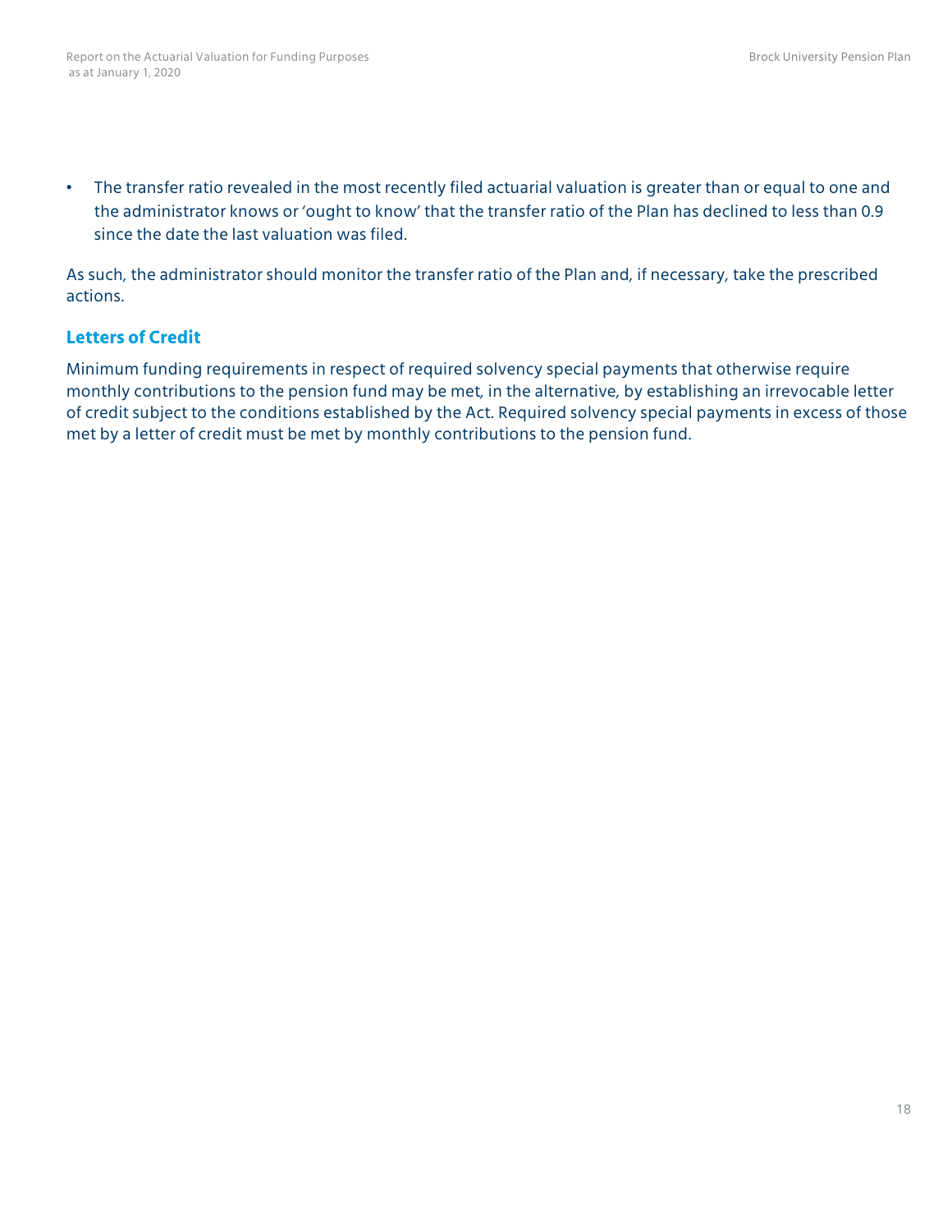- The transfer ratio revealed in the most recently filed actuarial valuation is greater than or equal to one and the administrator knows or 'ought to know' that the transfer ratio of the Plan has declined to less than 0.9 since the date the last valuation was filed.

As such, the administrator should monitor the transfer ratio of the Plan and, if necessary, take the prescribed actions.

### Letters of Credit

Minimum funding requirements in respect of required solvency special payments that otherwise require monthly contributions to the pension fund may be met, in the alternative, by establishing an irrevocable letter of credit subject to the conditions established by the Act. Required solvency special payments in excess of those met by a letter of credit must be met by monthly contributions to the pension fund.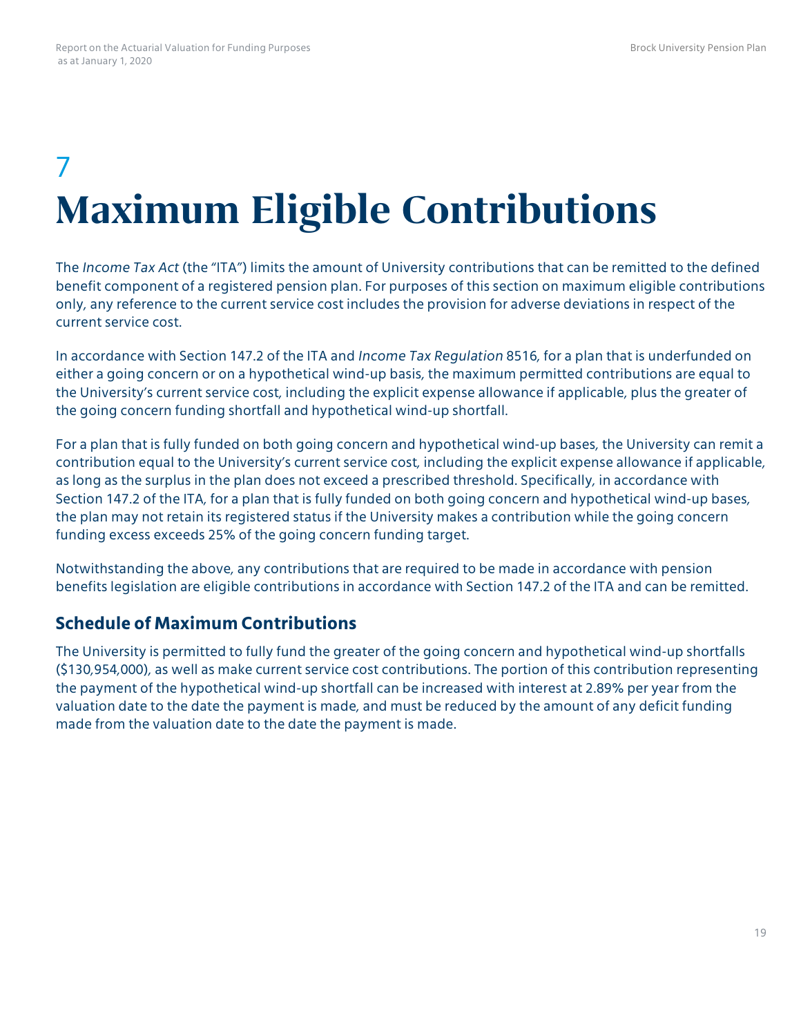# 7 Maximum Eligible Contributions

The *Income Tax Act* (the "ITA") limits the amount of University contributions that can be remitted to the defined benefit component of a registered pension plan. For purposes of this section on maximum eligible contributions only, any reference to the current service cost includes the provision for adverse deviations in respect of the current service cost.

In accordance with Section 147.2 of the ITA and *Income Tax Regulation* 8516, for a plan that is underfunded on either a going concern or on a hypothetical wind-up basis, the maximum permitted contributions are equal to the University's current service cost, including the explicit expense allowance if applicable, plus the greater of the going concern funding shortfall and hypothetical wind-up shortfall.

For a plan that is fully funded on both going concern and hypothetical wind-up bases, the University can remit a contribution equal to the University's current service cost, including the explicit expense allowance if applicable, as long as the surplus in the plan does not exceed a prescribed threshold. Specifically, in accordance with Section 147.2 of the ITA, for a plan that is fully funded on both going concern and hypothetical wind-up bases, the plan may not retain its registered status if the University makes a contribution while the going concern funding excess exceeds 25% of the going concern funding target.

Notwithstanding the above, any contributions that are required to be made in accordance with pension benefits legislation are eligible contributions in accordance with Section 147.2 of the ITA and can be remitted.

## Schedule of Maximum Contributions

The University is permitted to fully fund the greater of the going concern and hypothetical wind-up shortfalls ($130,954,000), as well as make current service cost contributions. The portion of this contribution representing the payment of the hypothetical wind-up shortfall can be increased with interest at 2.89% per year from the valuation date to the date the payment is made, and must be reduced by the amount of any deficit funding made from the valuation date to the date the payment is made.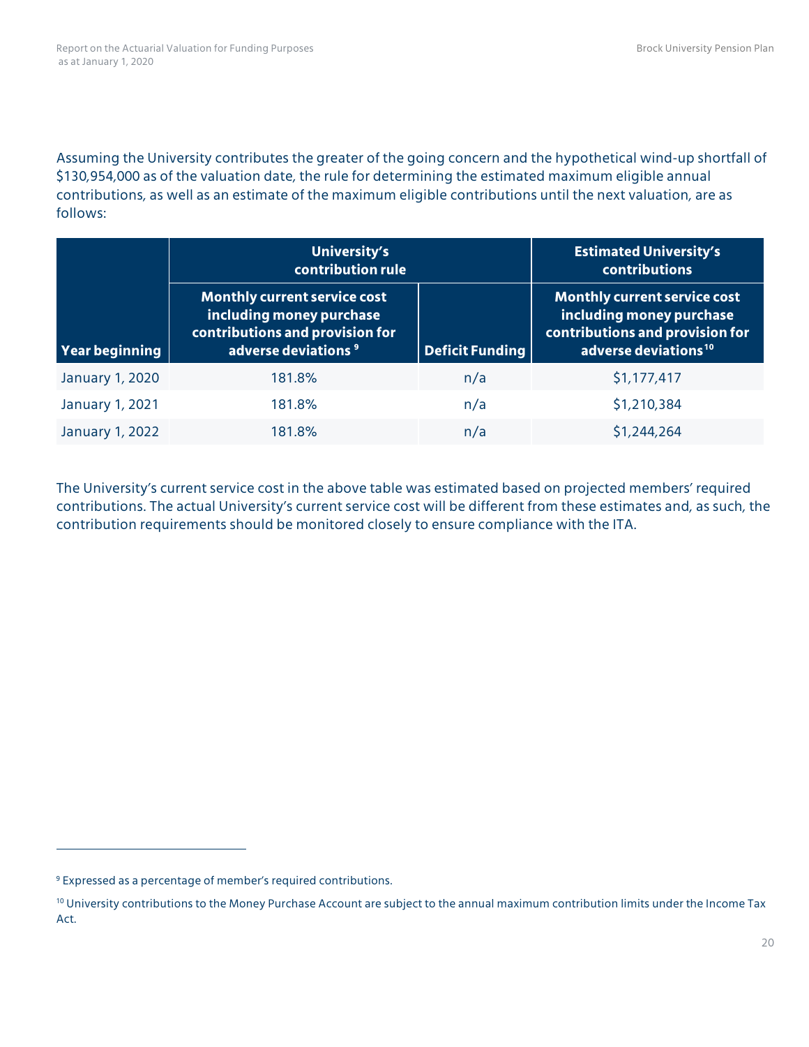Assuming the University contributes the greater of the going concern and the hypothetical wind-up shortfall of $130,954,000 as of the valuation date, the rule for determining the estimated maximum eligible annual contributions, as well as an estimate of the maximum eligible contributions until the next valuation, are as follows:

| | University's contribution rule | | Estimated University's contributions |
|---|---|---|---|
| **Year beginning** | **Monthly current service cost including money purchase contributions and provision for adverse deviations** [9] | **Deficit Funding** | **Monthly current service cost including money purchase contributions and provision for adverse deviations** [10] |
| January 1, 2020 | 181.8% | n/a | $1,177,417 |
| January 1, 2021 | 181.8% | n/a | $1,210,384 |
| January 1, 2022 | 181.8% | n/a | $1,244,264 |

The University's current service cost in the above table was estimated based on projected members' required contributions. The actual University's current service cost will be different from these estimates and, as such, the contribution requirements should be monitored closely to ensure compliance with the ITA.

[9] Expressed as a percentage of member's required contributions.

[10] University contributions to the Money Purchase Account are subject to the annual maximum contribution limits under the Income Tax Act.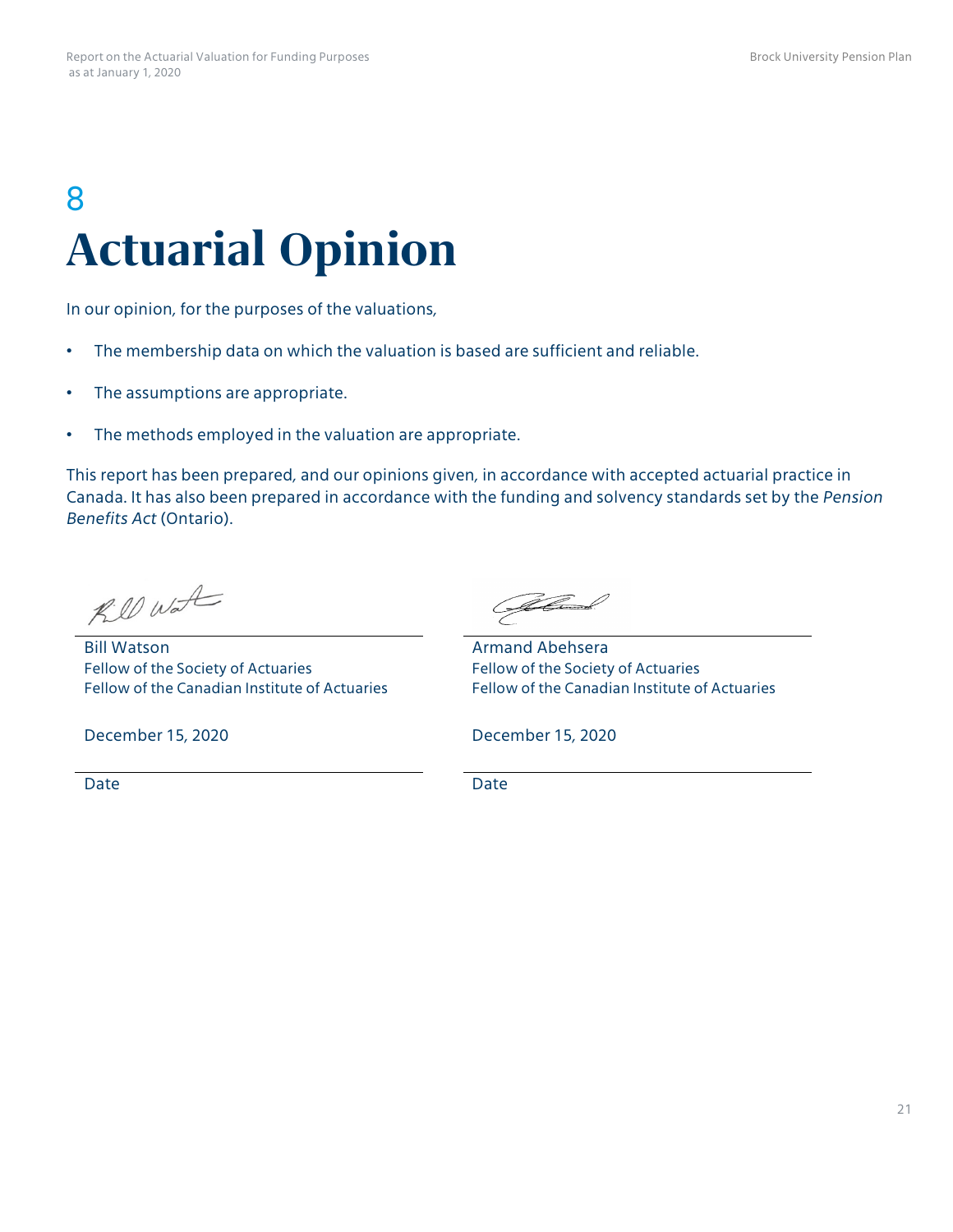# 8

# Actuarial Opinion

In our opinion, for the purposes of the valuations,

- The membership data on which the valuation is based are sufficient and reliable.
- The assumptions are appropriate.
- The methods employed in the valuation are appropriate.

This report has been prepared, and our opinions given, in accordance with accepted actuarial practice in Canada. It has also been prepared in accordance with the funding and solvency standards set by the *Pension Benefits Act* (Ontario).

Bill Watson
Fellow of the Society of Actuaries
Fellow of the Canadian Institute of Actuaries

December 15, 2020

Date

Armand Abehsera
Fellow of the Society of Actuaries
Fellow of the Canadian Institute of Actuaries

December 15, 2020

Date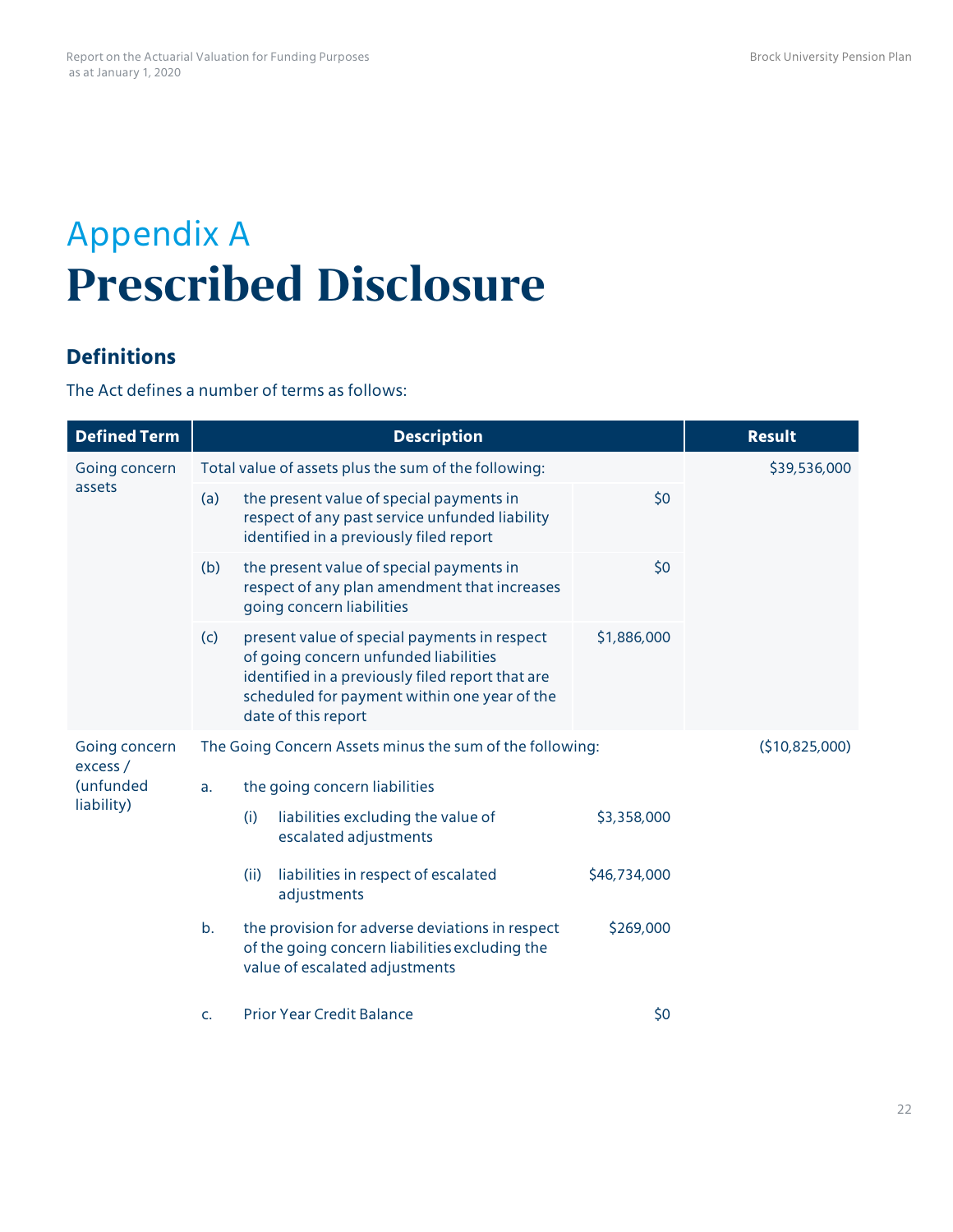# Appendix A

# Prescribed Disclosure

## Definitions

The Act defines a number of terms as follows:

| Defined Term | Description | | | | Result |
|---|---|---|---|---|---|
| Going concern assets | Total value of assets plus the sum of the following: | | | | $39,536,000 |
| | (a) | the present value of special payments in respect of any past service unfunded liability identified in a previously filed report | | $0 | |
| | (b) | the present value of special payments in respect of any plan amendment that increases going concern liabilities | | $0 | |
| | (c) | present value of special payments in respect of going concern unfunded liabilities identified in a previously filed report that are scheduled for payment within one year of the date of this report | | $1,886,000 | |
| Going concern excess / (unfunded liability) | The Going Concern Assets minus the sum of the following: | | | | ($10,825,000) |
| | a. | the going concern liabilities | | | |
| | | (i) | liabilities excluding the value of escalated adjustments | $3,358,000 | |
| | | (ii) | liabilities in respect of escalated adjustments | $46,734,000 | |
| | b. | the provision for adverse deviations in respect of the going concern liabilities excluding the value of escalated adjustments | | $269,000 | |
| | c. | Prior Year Credit Balance | | $0 | |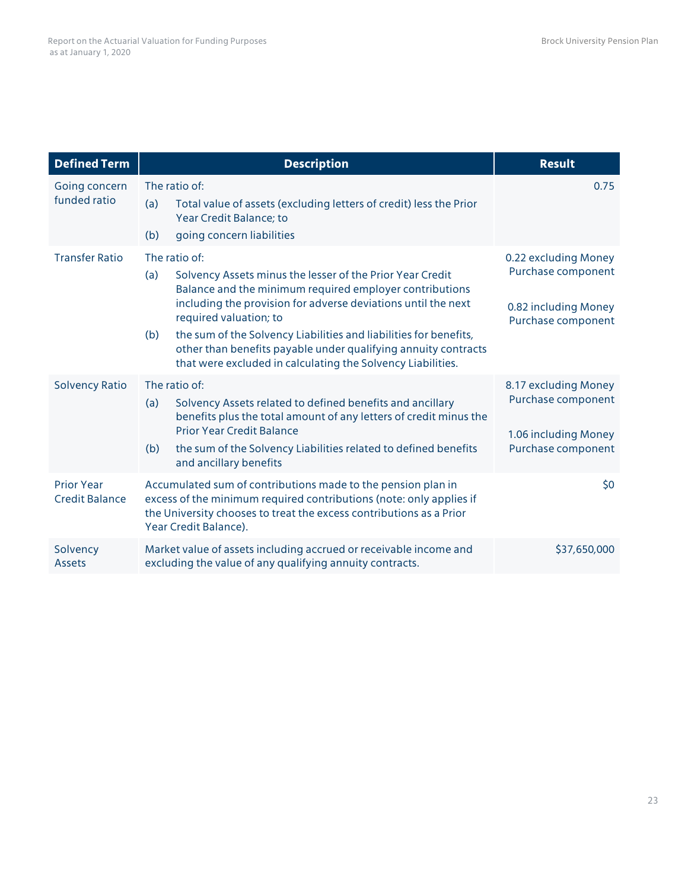| Defined Term | Description | Result |
|---|---|---|
| Going concern funded ratio | The ratio of:<br>(a) Total value of assets (excluding letters of credit) less the Prior Year Credit Balance; to<br>(b) going concern liabilities | 0.75 |
| Transfer Ratio | The ratio of:<br>(a) Solvency Assets minus the lesser of the Prior Year Credit Balance and the minimum required employer contributions including the provision for adverse deviations until the next required valuation; to<br>(b) the sum of the Solvency Liabilities and liabilities for benefits, other than benefits payable under qualifying annuity contracts that were excluded in calculating the Solvency Liabilities. | 0.22 excluding Money Purchase component<br><br>0.82 including Money Purchase component |
| Solvency Ratio | The ratio of:<br>(a) Solvency Assets related to defined benefits and ancillary benefits plus the total amount of any letters of credit minus the Prior Year Credit Balance<br>(b) the sum of the Solvency Liabilities related to defined benefits and ancillary benefits | 8.17 excluding Money Purchase component<br><br>1.06 including Money Purchase component |
| Prior Year Credit Balance | Accumulated sum of contributions made to the pension plan in excess of the minimum required contributions (note: only applies if the University chooses to treat the excess contributions as a Prior Year Credit Balance). | $0 |
| Solvency Assets | Market value of assets including accrued or receivable income and excluding the value of any qualifying annuity contracts. | $37,650,000 |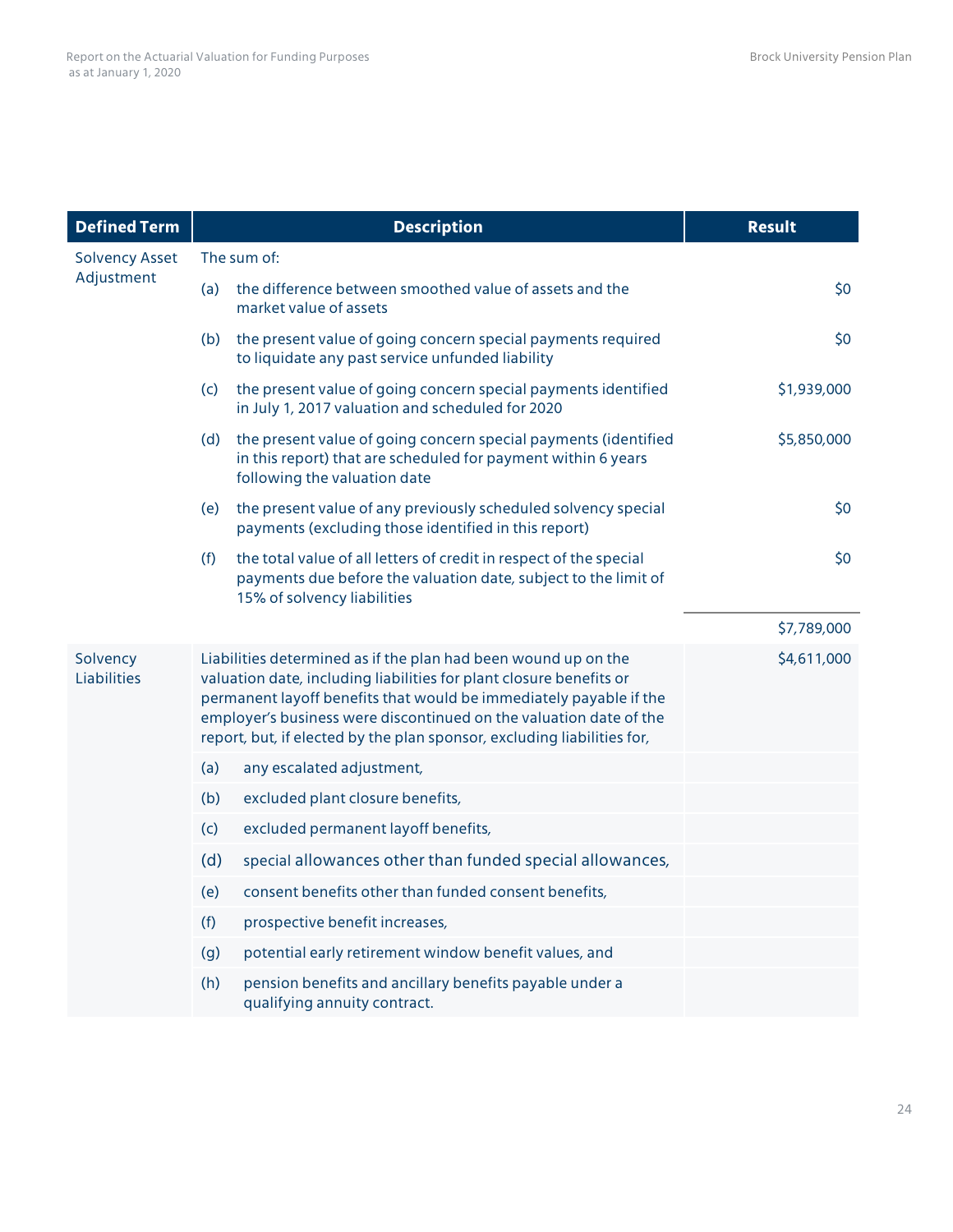| Defined Term | Description | Result |
|---|---|---|
| Solvency Asset Adjustment | The sum of: | |
| | (a) the difference between smoothed value of assets and the market value of assets | $0 |
| | (b) the present value of going concern special payments required to liquidate any past service unfunded liability | $0 |
| | (c) the present value of going concern special payments identified in July 1, 2017 valuation and scheduled for 2020 | $1,939,000 |
| | (d) the present value of going concern special payments (identified in this report) that are scheduled for payment within 6 years following the valuation date | $5,850,000 |
| | (e) the present value of any previously scheduled solvency special payments (excluding those identified in this report) | $0 |
| | (f) the total value of all letters of credit in respect of the special payments due before the valuation date, subject to the limit of 15% of solvency liabilities | $0 |
| | | $7,789,000 |
| Solvency Liabilities | Liabilities determined as if the plan had been wound up on the valuation date, including liabilities for plant closure benefits or permanent layoff benefits that would be immediately payable if the employer's business were discontinued on the valuation date of the report, but, if elected by the plan sponsor, excluding liabilities for, | $4,611,000 |
| | (a) any escalated adjustment, | |
| | (b) excluded plant closure benefits, | |
| | (c) excluded permanent layoff benefits, | |
| | (d) special allowances other than funded special allowances, | |
| | (e) consent benefits other than funded consent benefits, | |
| | (f) prospective benefit increases, | |
| | (g) potential early retirement window benefit values, and | |
| | (h) pension benefits and ancillary benefits payable under a qualifying annuity contract. | |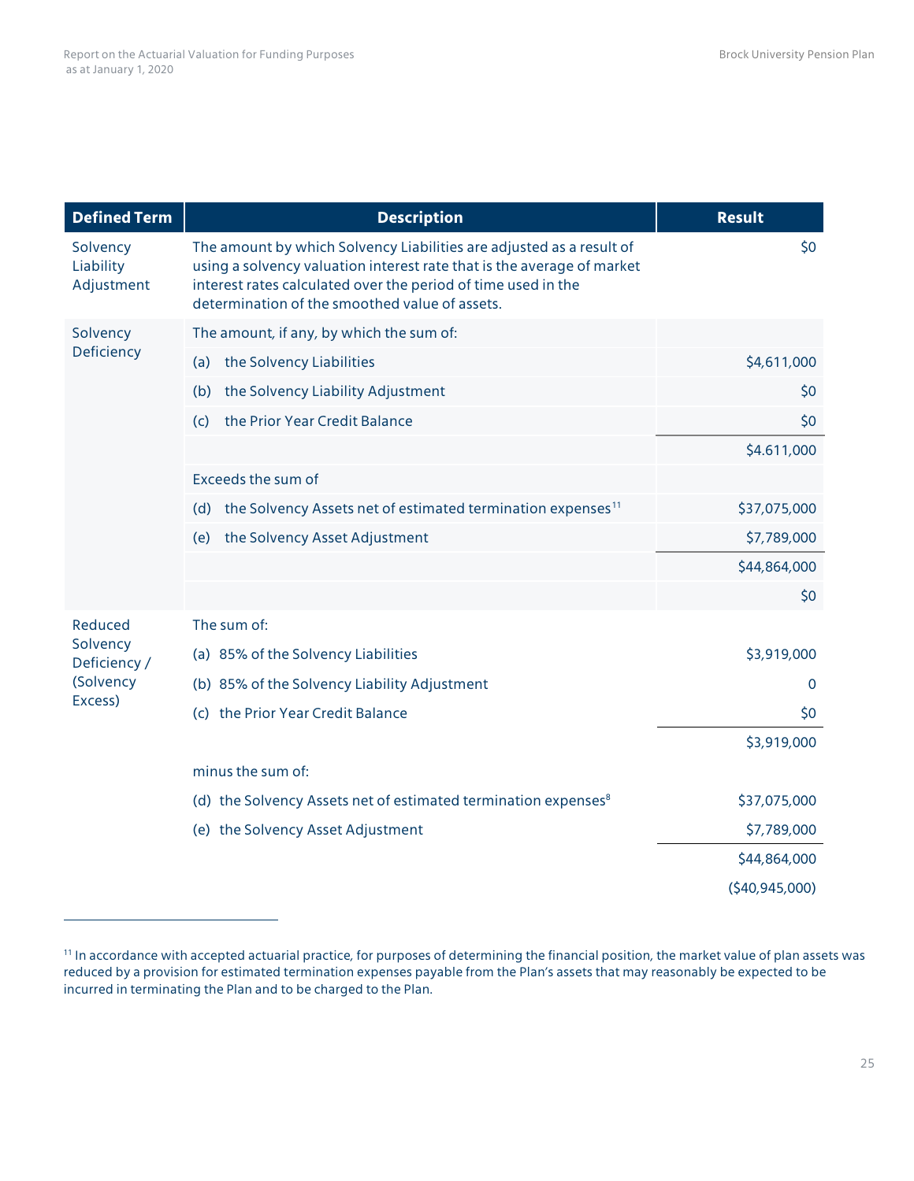| Defined Term | Description | Result |
|---|---|---|
| Solvency Liability Adjustment | The amount by which Solvency Liabilities are adjusted as a result of using a solvency valuation interest rate that is the average of market interest rates calculated over the period of time used in the determination of the smoothed value of assets. | $0 |
| Solvency Deficiency | The amount, if any, by which the sum of: | |
| | (a) the Solvency Liabilities | $4,611,000 |
| | (b) the Solvency Liability Adjustment | $0 |
| | (c) the Prior Year Credit Balance | $0 |
| | | $4.611,000 |
| | Exceeds the sum of | |
| | (d) the Solvency Assets net of estimated termination expenses[11] | $37,075,000 |
| | (e) the Solvency Asset Adjustment | $7,789,000 |
| | | $44,864,000 |
| | | $0 |
| Reduced Solvency Deficiency / (Solvency Excess) | The sum of: | |
| | (a) 85% of the Solvency Liabilities | $3,919,000 |
| | (b) 85% of the Solvency Liability Adjustment | 0 |
| | (c) the Prior Year Credit Balance | $0 |
| | | $3,919,000 |
| | minus the sum of: | |
| | (d) the Solvency Assets net of estimated termination expenses[8] | $37,075,000 |
| | (e) the Solvency Asset Adjustment | $7,789,000 |
| | | $44,864,000 |
| | | ($40,945,000) |

[11] In accordance with accepted actuarial practice, for purposes of determining the financial position, the market value of plan assets was reduced by a provision for estimated termination expenses payable from the Plan's assets that may reasonably be expected to be incurred in terminating the Plan and to be charged to the Plan.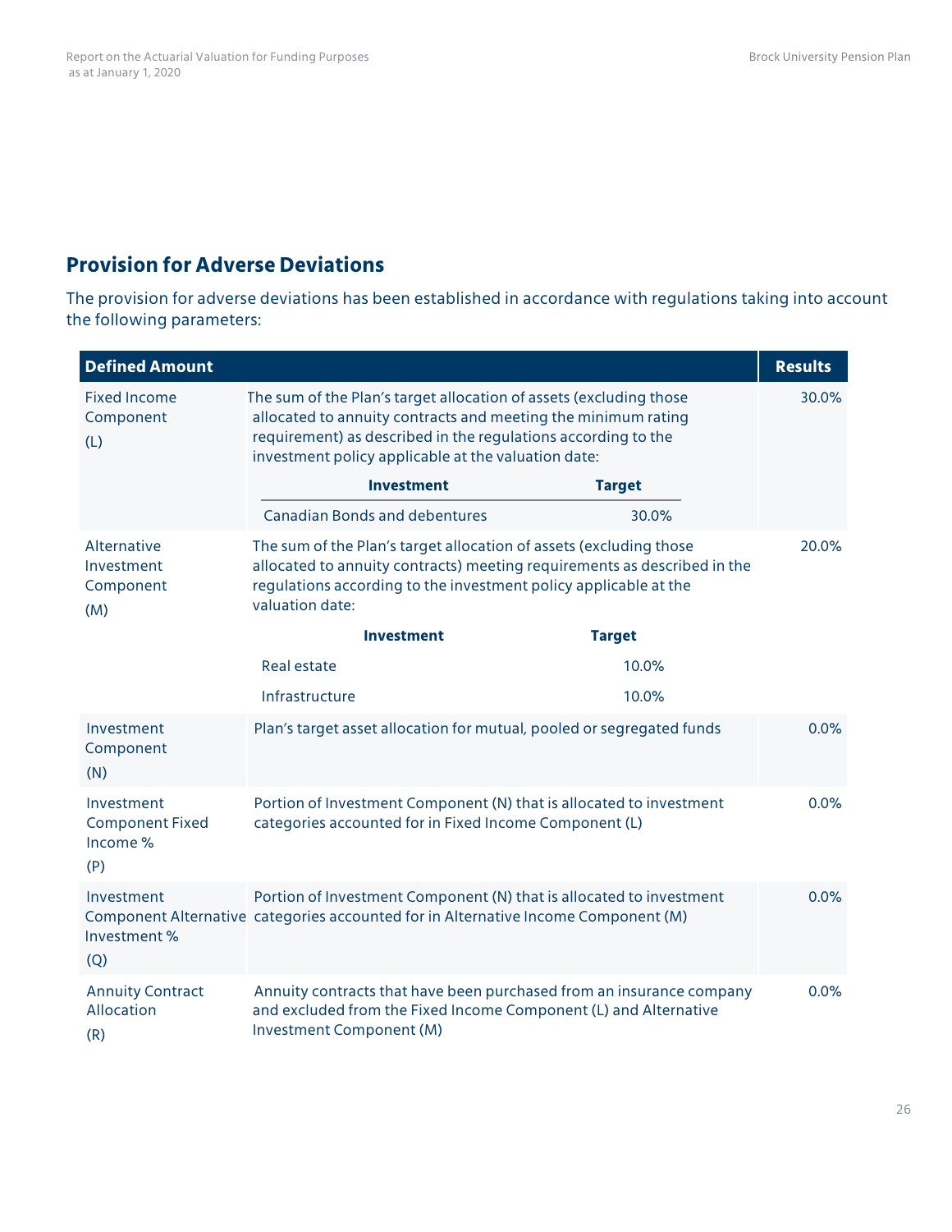## Provision for Adverse Deviations

The provision for adverse deviations has been established in accordance with regulations taking into account the following parameters:

| Defined Amount | | Results |
|---|---|---|
| Fixed Income Component (L) | The sum of the Plan's target allocation of assets (excluding those allocated to annuity contracts and meeting the minimum rating requirement) as described in the regulations according to the investment policy applicable at the valuation date:<br>**Investment** – **Target**<br>Canadian Bonds and debentures – 30.0% | 30.0% |
| Alternative Investment Component (M) | The sum of the Plan's target allocation of assets (excluding those allocated to annuity contracts) meeting requirements as described in the regulations according to the investment policy applicable at the valuation date:<br>**Investment** – **Target**<br>Real estate – 10.0%<br>Infrastructure – 10.0% | 20.0% |
| Investment Component (N) | Plan's target asset allocation for mutual, pooled or segregated funds | 0.0% |
| Investment Component Fixed Income % (P) | Portion of Investment Component (N) that is allocated to investment categories accounted for in Fixed Income Component (L) | 0.0% |
| Investment Component Alternative Investment % (Q) | Portion of Investment Component (N) that is allocated to investment categories accounted for in Alternative Income Component (M) | 0.0% |
| Annuity Contract Allocation (R) | Annuity contracts that have been purchased from an insurance company and excluded from the Fixed Income Component (L) and Alternative Investment Component (M) | 0.0% |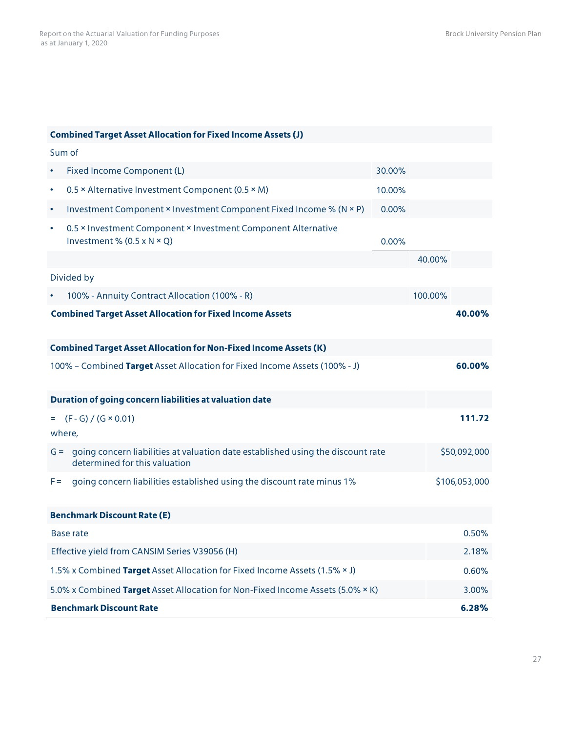| **Combined Target Asset Allocation for Fixed Income Assets (J)** | | | |
|---|---|---|---|
| Sum of | | | |
| • Fixed Income Component (L) | 30.00% | | |
| • 0.5 × Alternative Investment Component (0.5 × M) | 10.00% | | |
| • Investment Component × Investment Component Fixed Income % (N × P) | 0.00% | | |
| • 0.5 × Investment Component × Investment Component Alternative Investment % (0.5 x N × Q) | 0.00% | | |
| | | 40.00% | |
| Divided by | | | |
| • 100% - Annuity Contract Allocation (100% - R) | | 100.00% | |
| **Combined Target Asset Allocation for Fixed Income Assets** | | | **40.00%** |

| **Combined Target Asset Allocation for Non-Fixed Income Assets (K)** | |
|---|---|
| 100% – Combined **Target** Asset Allocation for Fixed Income Assets (100% - J) | **60.00%** |

| **Duration of going concern liabilities at valuation date** | |
|---|---|
| = (F - G) / (G × 0.01) | **111.72** |
| where, | |
| G = going concern liabilities at valuation date established using the discount rate determined for this valuation | $50,092,000 |
| F = going concern liabilities established using the discount rate minus 1% | $106,053,000 |

| **Benchmark Discount Rate (E)** | |
|---|---|
| Base rate | 0.50% |
| Effective yield from CANSIM Series V39056 (H) | 2.18% |
| 1.5% x Combined **Target** Asset Allocation for Fixed Income Assets (1.5% × J) | 0.60% |
| 5.0% x Combined **Target** Asset Allocation for Non-Fixed Income Assets (5.0% × K) | 3.00% |
| **Benchmark Discount Rate** | **6.28%** |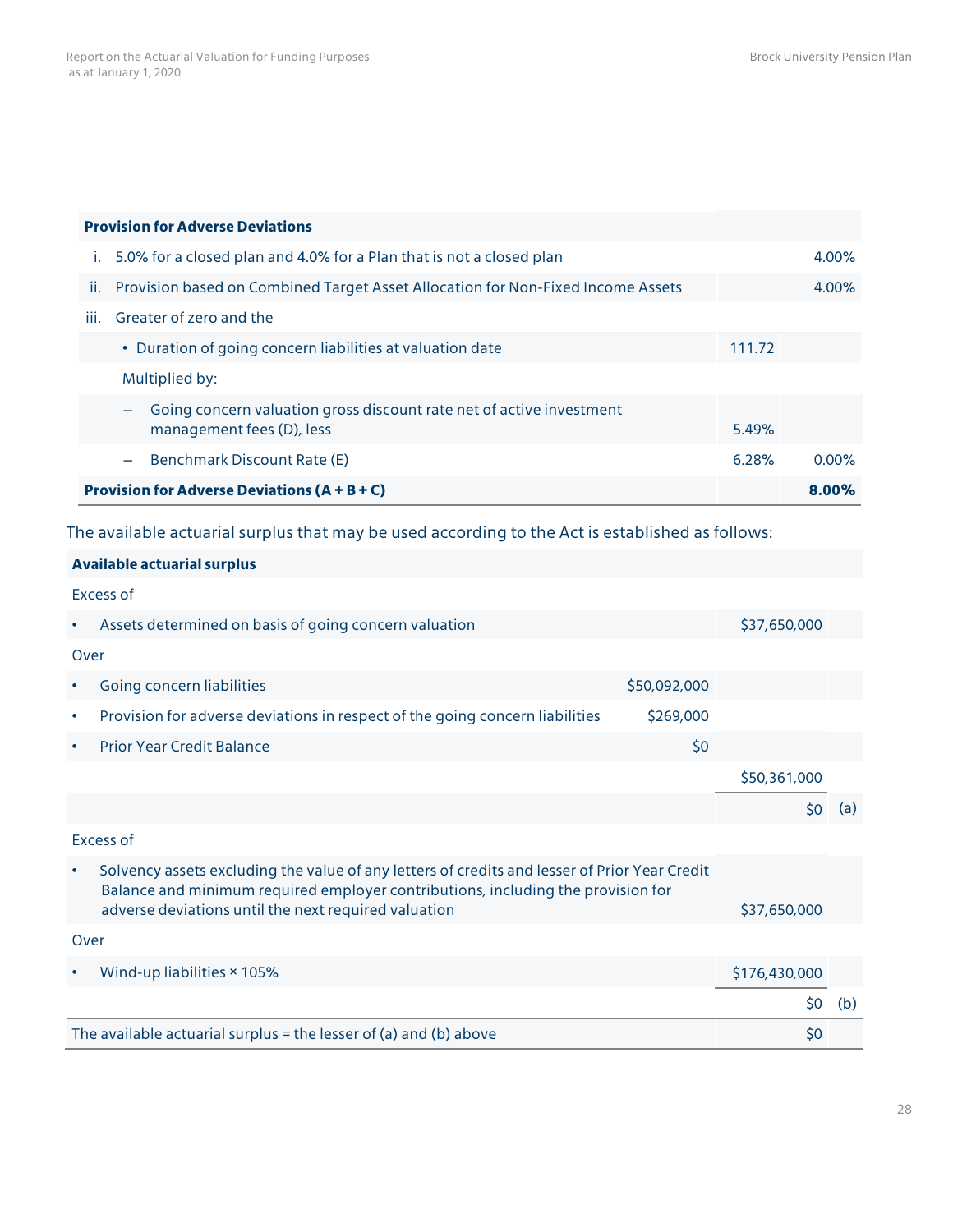| Provision for Adverse Deviations | | |
|---|---|---|
| i. 5.0% for a closed plan and 4.0% for a Plan that is not a closed plan | | 4.00% |
| ii. Provision based on Combined Target Asset Allocation for Non-Fixed Income Assets | | 4.00% |
| iii. Greater of zero and the | | |
| • Duration of going concern liabilities at valuation date | 111.72 | |
| Multiplied by: | | |
| – Going concern valuation gross discount rate net of active investment management fees (D), less | 5.49% | |
| – Benchmark Discount Rate (E) | 6.28% | 0.00% |
| **Provision for Adverse Deviations (A + B + C)** | | **8.00%** |

The available actuarial surplus that may be used according to the Act is established as follows:

| Available actuarial surplus | | | |
|---|---|---|---|
| Excess of | | | |
| • Assets determined on basis of going concern valuation | | $37,650,000 | |
| Over | | | |
| • Going concern liabilities | $50,092,000 | | |
| • Provision for adverse deviations in respect of the going concern liabilities | $269,000 | | |
| • Prior Year Credit Balance | $0 | | |
| | | $50,361,000 | |
| | | $0 | (a) |
| Excess of | | | |
| • Solvency assets excluding the value of any letters of credits and lesser of Prior Year Credit Balance and minimum required employer contributions, including the provision for adverse deviations until the next required valuation | | $37,650,000 | |
| Over | | | |
| • Wind-up liabilities × 105% | | $176,430,000 | |
| | | $0 | (b) |
| The available actuarial surplus = the lesser of (a) and (b) above | | $0 | |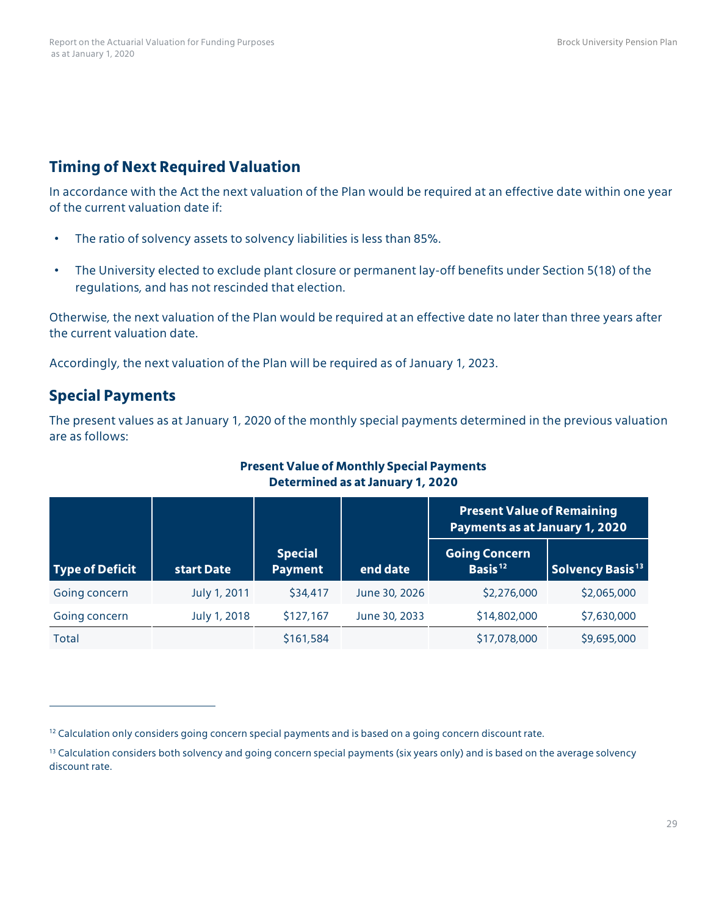## Timing of Next Required Valuation

In accordance with the Act the next valuation of the Plan would be required at an effective date within one year of the current valuation date if:

- The ratio of solvency assets to solvency liabilities is less than 85%.
- The University elected to exclude plant closure or permanent lay-off benefits under Section 5(18) of the regulations, and has not rescinded that election.

Otherwise, the next valuation of the Plan would be required at an effective date no later than three years after the current valuation date.

Accordingly, the next valuation of the Plan will be required as of January 1, 2023.

## Special Payments

The present values as at January 1, 2020 of the monthly special payments determined in the previous valuation are as follows:

**Present Value of Monthly Special Payments Determined as at January 1, 2020**

| | | | | Present Value of Remaining Payments as at January 1, 2020 | |
|---|---|---|---|---|---|
| **Type of Deficit** | **start Date** | **Special Payment** | **end date** | **Going Concern Basis[12]** | **Solvency Basis[13]** |
| Going concern | July 1, 2011 | $34,417 | June 30, 2026 | $2,276,000 | $2,065,000 |
| Going concern | July 1, 2018 | $127,167 | June 30, 2033 | $14,802,000 | $7,630,000 |
| Total | | $161,584 | | $17,078,000 | $9,695,000 |

[12] Calculation only considers going concern special payments and is based on a going concern discount rate.

[13] Calculation considers both solvency and going concern special payments (six years only) and is based on the average solvency discount rate.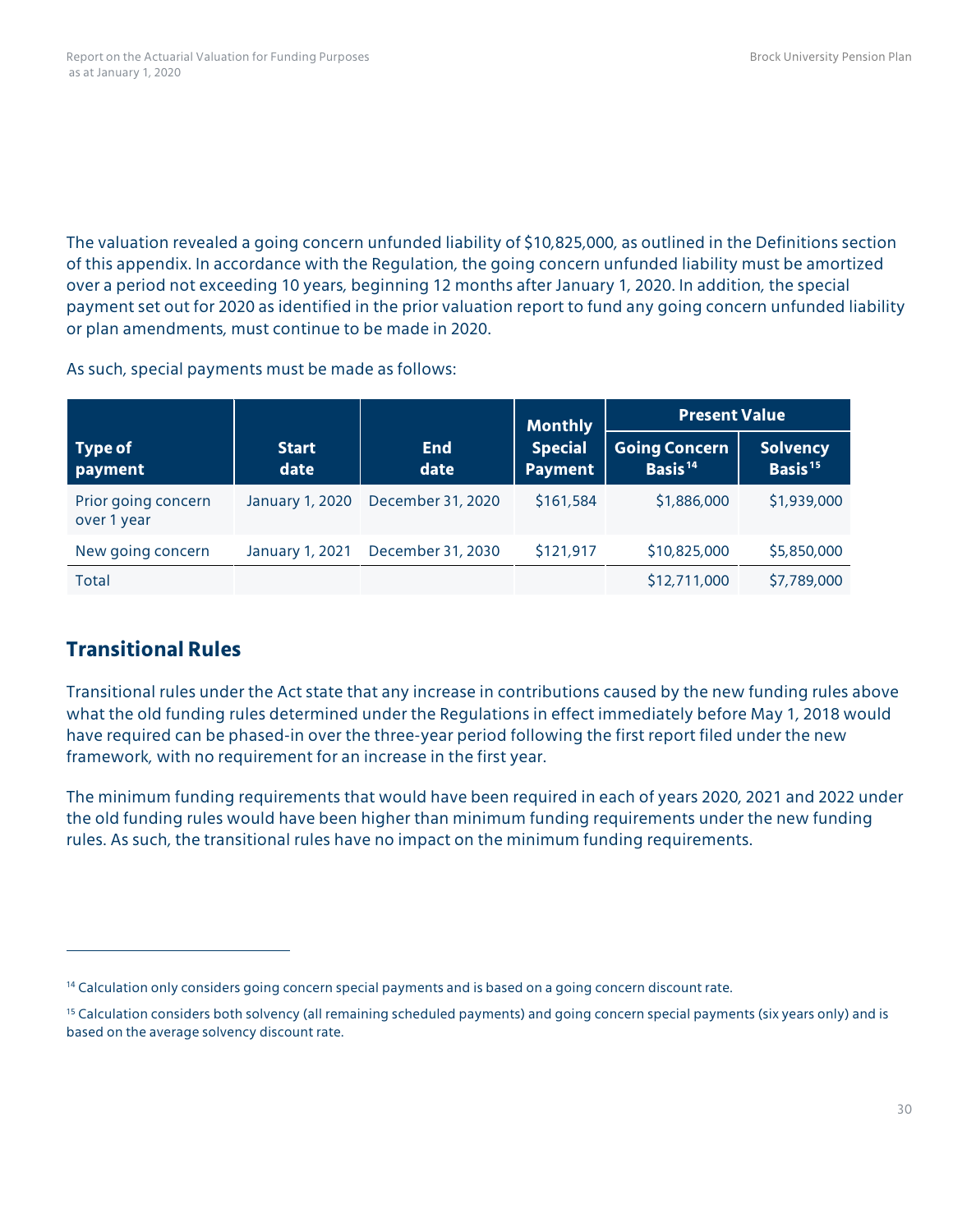The valuation revealed a going concern unfunded liability of $10,825,000, as outlined in the Definitions section of this appendix. In accordance with the Regulation, the going concern unfunded liability must be amortized over a period not exceeding 10 years, beginning 12 months after January 1, 2020. In addition, the special payment set out for 2020 as identified in the prior valuation report to fund any going concern unfunded liability or plan amendments, must continue to be made in 2020.

As such, special payments must be made as follows:

| Type of payment | Start date | End date | Monthly Special Payment | Present Value | |
|---|---|---|---|---|---|
| | | | | Going Concern Basis[14] | Solvency Basis[15] |
| Prior going concern over 1 year | January 1, 2020 | December 31, 2020 | $161,584 | $1,886,000 | $1,939,000 |
| New going concern | January 1, 2021 | December 31, 2030 | $121,917 | $10,825,000 | $5,850,000 |
| Total | | | | $12,711,000 | $7,789,000 |

## Transitional Rules

Transitional rules under the Act state that any increase in contributions caused by the new funding rules above what the old funding rules determined under the Regulations in effect immediately before May 1, 2018 would have required can be phased-in over the three-year period following the first report filed under the new framework, with no requirement for an increase in the first year.

The minimum funding requirements that would have been required in each of years 2020, 2021 and 2022 under the old funding rules would have been higher than minimum funding requirements under the new funding rules. As such, the transitional rules have no impact on the minimum funding requirements.

---

[14] Calculation only considers going concern special payments and is based on a going concern discount rate.

[15] Calculation considers both solvency (all remaining scheduled payments) and going concern special payments (six years only) and is based on the average solvency discount rate.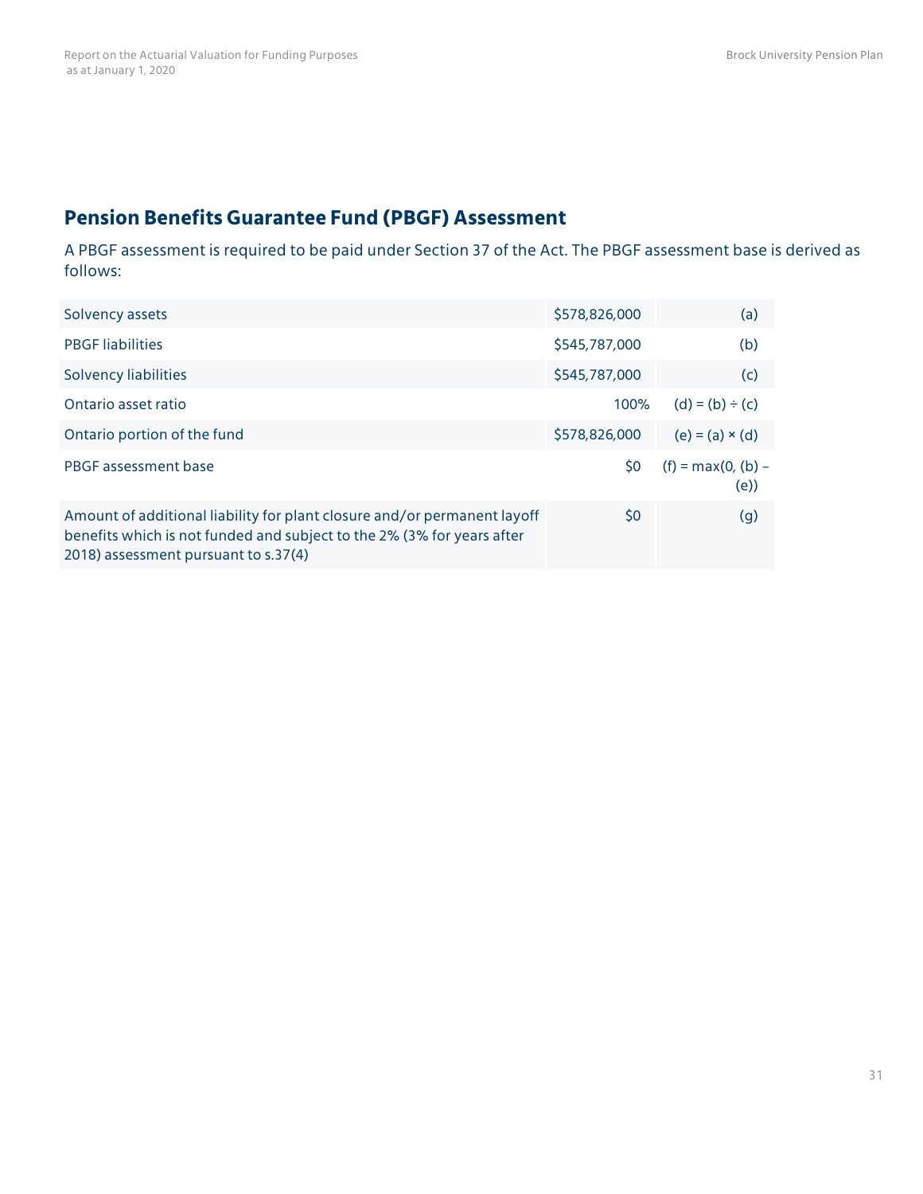## Pension Benefits Guarantee Fund (PBGF) Assessment

A PBGF assessment is required to be paid under Section 37 of the Act. The PBGF assessment base is derived as follows:

| | | |
|---|---|---|
| Solvency assets | \$578,826,000 | (a) |
| PBGF liabilities | \$545,787,000 | (b) |
| Solvency liabilities | \$545,787,000 | (c) |
| Ontario asset ratio | 100% | (d) = (b) ÷ (c) |
| Ontario portion of the fund | \$578,826,000 | (e) = (a) × (d) |
| PBGF assessment base | \$0 | (f) = max(0, (b) – (e)) |
| Amount of additional liability for plant closure and/or permanent layoff benefits which is not funded and subject to the 2% (3% for years after 2018) assessment pursuant to s.37(4) | \$0 | (g) |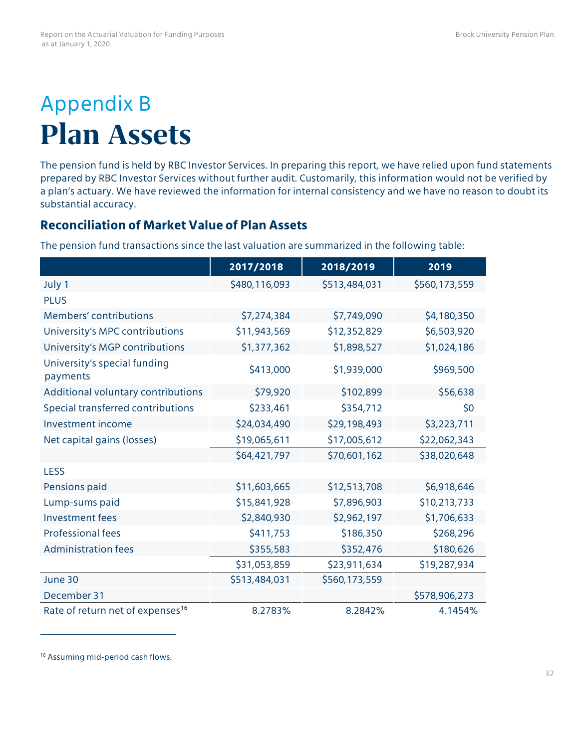# Appendix B
# Plan Assets

The pension fund is held by RBC Investor Services. In preparing this report, we have relied upon fund statements prepared by RBC Investor Services without further audit. Customarily, this information would not be verified by a plan's actuary. We have reviewed the information for internal consistency and we have no reason to doubt its substantial accuracy.

## Reconciliation of Market Value of Plan Assets

The pension fund transactions since the last valuation are summarized in the following table:

| | 2017/2018 | 2018/2019 | 2019 |
|---|---|---|---|
| July 1 | $480,116,093 | $513,484,031 | $560,173,559 |
| PLUS | | | |
| Members' contributions | $7,274,384 | $7,749,090 | $4,180,350 |
| University's MPC contributions | $11,943,569 | $12,352,829 | $6,503,920 |
| University's MGP contributions | $1,377,362 | $1,898,527 | $1,024,186 |
| University's special funding payments | $413,000 | $1,939,000 | $969,500 |
| Additional voluntary contributions | $79,920 | $102,899 | $56,638 |
| Special transferred contributions | $233,461 | $354,712 | $0 |
| Investment income | $24,034,490 | $29,198,493 | $3,223,711 |
| Net capital gains (losses) | $19,065,611 | $17,005,612 | $22,062,343 |
| | $64,421,797 | $70,601,162 | $38,020,648 |
| LESS | | | |
| Pensions paid | $11,603,665 | $12,513,708 | $6,918,646 |
| Lump-sums paid | $15,841,928 | $7,896,903 | $10,213,733 |
| Investment fees | $2,840,930 | $2,962,197 | $1,706,633 |
| Professional fees | $411,753 | $186,350 | $268,296 |
| Administration fees | $355,583 | $352,476 | $180,626 |
| | $31,053,859 | $23,911,634 | $19,287,934 |
| June 30 | $513,484,031 | $560,173,559 | |
| December 31 | | | $578,906,273 |
| Rate of return net of expenses[16] | 8.2783% | 8.2842% | 4.1454% |

[16] Assuming mid-period cash flows.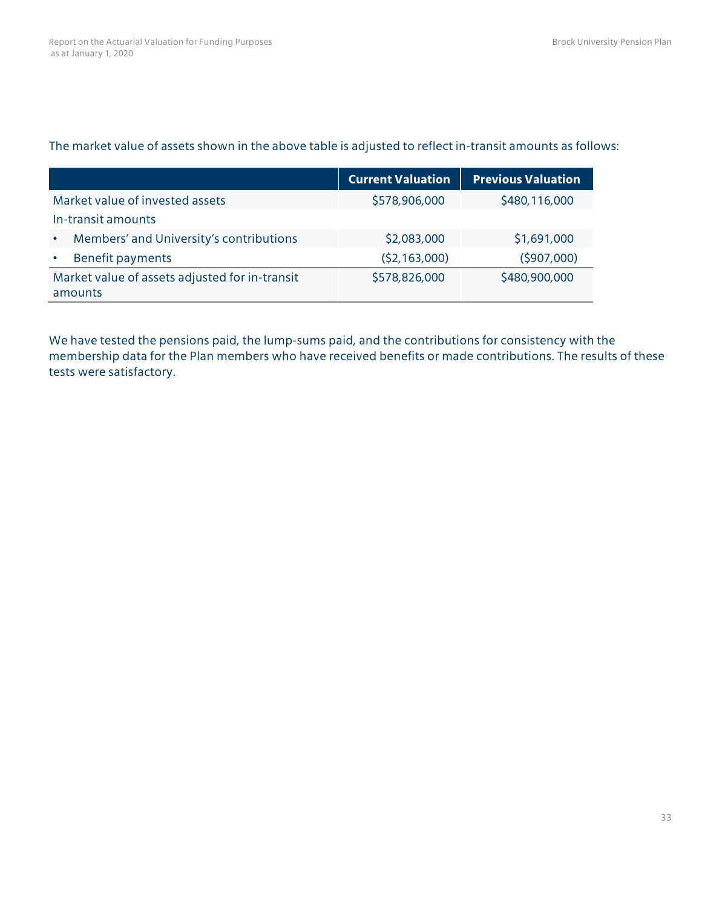The market value of assets shown in the above table is adjusted to reflect in-transit amounts as follows:

| | Current Valuation | Previous Valuation |
|---|---|---|
| Market value of invested assets | $578,906,000 | $480,116,000 |
| In-transit amounts | | |
| • Members' and University's contributions | $2,083,000 | $1,691,000 |
| • Benefit payments | ($2,163,000) | ($907,000) |
| Market value of assets adjusted for in-transit amounts | $578,826,000 | $480,900,000 |

We have tested the pensions paid, the lump-sums paid, and the contributions for consistency with the membership data for the Plan members who have received benefits or made contributions. The results of these tests were satisfactory.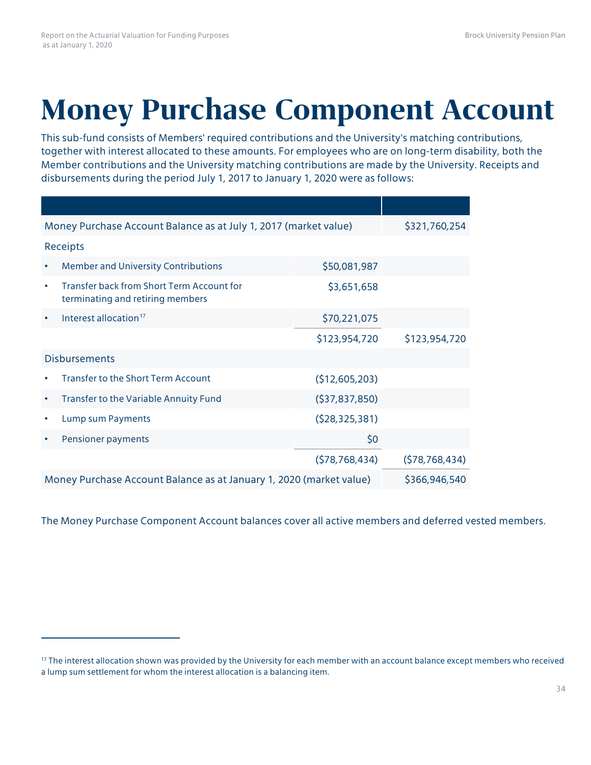# Money Purchase Component Account

This sub-fund consists of Members' required contributions and the University's matching contributions, together with interest allocated to these amounts. For employees who are on long-term disability, both the Member contributions and the University matching contributions are made by the University. Receipts and disbursements during the period July 1, 2017 to January 1, 2020 were as follows:

| | | |
|---|---|---|
| Money Purchase Account Balance as at July 1, 2017 (market value) | | $321,760,254 |
| Receipts | | |
| • Member and University Contributions | $50,081,987 | |
| • Transfer back from Short Term Account for terminating and retiring members | $3,651,658 | |
| • Interest allocation[17] | $70,221,075 | |
| | $123,954,720 | $123,954,720 |
| Disbursements | | |
| • Transfer to the Short Term Account | ($12,605,203) | |
| • Transfer to the Variable Annuity Fund | ($37,837,850) | |
| • Lump sum Payments | ($28,325,381) | |
| • Pensioner payments | $0 | |
| | ($78,768,434) | ($78,768,434) |
| Money Purchase Account Balance as at January 1, 2020 (market value) | | $366,946,540 |

The Money Purchase Component Account balances cover all active members and deferred vested members.

[17] The interest allocation shown was provided by the University for each member with an account balance except members who received a lump sum settlement for whom the interest allocation is a balancing item.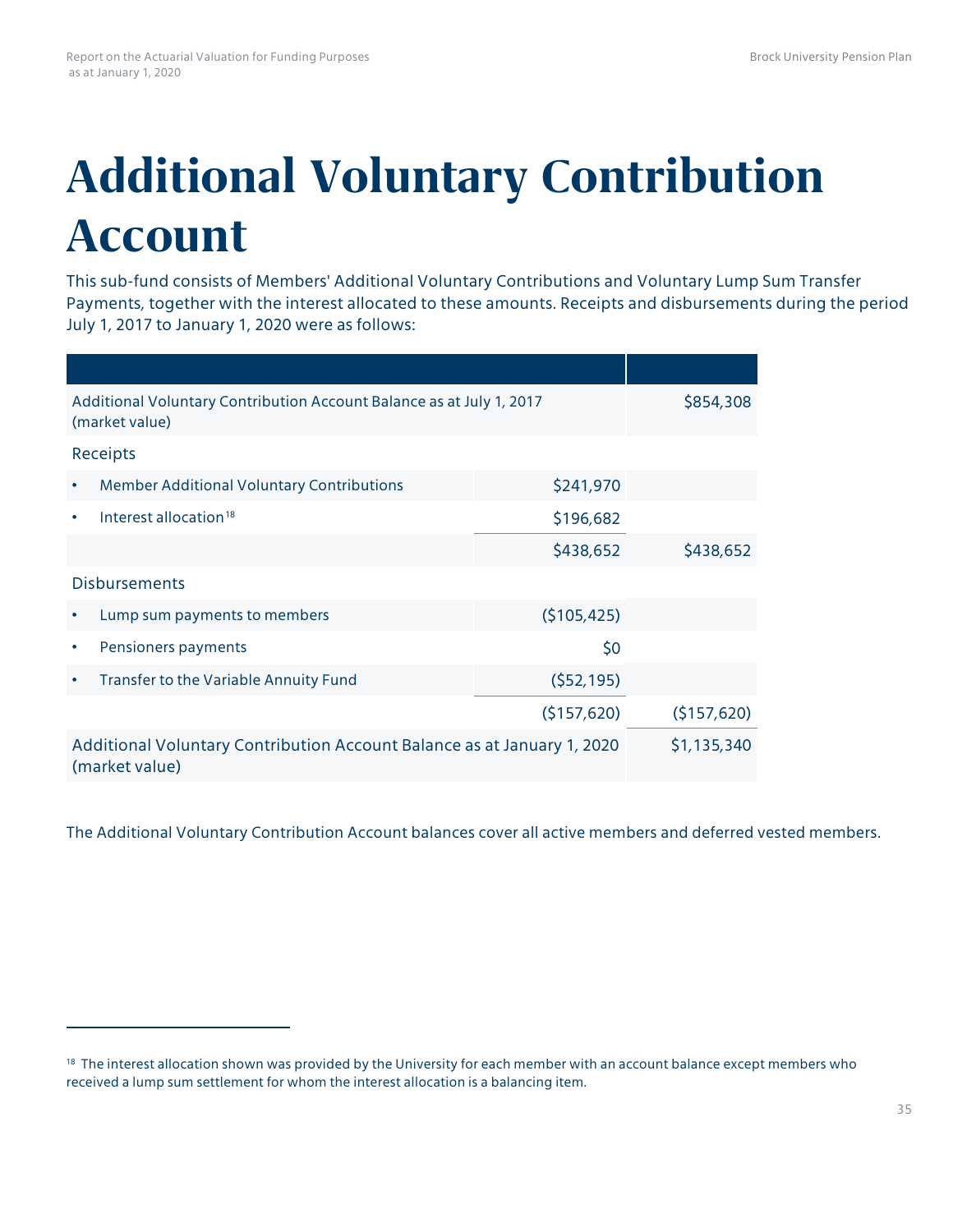# Additional Voluntary Contribution Account

This sub-fund consists of Members' Additional Voluntary Contributions and Voluntary Lump Sum Transfer Payments, together with the interest allocated to these amounts. Receipts and disbursements during the period July 1, 2017 to January 1, 2020 were as follows:

| | | |
|---|---|---|
| Additional Voluntary Contribution Account Balance as at July 1, 2017 (market value) | | $854,308 |
| Receipts | | |
| • Member Additional Voluntary Contributions | $241,970 | |
| • Interest allocation[18] | $196,682 | |
| | $438,652 | $438,652 |
| Disbursements | | |
| • Lump sum payments to members | ($105,425) | |
| • Pensioners payments | $0 | |
| • Transfer to the Variable Annuity Fund | ($52,195) | |
| | ($157,620) | ($157,620) |
| Additional Voluntary Contribution Account Balance as at January 1, 2020 (market value) | | $1,135,340 |

The Additional Voluntary Contribution Account balances cover all active members and deferred vested members.

[18] The interest allocation shown was provided by the University for each member with an account balance except members who received a lump sum settlement for whom the interest allocation is a balancing item.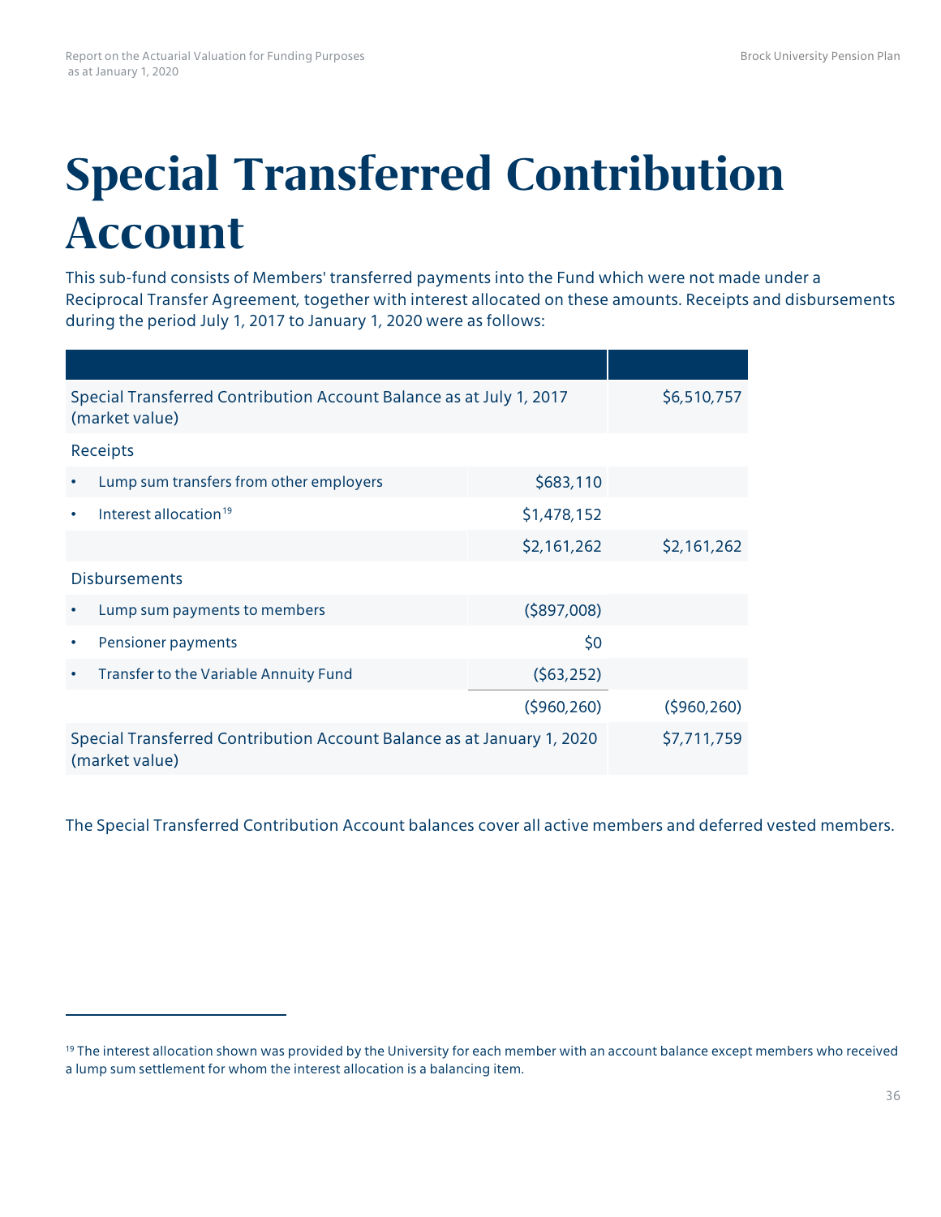# Special Transferred Contribution Account

This sub-fund consists of Members' transferred payments into the Fund which were not made under a Reciprocal Transfer Agreement, together with interest allocated on these amounts. Receipts and disbursements during the period July 1, 2017 to January 1, 2020 were as follows:

| | | |
|---|---|---|
| Special Transferred Contribution Account Balance as at July 1, 2017 (market value) | | $6,510,757 |
| Receipts | | |
| • Lump sum transfers from other employers | $683,110 | |
| • Interest allocation[19] | $1,478,152 | |
| | $2,161,262 | $2,161,262 |
| Disbursements | | |
| • Lump sum payments to members | ($897,008) | |
| • Pensioner payments | $0 | |
| • Transfer to the Variable Annuity Fund | ($63,252) | |
| | ($960,260) | ($960,260) |
| Special Transferred Contribution Account Balance as at January 1, 2020 (market value) | | $7,711,759 |

The Special Transferred Contribution Account balances cover all active members and deferred vested members.

[19] The interest allocation shown was provided by the University for each member with an account balance except members who received a lump sum settlement for whom the interest allocation is a balancing item.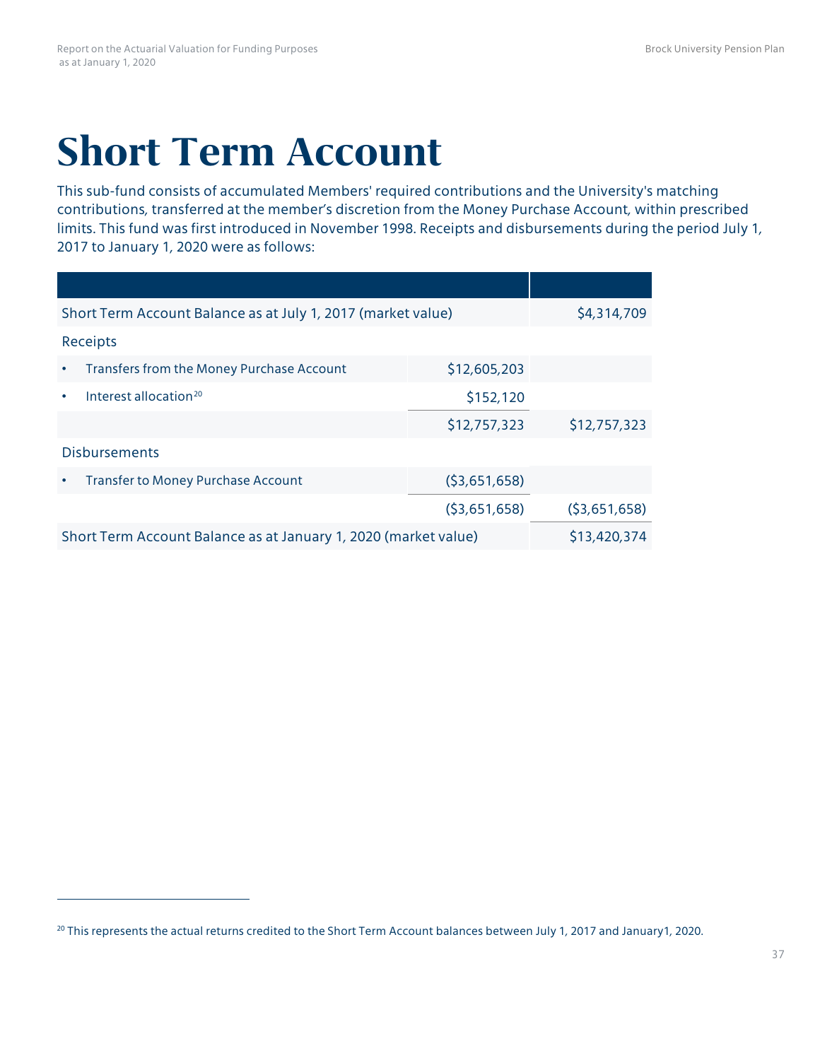# Short Term Account

This sub-fund consists of accumulated Members' required contributions and the University's matching contributions, transferred at the member's discretion from the Money Purchase Account, within prescribed limits. This fund was first introduced in November 1998. Receipts and disbursements during the period July 1, 2017 to January 1, 2020 were as follows:

| | | |
|---|---|---|
| Short Term Account Balance as at July 1, 2017 (market value) | | $4,314,709 |
| Receipts | | |
| • Transfers from the Money Purchase Account | $12,605,203 | |
| • Interest allocation[20] | $152,120 | |
| | $12,757,323 | $12,757,323 |
| Disbursements | | |
| • Transfer to Money Purchase Account | ($3,651,658) | |
| | ($3,651,658) | ($3,651,658) |
| Short Term Account Balance as at January 1, 2020 (market value) | | $13,420,374 |

[20] This represents the actual returns credited to the Short Term Account balances between July 1, 2017 and January1, 2020.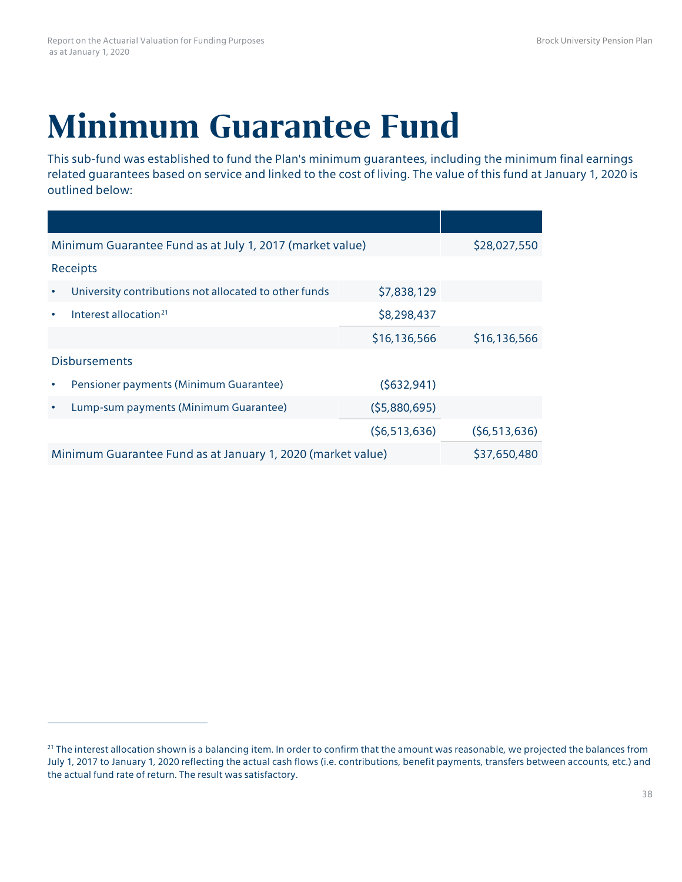# Minimum Guarantee Fund

This sub-fund was established to fund the Plan's minimum guarantees, including the minimum final earnings related guarantees based on service and linked to the cost of living. The value of this fund at January 1, 2020 is outlined below:

| | | |
|---|---|---|
| Minimum Guarantee Fund as at July 1, 2017 (market value) | | $28,027,550 |
| Receipts | | |
| • University contributions not allocated to other funds | $7,838,129 | |
| • Interest allocation[21] | $8,298,437 | |
| | $16,136,566 | $16,136,566 |
| Disbursements | | |
| • Pensioner payments (Minimum Guarantee) | ($632,941) | |
| • Lump-sum payments (Minimum Guarantee) | ($5,880,695) | |
| | ($6,513,636) | ($6,513,636) |
| Minimum Guarantee Fund as at January 1, 2020 (market value) | | $37,650,480 |

[21] The interest allocation shown is a balancing item. In order to confirm that the amount was reasonable, we projected the balances from July 1, 2017 to January 1, 2020 reflecting the actual cash flows (i.e. contributions, benefit payments, transfers between accounts, etc.) and the actual fund rate of return. The result was satisfactory.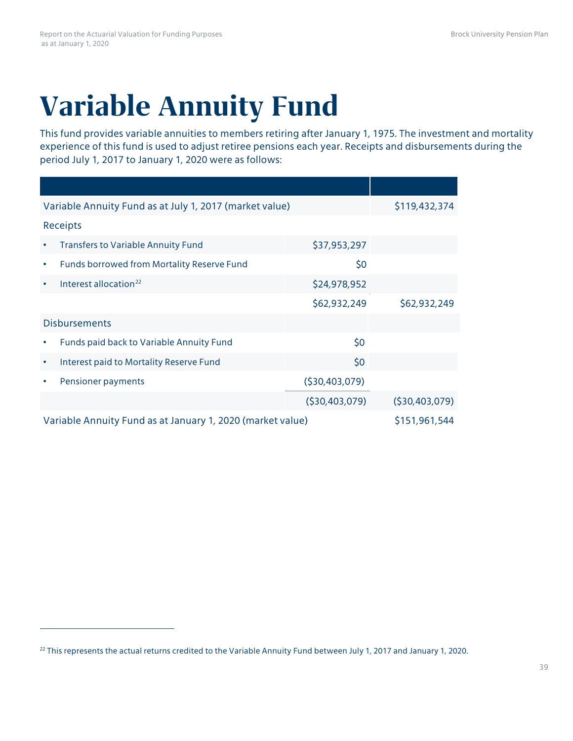# Variable Annuity Fund

This fund provides variable annuities to members retiring after January 1, 1975. The investment and mortality experience of this fund is used to adjust retiree pensions each year. Receipts and disbursements during the period July 1, 2017 to January 1, 2020 were as follows:

| | | |
|---|---|---|
| Variable Annuity Fund as at July 1, 2017 (market value) | | $119,432,374 |
| Receipts | | |
| • Transfers to Variable Annuity Fund | $37,953,297 | |
| • Funds borrowed from Mortality Reserve Fund | $0 | |
| • Interest allocation[22] | $24,978,952 | |
| | $62,932,249 | $62,932,249 |
| Disbursements | | |
| • Funds paid back to Variable Annuity Fund | $0 | |
| • Interest paid to Mortality Reserve Fund | $0 | |
| • Pensioner payments | ($30,403,079) | |
| | ($30,403,079) | ($30,403,079) |
| Variable Annuity Fund as at January 1, 2020 (market value) | | $151,961,544 |

[22] This represents the actual returns credited to the Variable Annuity Fund between July 1, 2017 and January 1, 2020.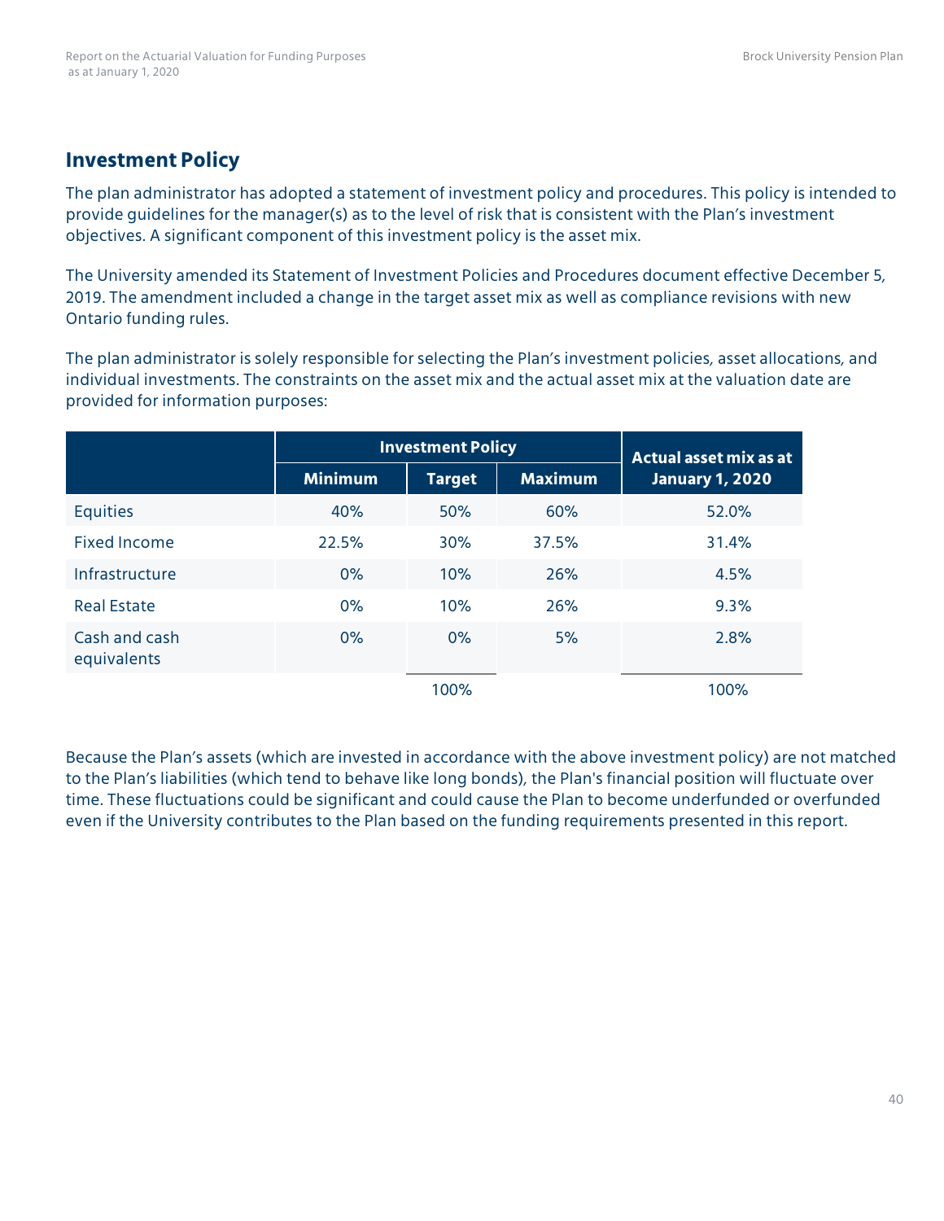## Investment Policy

The plan administrator has adopted a statement of investment policy and procedures. This policy is intended to provide guidelines for the manager(s) as to the level of risk that is consistent with the Plan's investment objectives. A significant component of this investment policy is the asset mix.

The University amended its Statement of Investment Policies and Procedures document effective December 5, 2019. The amendment included a change in the target asset mix as well as compliance revisions with new Ontario funding rules.

The plan administrator is solely responsible for selecting the Plan's investment policies, asset allocations, and individual investments. The constraints on the asset mix and the actual asset mix at the valuation date are provided for information purposes:

| | Investment Policy | | | Actual asset mix as at January 1, 2020 |
|---|---|---|---|---|
| | Minimum | Target | Maximum | |
| Equities | 40% | 50% | 60% | 52.0% |
| Fixed Income | 22.5% | 30% | 37.5% | 31.4% |
| Infrastructure | 0% | 10% | 26% | 4.5% |
| Real Estate | 0% | 10% | 26% | 9.3% |
| Cash and cash equivalents | 0% | 0% | 5% | 2.8% |
| | | 100% | | 100% |

Because the Plan's assets (which are invested in accordance with the above investment policy) are not matched to the Plan's liabilities (which tend to behave like long bonds), the Plan's financial position will fluctuate over time. These fluctuations could be significant and could cause the Plan to become underfunded or overfunded even if the University contributes to the Plan based on the funding requirements presented in this report.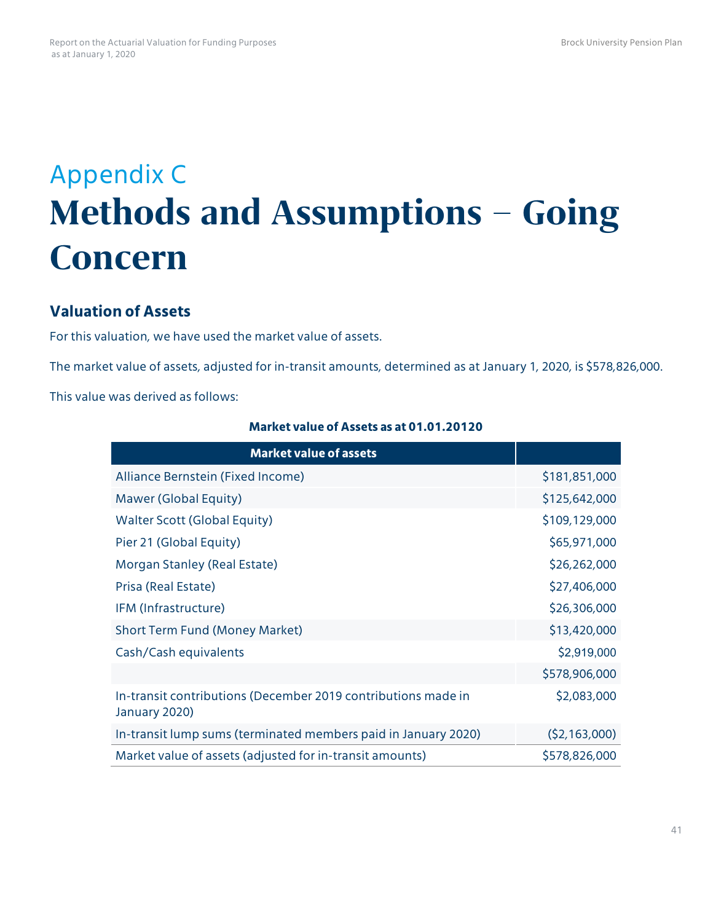# Appendix C

# Methods and Assumptions – Going Concern

## Valuation of Assets

For this valuation, we have used the market value of assets.

The market value of assets, adjusted for in-transit amounts, determined as at January 1, 2020, is $578,826,000.

This value was derived as follows:

**Market value of Assets as at 01.01.20120**

| Market value of assets | |
|---|---|
| Alliance Bernstein (Fixed Income) | $181,851,000 |
| Mawer (Global Equity) | $125,642,000 |
| Walter Scott (Global Equity) | $109,129,000 |
| Pier 21 (Global Equity) | $65,971,000 |
| Morgan Stanley (Real Estate) | $26,262,000 |
| Prisa (Real Estate) | $27,406,000 |
| IFM (Infrastructure) | $26,306,000 |
| Short Term Fund (Money Market) | $13,420,000 |
| Cash/Cash equivalents | $2,919,000 |
| | $578,906,000 |
| In-transit contributions (December 2019 contributions made in January 2020) | $2,083,000 |
| In-transit lump sums (terminated members paid in January 2020) | ($2,163,000) |
| Market value of assets (adjusted for in-transit amounts) | $578,826,000 |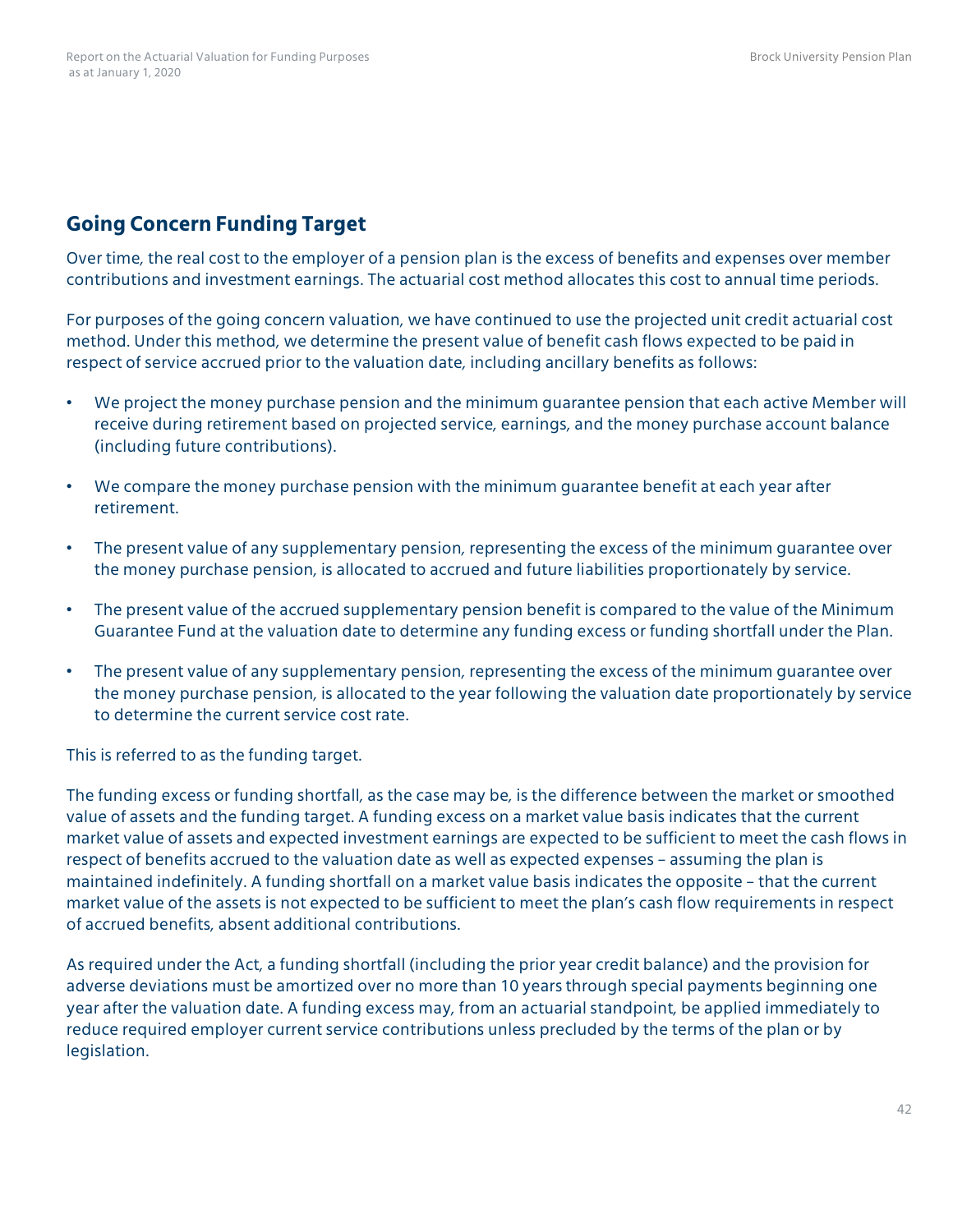## Going Concern Funding Target

Over time, the real cost to the employer of a pension plan is the excess of benefits and expenses over member contributions and investment earnings. The actuarial cost method allocates this cost to annual time periods.

For purposes of the going concern valuation, we have continued to use the projected unit credit actuarial cost method. Under this method, we determine the present value of benefit cash flows expected to be paid in respect of service accrued prior to the valuation date, including ancillary benefits as follows:

- We project the money purchase pension and the minimum guarantee pension that each active Member will receive during retirement based on projected service, earnings, and the money purchase account balance (including future contributions).
- We compare the money purchase pension with the minimum guarantee benefit at each year after retirement.
- The present value of any supplementary pension, representing the excess of the minimum guarantee over the money purchase pension, is allocated to accrued and future liabilities proportionately by service.
- The present value of the accrued supplementary pension benefit is compared to the value of the Minimum Guarantee Fund at the valuation date to determine any funding excess or funding shortfall under the Plan.
- The present value of any supplementary pension, representing the excess of the minimum guarantee over the money purchase pension, is allocated to the year following the valuation date proportionately by service to determine the current service cost rate.

This is referred to as the funding target.

The funding excess or funding shortfall, as the case may be, is the difference between the market or smoothed value of assets and the funding target. A funding excess on a market value basis indicates that the current market value of assets and expected investment earnings are expected to be sufficient to meet the cash flows in respect of benefits accrued to the valuation date as well as expected expenses – assuming the plan is maintained indefinitely. A funding shortfall on a market value basis indicates the opposite – that the current market value of the assets is not expected to be sufficient to meet the plan's cash flow requirements in respect of accrued benefits, absent additional contributions.

As required under the Act, a funding shortfall (including the prior year credit balance) and the provision for adverse deviations must be amortized over no more than 10 years through special payments beginning one year after the valuation date. A funding excess may, from an actuarial standpoint, be applied immediately to reduce required employer current service contributions unless precluded by the terms of the plan or by legislation.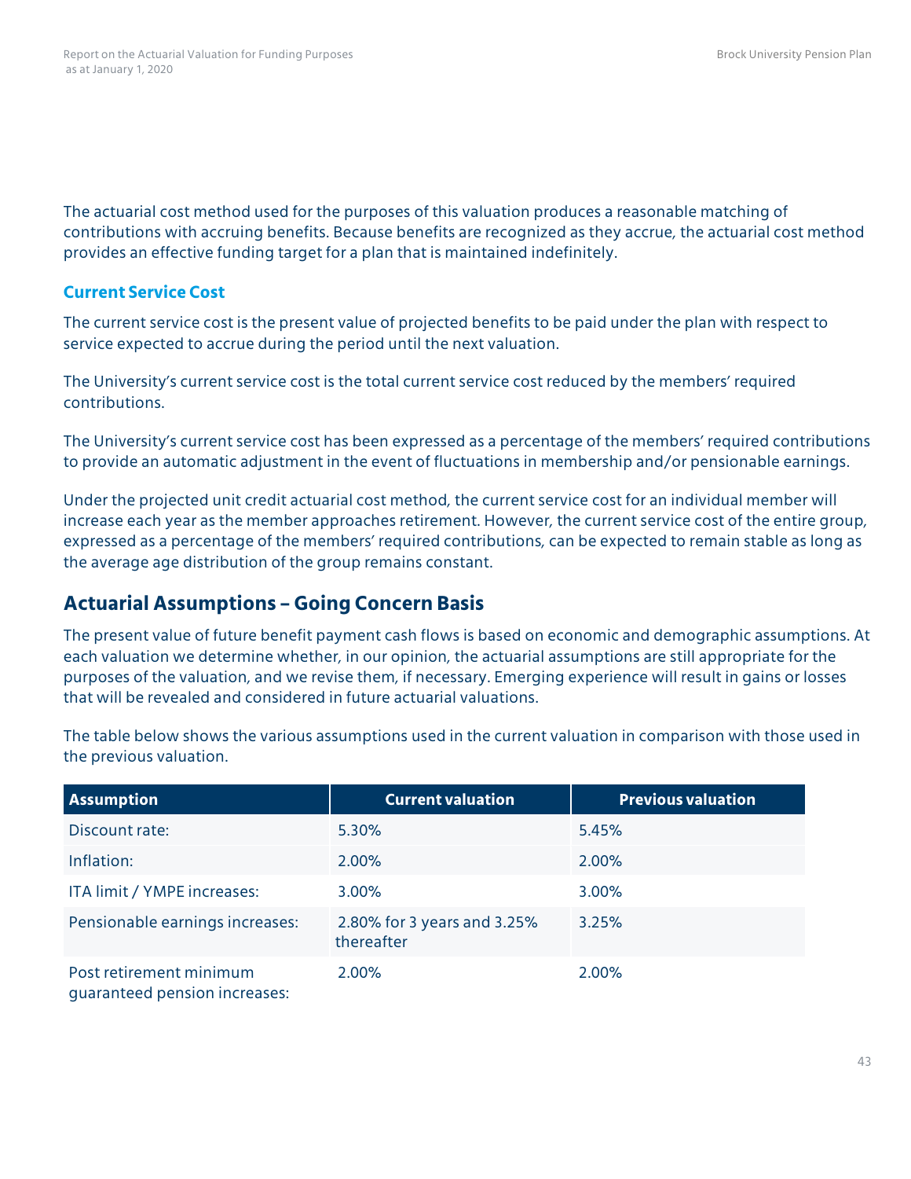The actuarial cost method used for the purposes of this valuation produces a reasonable matching of contributions with accruing benefits. Because benefits are recognized as they accrue, the actuarial cost method provides an effective funding target for a plan that is maintained indefinitely.

### Current Service Cost

The current service cost is the present value of projected benefits to be paid under the plan with respect to service expected to accrue during the period until the next valuation.

The University's current service cost is the total current service cost reduced by the members' required contributions.

The University's current service cost has been expressed as a percentage of the members' required contributions to provide an automatic adjustment in the event of fluctuations in membership and/or pensionable earnings.

Under the projected unit credit actuarial cost method, the current service cost for an individual member will increase each year as the member approaches retirement. However, the current service cost of the entire group, expressed as a percentage of the members' required contributions, can be expected to remain stable as long as the average age distribution of the group remains constant.

## Actuarial Assumptions – Going Concern Basis

The present value of future benefit payment cash flows is based on economic and demographic assumptions. At each valuation we determine whether, in our opinion, the actuarial assumptions are still appropriate for the purposes of the valuation, and we revise them, if necessary. Emerging experience will result in gains or losses that will be revealed and considered in future actuarial valuations.

The table below shows the various assumptions used in the current valuation in comparison with those used in the previous valuation.

| Assumption | Current valuation | Previous valuation |
|---|---|---|
| Discount rate: | 5.30% | 5.45% |
| Inflation: | 2.00% | 2.00% |
| ITA limit / YMPE increases: | 3.00% | 3.00% |
| Pensionable earnings increases: | 2.80% for 3 years and 3.25% thereafter | 3.25% |
| Post retirement minimum guaranteed pension increases: | 2.00% | 2.00% |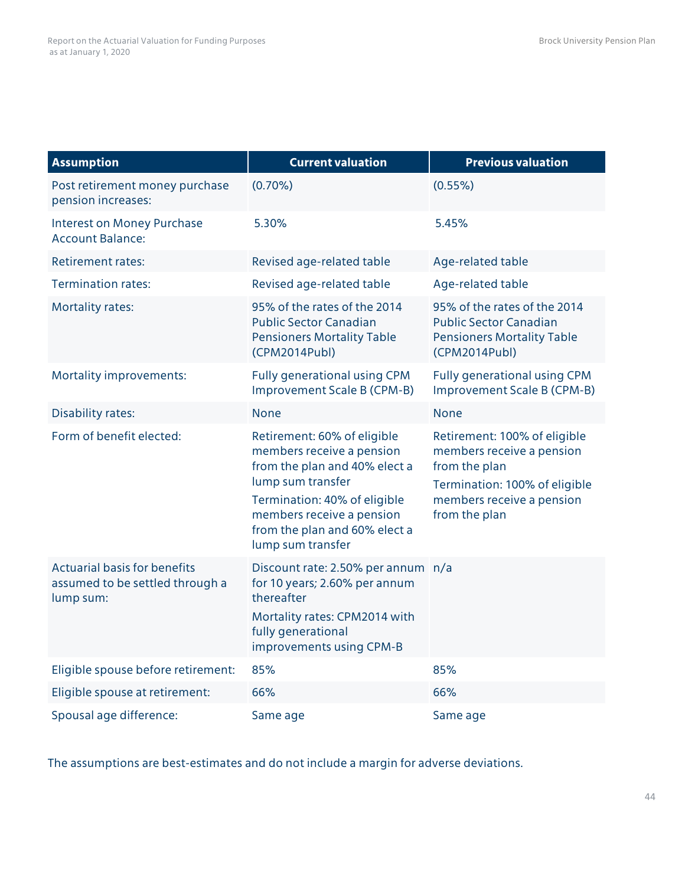| Assumption | Current valuation | Previous valuation |
|---|---|---|
| Post retirement money purchase pension increases: | (0.70%) | (0.55%) |
| Interest on Money Purchase Account Balance: | 5.30% | 5.45% |
| Retirement rates: | Revised age-related table | Age-related table |
| Termination rates: | Revised age-related table | Age-related table |
| Mortality rates: | 95% of the rates of the 2014 Public Sector Canadian Pensioners Mortality Table (CPM2014Publ) | 95% of the rates of the 2014 Public Sector Canadian Pensioners Mortality Table (CPM2014Publ) |
| Mortality improvements: | Fully generational using CPM Improvement Scale B (CPM-B) | Fully generational using CPM Improvement Scale B (CPM-B) |
| Disability rates: | None | None |
| Form of benefit elected: | Retirement: 60% of eligible members receive a pension from the plan and 40% elect a lump sum transfer<br>Termination: 40% of eligible members receive a pension from the plan and 60% elect a lump sum transfer | Retirement: 100% of eligible members receive a pension from the plan<br>Termination: 100% of eligible members receive a pension from the plan |
| Actuarial basis for benefits assumed to be settled through a lump sum: | Discount rate: 2.50% per annum for 10 years; 2.60% per annum thereafter<br>Mortality rates: CPM2014 with fully generational improvements using CPM-B | n/a |
| Eligible spouse before retirement: | 85% | 85% |
| Eligible spouse at retirement: | 66% | 66% |
| Spousal age difference: | Same age | Same age |

The assumptions are best-estimates and do not include a margin for adverse deviations.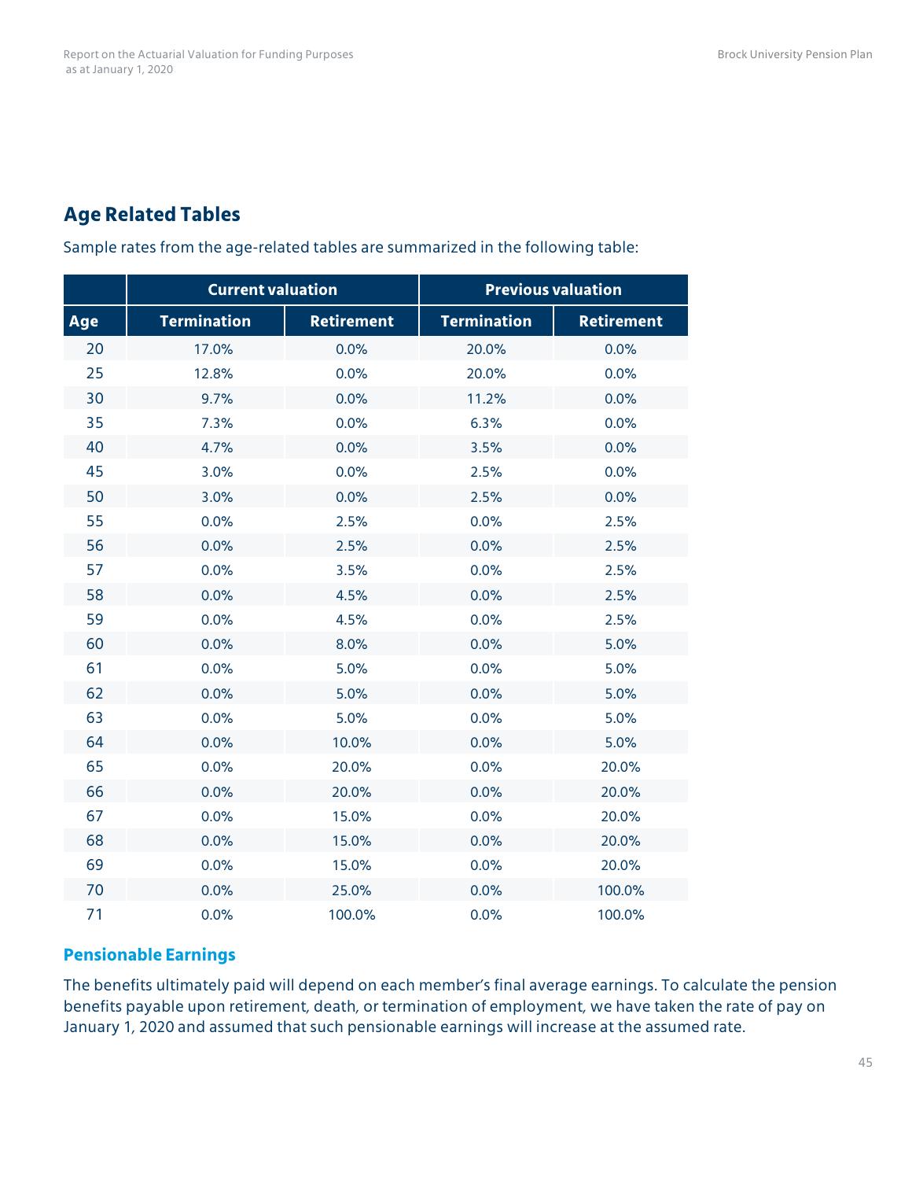## Age Related Tables

Sample rates from the age-related tables are summarized in the following table:

| | Current valuation | | Previous valuation | |
|---|---|---|---|---|
| **Age** | **Termination** | **Retirement** | **Termination** | **Retirement** |
| 20 | 17.0% | 0.0% | 20.0% | 0.0% |
| 25 | 12.8% | 0.0% | 20.0% | 0.0% |
| 30 | 9.7% | 0.0% | 11.2% | 0.0% |
| 35 | 7.3% | 0.0% | 6.3% | 0.0% |
| 40 | 4.7% | 0.0% | 3.5% | 0.0% |
| 45 | 3.0% | 0.0% | 2.5% | 0.0% |
| 50 | 3.0% | 0.0% | 2.5% | 0.0% |
| 55 | 0.0% | 2.5% | 0.0% | 2.5% |
| 56 | 0.0% | 2.5% | 0.0% | 2.5% |
| 57 | 0.0% | 3.5% | 0.0% | 2.5% |
| 58 | 0.0% | 4.5% | 0.0% | 2.5% |
| 59 | 0.0% | 4.5% | 0.0% | 2.5% |
| 60 | 0.0% | 8.0% | 0.0% | 5.0% |
| 61 | 0.0% | 5.0% | 0.0% | 5.0% |
| 62 | 0.0% | 5.0% | 0.0% | 5.0% |
| 63 | 0.0% | 5.0% | 0.0% | 5.0% |
| 64 | 0.0% | 10.0% | 0.0% | 5.0% |
| 65 | 0.0% | 20.0% | 0.0% | 20.0% |
| 66 | 0.0% | 20.0% | 0.0% | 20.0% |
| 67 | 0.0% | 15.0% | 0.0% | 20.0% |
| 68 | 0.0% | 15.0% | 0.0% | 20.0% |
| 69 | 0.0% | 15.0% | 0.0% | 20.0% |
| 70 | 0.0% | 25.0% | 0.0% | 100.0% |
| 71 | 0.0% | 100.0% | 0.0% | 100.0% |

### Pensionable Earnings

The benefits ultimately paid will depend on each member's final average earnings. To calculate the pension benefits payable upon retirement, death, or termination of employment, we have taken the rate of pay on January 1, 2020 and assumed that such pensionable earnings will increase at the assumed rate.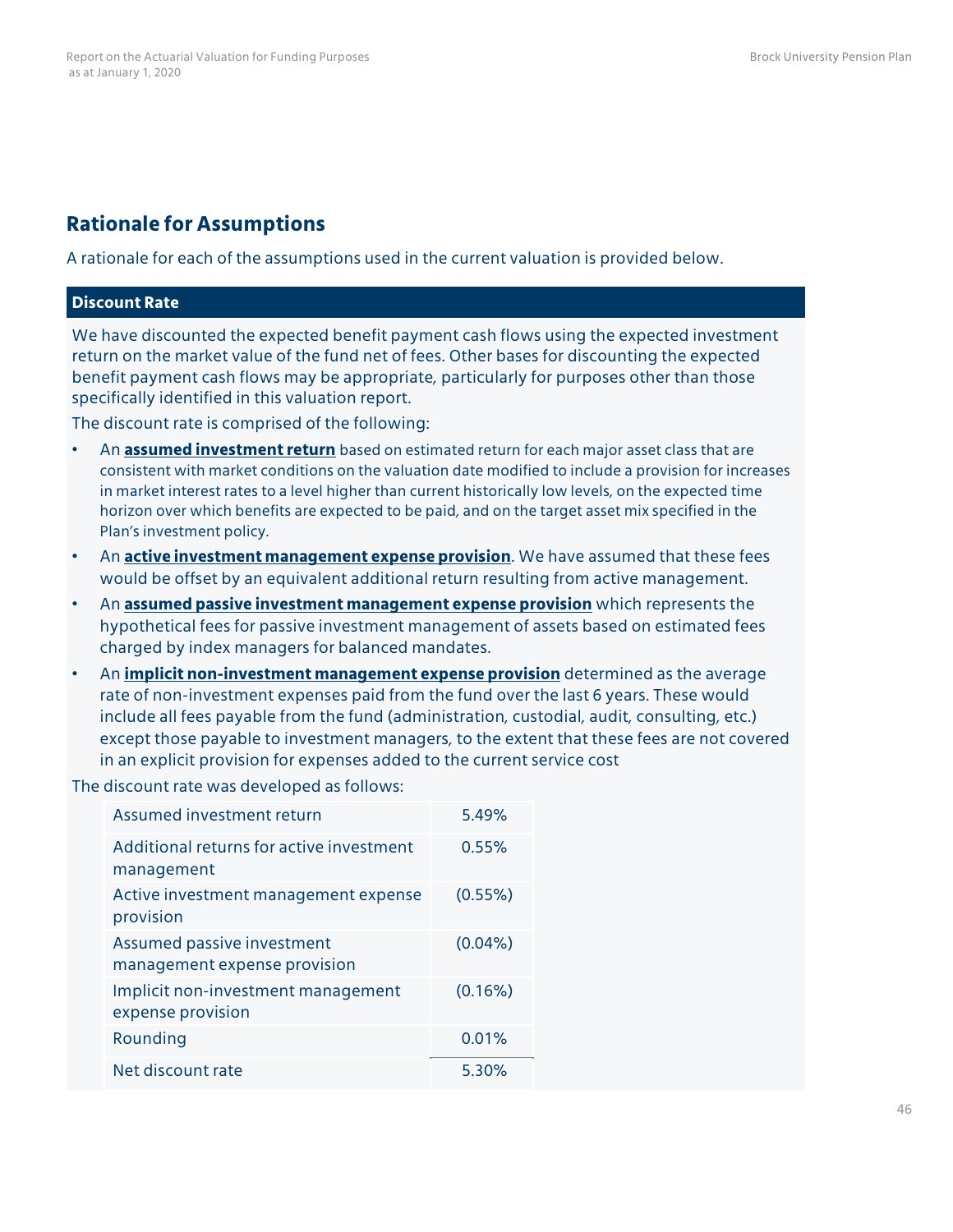## Rationale for Assumptions

A rationale for each of the assumptions used in the current valuation is provided below.

### Discount Rate

We have discounted the expected benefit payment cash flows using the expected investment return on the market value of the fund net of fees. Other bases for discounting the expected benefit payment cash flows may be appropriate, particularly for purposes other than those specifically identified in this valuation report.

The discount rate is comprised of the following:

- An **assumed investment return** based on estimated return for each major asset class that are consistent with market conditions on the valuation date modified to include a provision for increases in market interest rates to a level higher than current historically low levels, on the expected time horizon over which benefits are expected to be paid, and on the target asset mix specified in the Plan's investment policy.
- An **active investment management expense provision**. We have assumed that these fees would be offset by an equivalent additional return resulting from active management.
- An **assumed passive investment management expense provision** which represents the hypothetical fees for passive investment management of assets based on estimated fees charged by index managers for balanced mandates.
- An **implicit non-investment management expense provision** determined as the average rate of non-investment expenses paid from the fund over the last 6 years. These would include all fees payable from the fund (administration, custodial, audit, consulting, etc.) except those payable to investment managers, to the extent that these fees are not covered in an explicit provision for expenses added to the current service cost

The discount rate was developed as follows:

| | |
|---|---|
| Assumed investment return | 5.49% |
| Additional returns for active investment management | 0.55% |
| Active investment management expense provision | (0.55%) |
| Assumed passive investment management expense provision | (0.04%) |
| Implicit non-investment management expense provision | (0.16%) |
| Rounding | 0.01% |
| Net discount rate | 5.30% |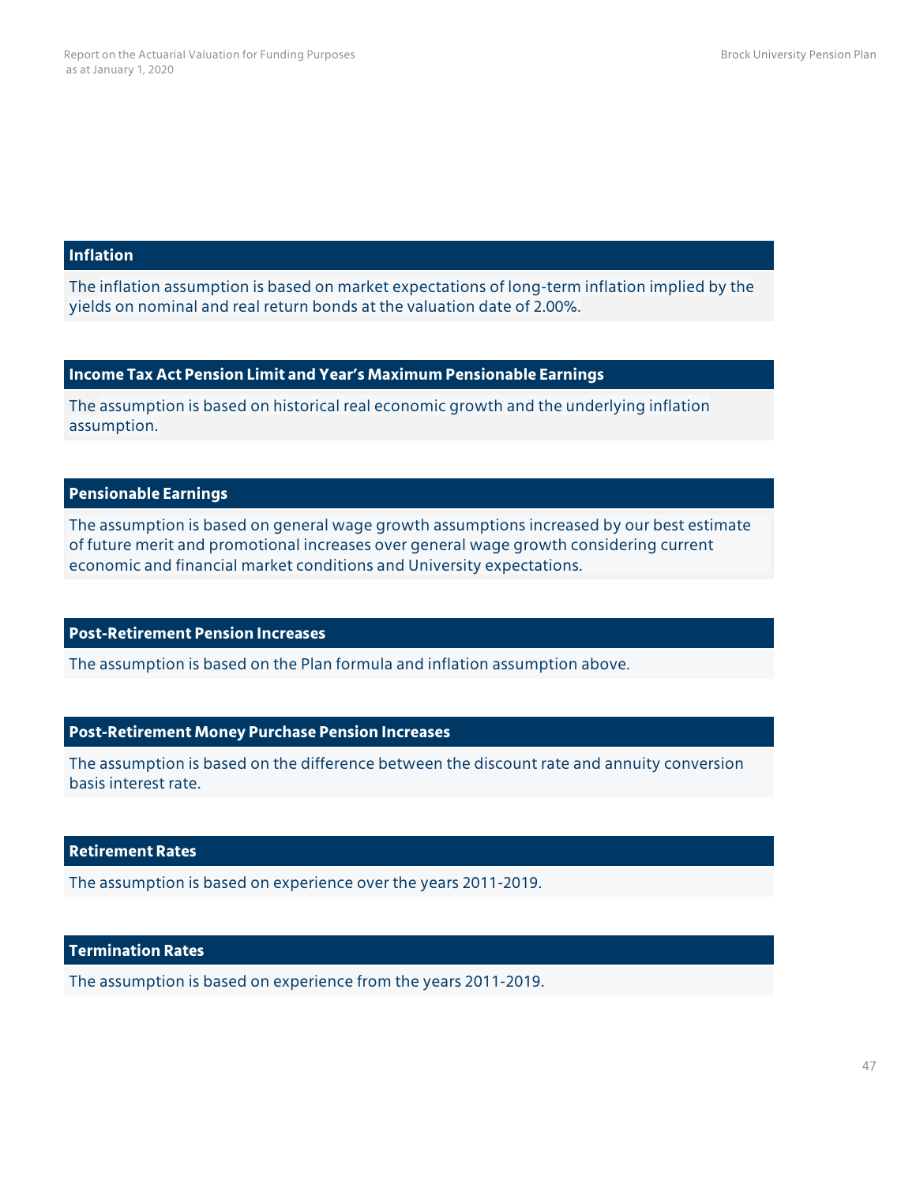### Inflation

The inflation assumption is based on market expectations of long-term inflation implied by the yields on nominal and real return bonds at the valuation date of 2.00%.

### Income Tax Act Pension Limit and Year's Maximum Pensionable Earnings

The assumption is based on historical real economic growth and the underlying inflation assumption.

### Pensionable Earnings

The assumption is based on general wage growth assumptions increased by our best estimate of future merit and promotional increases over general wage growth considering current economic and financial market conditions and University expectations.

### Post-Retirement Pension Increases

The assumption is based on the Plan formula and inflation assumption above.

### Post-Retirement Money Purchase Pension Increases

The assumption is based on the difference between the discount rate and annuity conversion basis interest rate.

### Retirement Rates

The assumption is based on experience over the years 2011-2019.

### Termination Rates

The assumption is based on experience from the years 2011-2019.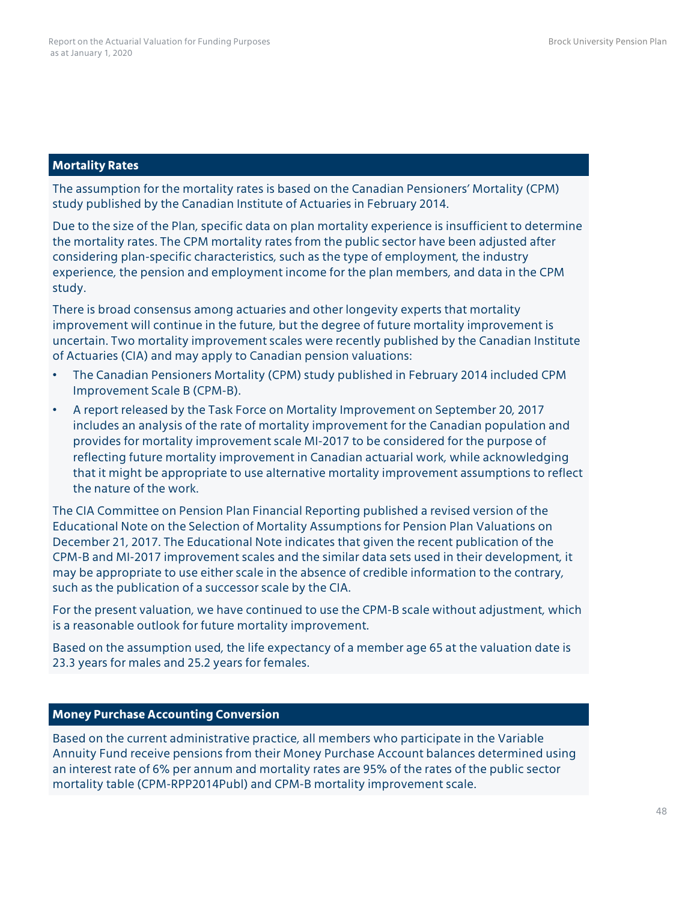## Mortality Rates

The assumption for the mortality rates is based on the Canadian Pensioners' Mortality (CPM) study published by the Canadian Institute of Actuaries in February 2014.

Due to the size of the Plan, specific data on plan mortality experience is insufficient to determine the mortality rates. The CPM mortality rates from the public sector have been adjusted after considering plan-specific characteristics, such as the type of employment, the industry experience, the pension and employment income for the plan members, and data in the CPM study.

There is broad consensus among actuaries and other longevity experts that mortality improvement will continue in the future, but the degree of future mortality improvement is uncertain. Two mortality improvement scales were recently published by the Canadian Institute of Actuaries (CIA) and may apply to Canadian pension valuations:

- The Canadian Pensioners Mortality (CPM) study published in February 2014 included CPM Improvement Scale B (CPM-B).
- A report released by the Task Force on Mortality Improvement on September 20, 2017 includes an analysis of the rate of mortality improvement for the Canadian population and provides for mortality improvement scale MI-2017 to be considered for the purpose of reflecting future mortality improvement in Canadian actuarial work, while acknowledging that it might be appropriate to use alternative mortality improvement assumptions to reflect the nature of the work.

The CIA Committee on Pension Plan Financial Reporting published a revised version of the Educational Note on the Selection of Mortality Assumptions for Pension Plan Valuations on December 21, 2017. The Educational Note indicates that given the recent publication of the CPM-B and MI-2017 improvement scales and the similar data sets used in their development, it may be appropriate to use either scale in the absence of credible information to the contrary, such as the publication of a successor scale by the CIA.

For the present valuation, we have continued to use the CPM-B scale without adjustment, which is a reasonable outlook for future mortality improvement.

Based on the assumption used, the life expectancy of a member age 65 at the valuation date is 23.3 years for males and 25.2 years for females.

## Money Purchase Accounting Conversion

Based on the current administrative practice, all members who participate in the Variable Annuity Fund receive pensions from their Money Purchase Account balances determined using an interest rate of 6% per annum and mortality rates are 95% of the rates of the public sector mortality table (CPM-RPP2014Publ) and CPM-B mortality improvement scale.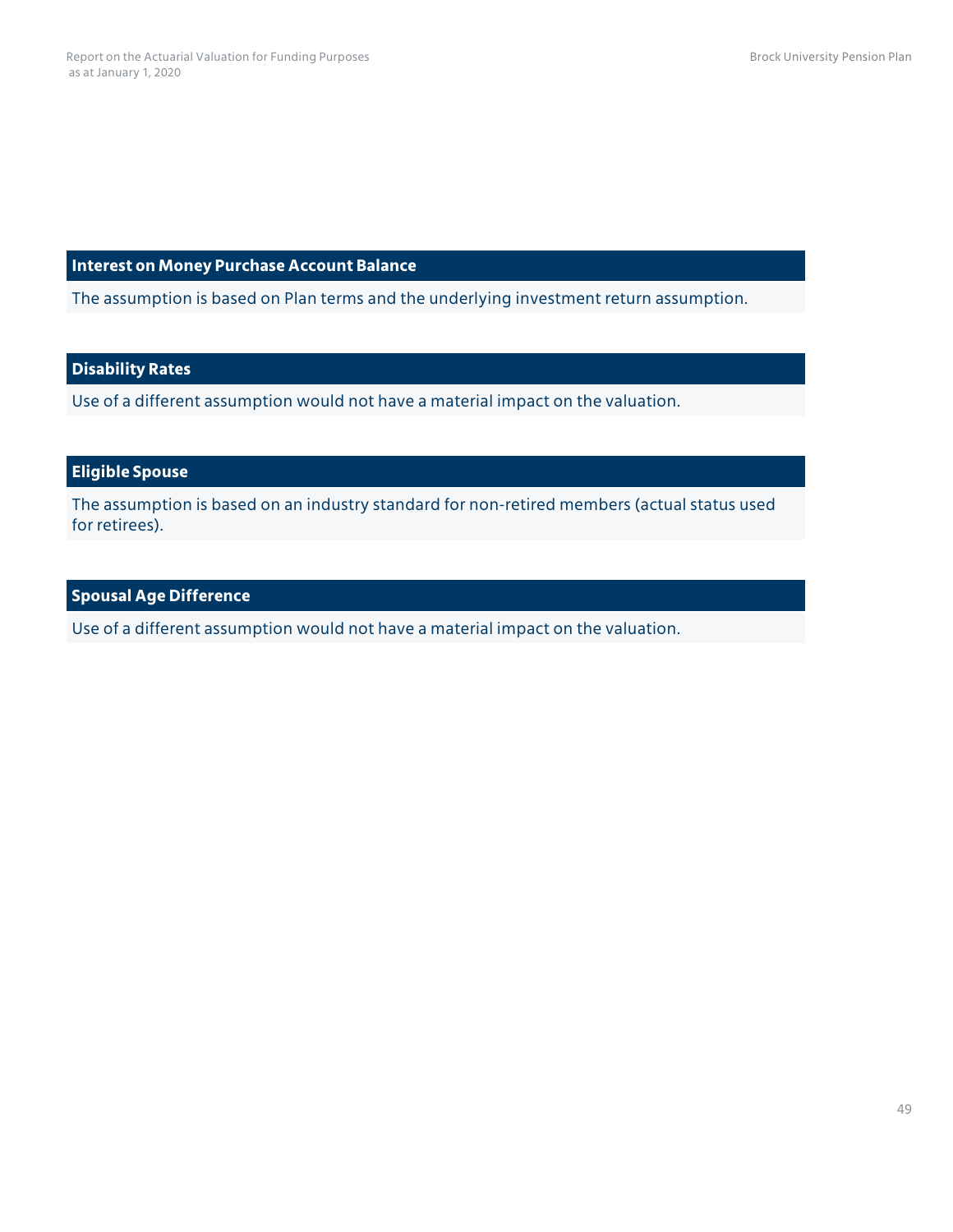### Interest on Money Purchase Account Balance

The assumption is based on Plan terms and the underlying investment return assumption.

### Disability Rates

Use of a different assumption would not have a material impact on the valuation.

### Eligible Spouse

The assumption is based on an industry standard for non-retired members (actual status used for retirees).

### Spousal Age Difference

Use of a different assumption would not have a material impact on the valuation.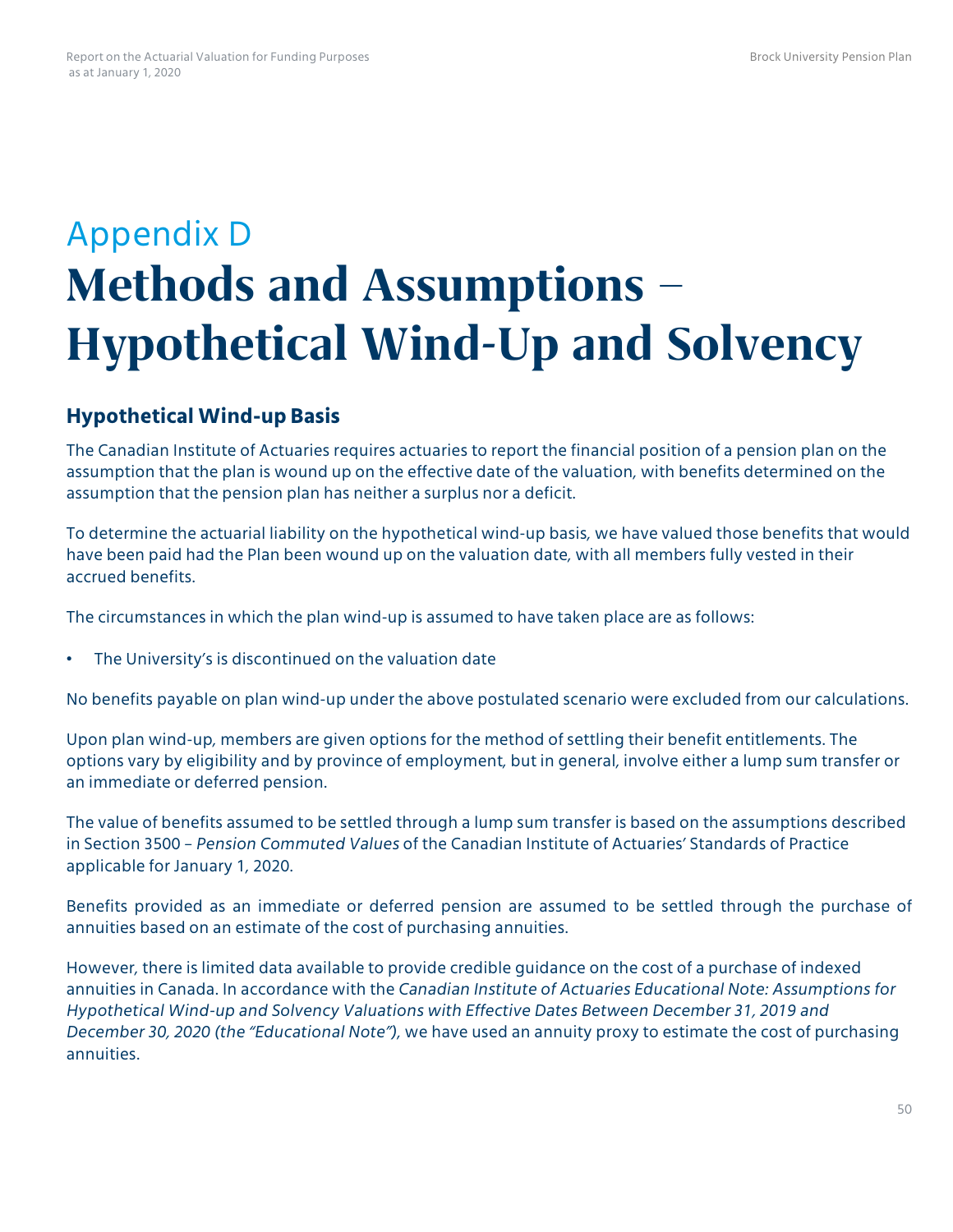# Appendix D

# Methods and Assumptions – Hypothetical Wind-Up and Solvency

## Hypothetical Wind-up Basis

The Canadian Institute of Actuaries requires actuaries to report the financial position of a pension plan on the assumption that the plan is wound up on the effective date of the valuation, with benefits determined on the assumption that the pension plan has neither a surplus nor a deficit.

To determine the actuarial liability on the hypothetical wind-up basis, we have valued those benefits that would have been paid had the Plan been wound up on the valuation date, with all members fully vested in their accrued benefits.

The circumstances in which the plan wind-up is assumed to have taken place are as follows:

- The University's is discontinued on the valuation date

No benefits payable on plan wind-up under the above postulated scenario were excluded from our calculations.

Upon plan wind-up, members are given options for the method of settling their benefit entitlements. The options vary by eligibility and by province of employment, but in general, involve either a lump sum transfer or an immediate or deferred pension.

The value of benefits assumed to be settled through a lump sum transfer is based on the assumptions described in Section 3500 – *Pension Commuted Values* of the Canadian Institute of Actuaries' Standards of Practice applicable for January 1, 2020.

Benefits provided as an immediate or deferred pension are assumed to be settled through the purchase of annuities based on an estimate of the cost of purchasing annuities.

However, there is limited data available to provide credible guidance on the cost of a purchase of indexed annuities in Canada. In accordance with the *Canadian Institute of Actuaries Educational Note: Assumptions for Hypothetical Wind-up and Solvency Valuations with Effective Dates Between December 31, 2019 and December 30, 2020 (the "Educational Note")*, we have used an annuity proxy to estimate the cost of purchasing annuities.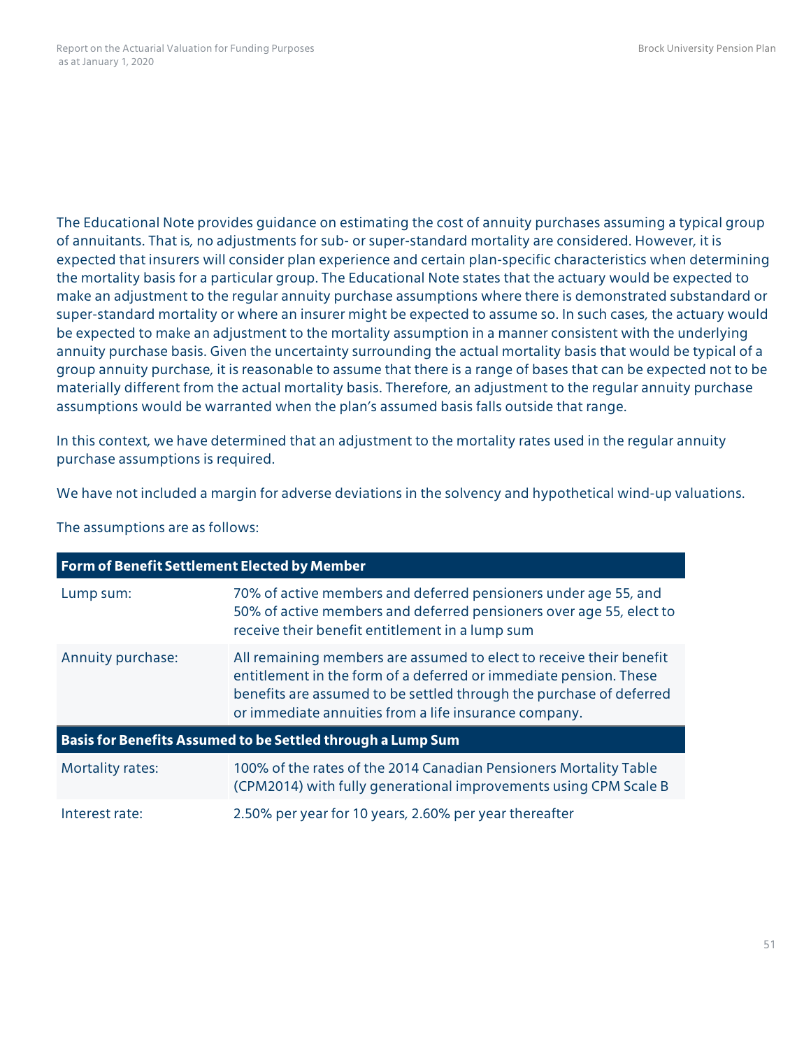The Educational Note provides guidance on estimating the cost of annuity purchases assuming a typical group of annuitants. That is, no adjustments for sub- or super-standard mortality are considered. However, it is expected that insurers will consider plan experience and certain plan-specific characteristics when determining the mortality basis for a particular group. The Educational Note states that the actuary would be expected to make an adjustment to the regular annuity purchase assumptions where there is demonstrated substandard or super-standard mortality or where an insurer might be expected to assume so. In such cases, the actuary would be expected to make an adjustment to the mortality assumption in a manner consistent with the underlying annuity purchase basis. Given the uncertainty surrounding the actual mortality basis that would be typical of a group annuity purchase, it is reasonable to assume that there is a range of bases that can be expected not to be materially different from the actual mortality basis. Therefore, an adjustment to the regular annuity purchase assumptions would be warranted when the plan's assumed basis falls outside that range.

In this context, we have determined that an adjustment to the mortality rates used in the regular annuity purchase assumptions is required.

We have not included a margin for adverse deviations in the solvency and hypothetical wind-up valuations.

The assumptions are as follows:

| **Form of Benefit Settlement Elected by Member** | |
|---|---|
| Lump sum: | 70% of active members and deferred pensioners under age 55, and 50% of active members and deferred pensioners over age 55, elect to receive their benefit entitlement in a lump sum |
| Annuity purchase: | All remaining members are assumed to elect to receive their benefit entitlement in the form of a deferred or immediate pension. These benefits are assumed to be settled through the purchase of deferred or immediate annuities from a life insurance company. |
| **Basis for Benefits Assumed to be Settled through a Lump Sum** | |
| Mortality rates: | 100% of the rates of the 2014 Canadian Pensioners Mortality Table (CPM2014) with fully generational improvements using CPM Scale B |
| Interest rate: | 2.50% per year for 10 years, 2.60% per year thereafter |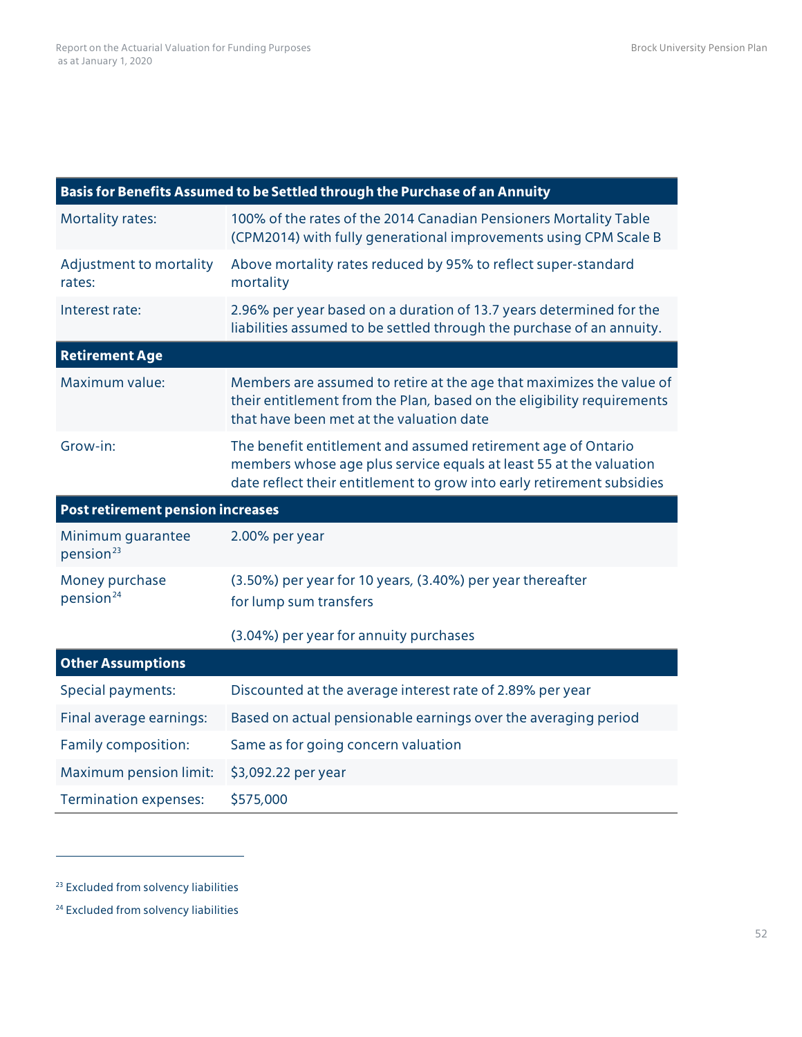| Basis for Benefits Assumed to be Settled through the Purchase of an Annuity | |
|---|---|
| Mortality rates: | 100% of the rates of the 2014 Canadian Pensioners Mortality Table (CPM2014) with fully generational improvements using CPM Scale B |
| Adjustment to mortality rates: | Above mortality rates reduced by 95% to reflect super-standard mortality |
| Interest rate: | 2.96% per year based on a duration of 13.7 years determined for the liabilities assumed to be settled through the purchase of an annuity. |
| **Retirement Age** | |
| Maximum value: | Members are assumed to retire at the age that maximizes the value of their entitlement from the Plan, based on the eligibility requirements that have been met at the valuation date |
| Grow-in: | The benefit entitlement and assumed retirement age of Ontario members whose age plus service equals at least 55 at the valuation date reflect their entitlement to grow into early retirement subsidies |
| **Post retirement pension increases** | |
| Minimum guarantee pension[23] | 2.00% per year |
| Money purchase pension[24] | (3.50%) per year for 10 years, (3.40%) per year thereafter for lump sum transfers<br><br>(3.04%) per year for annuity purchases |
| **Other Assumptions** | |
| Special payments: | Discounted at the average interest rate of 2.89% per year |
| Final average earnings: | Based on actual pensionable earnings over the averaging period |
| Family composition: | Same as for going concern valuation |
| Maximum pension limit: | $3,092.22 per year |
| Termination expenses: | $575,000 |

[23] Excluded from solvency liabilities

[24] Excluded from solvency liabilities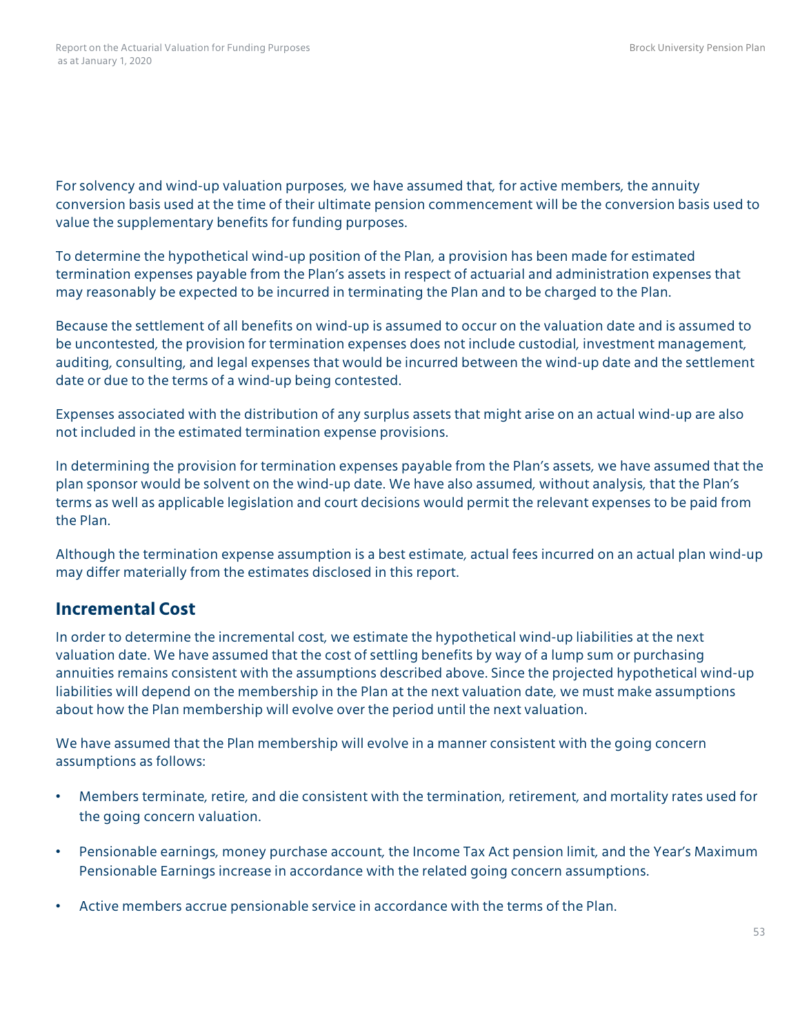For solvency and wind-up valuation purposes, we have assumed that, for active members, the annuity conversion basis used at the time of their ultimate pension commencement will be the conversion basis used to value the supplementary benefits for funding purposes.

To determine the hypothetical wind-up position of the Plan, a provision has been made for estimated termination expenses payable from the Plan's assets in respect of actuarial and administration expenses that may reasonably be expected to be incurred in terminating the Plan and to be charged to the Plan.

Because the settlement of all benefits on wind-up is assumed to occur on the valuation date and is assumed to be uncontested, the provision for termination expenses does not include custodial, investment management, auditing, consulting, and legal expenses that would be incurred between the wind-up date and the settlement date or due to the terms of a wind-up being contested.

Expenses associated with the distribution of any surplus assets that might arise on an actual wind-up are also not included in the estimated termination expense provisions.

In determining the provision for termination expenses payable from the Plan's assets, we have assumed that the plan sponsor would be solvent on the wind-up date. We have also assumed, without analysis, that the Plan's terms as well as applicable legislation and court decisions would permit the relevant expenses to be paid from the Plan.

Although the termination expense assumption is a best estimate, actual fees incurred on an actual plan wind-up may differ materially from the estimates disclosed in this report.

## Incremental Cost

In order to determine the incremental cost, we estimate the hypothetical wind-up liabilities at the next valuation date. We have assumed that the cost of settling benefits by way of a lump sum or purchasing annuities remains consistent with the assumptions described above. Since the projected hypothetical wind-up liabilities will depend on the membership in the Plan at the next valuation date, we must make assumptions about how the Plan membership will evolve over the period until the next valuation.

We have assumed that the Plan membership will evolve in a manner consistent with the going concern assumptions as follows:

- Members terminate, retire, and die consistent with the termination, retirement, and mortality rates used for the going concern valuation.
- Pensionable earnings, money purchase account, the Income Tax Act pension limit, and the Year's Maximum Pensionable Earnings increase in accordance with the related going concern assumptions.
- Active members accrue pensionable service in accordance with the terms of the Plan.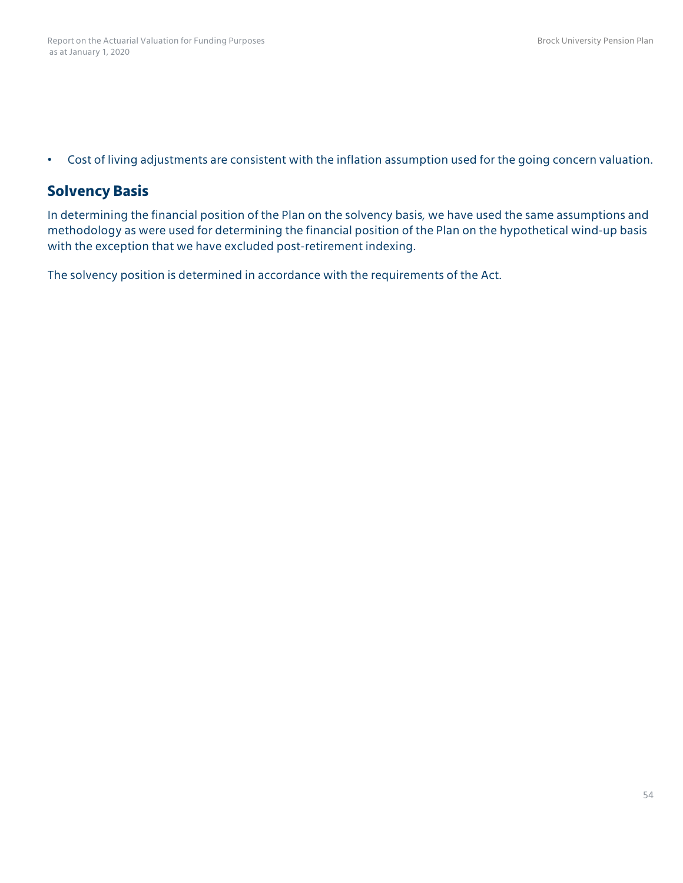- Cost of living adjustments are consistent with the inflation assumption used for the going concern valuation.

## Solvency Basis

In determining the financial position of the Plan on the solvency basis, we have used the same assumptions and methodology as were used for determining the financial position of the Plan on the hypothetical wind-up basis with the exception that we have excluded post-retirement indexing.

The solvency position is determined in accordance with the requirements of the Act.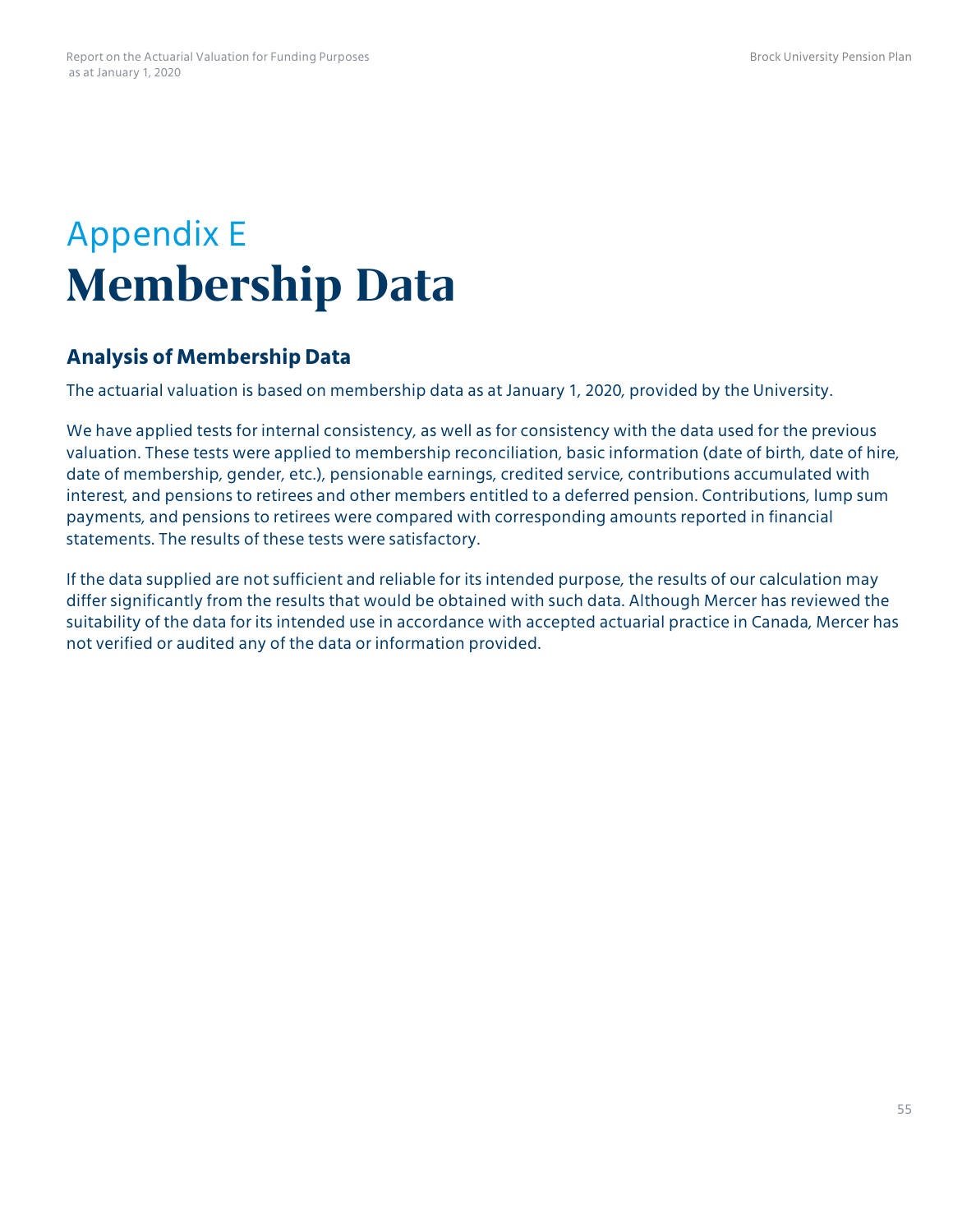# Appendix E
# Membership Data

## Analysis of Membership Data

The actuarial valuation is based on membership data as at January 1, 2020, provided by the University.

We have applied tests for internal consistency, as well as for consistency with the data used for the previous valuation. These tests were applied to membership reconciliation, basic information (date of birth, date of hire, date of membership, gender, etc.), pensionable earnings, credited service, contributions accumulated with interest, and pensions to retirees and other members entitled to a deferred pension. Contributions, lump sum payments, and pensions to retirees were compared with corresponding amounts reported in financial statements. The results of these tests were satisfactory.

If the data supplied are not sufficient and reliable for its intended purpose, the results of our calculation may differ significantly from the results that would be obtained with such data. Although Mercer has reviewed the suitability of the data for its intended use in accordance with accepted actuarial practice in Canada, Mercer has not verified or audited any of the data or information provided.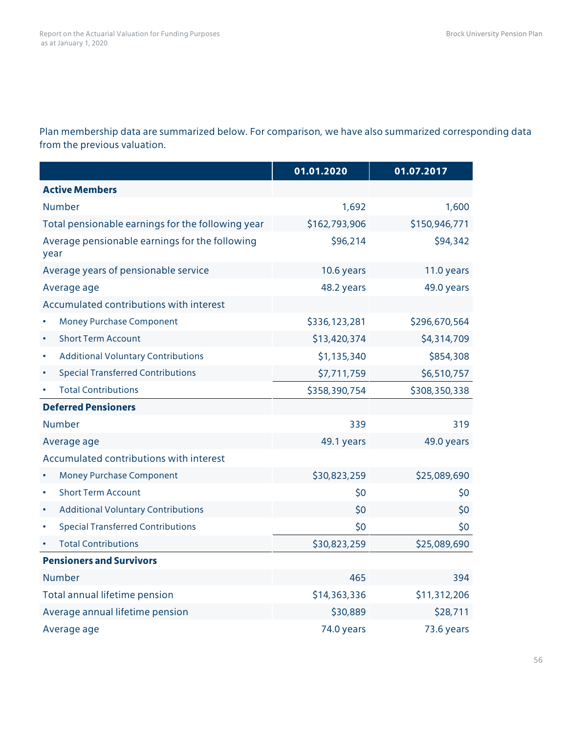Plan membership data are summarized below. For comparison, we have also summarized corresponding data from the previous valuation.

| | 01.01.2020 | 01.07.2017 |
|---|---|---|
| **Active Members** | | |
| Number | 1,692 | 1,600 |
| Total pensionable earnings for the following year | $162,793,906 | $150,946,771 |
| Average pensionable earnings for the following year | $96,214 | $94,342 |
| Average years of pensionable service | 10.6 years | 11.0 years |
| Average age | 48.2 years | 49.0 years |
| Accumulated contributions with interest | | |
| • Money Purchase Component | $336,123,281 | $296,670,564 |
| • Short Term Account | $13,420,374 | $4,314,709 |
| • Additional Voluntary Contributions | $1,135,340 | $854,308 |
| • Special Transferred Contributions | $7,711,759 | $6,510,757 |
| • Total Contributions | $358,390,754 | $308,350,338 |
| **Deferred Pensioners** | | |
| Number | 339 | 319 |
| Average age | 49.1 years | 49.0 years |
| Accumulated contributions with interest | | |
| • Money Purchase Component | $30,823,259 | $25,089,690 |
| • Short Term Account | $0 | $0 |
| • Additional Voluntary Contributions | $0 | $0 |
| • Special Transferred Contributions | $0 | $0 |
| • Total Contributions | $30,823,259 | $25,089,690 |
| **Pensioners and Survivors** | | |
| Number | 465 | 394 |
| Total annual lifetime pension | $14,363,336 | $11,312,206 |
| Average annual lifetime pension | $30,889 | $28,711 |
| Average age | 74.0 years | 73.6 years |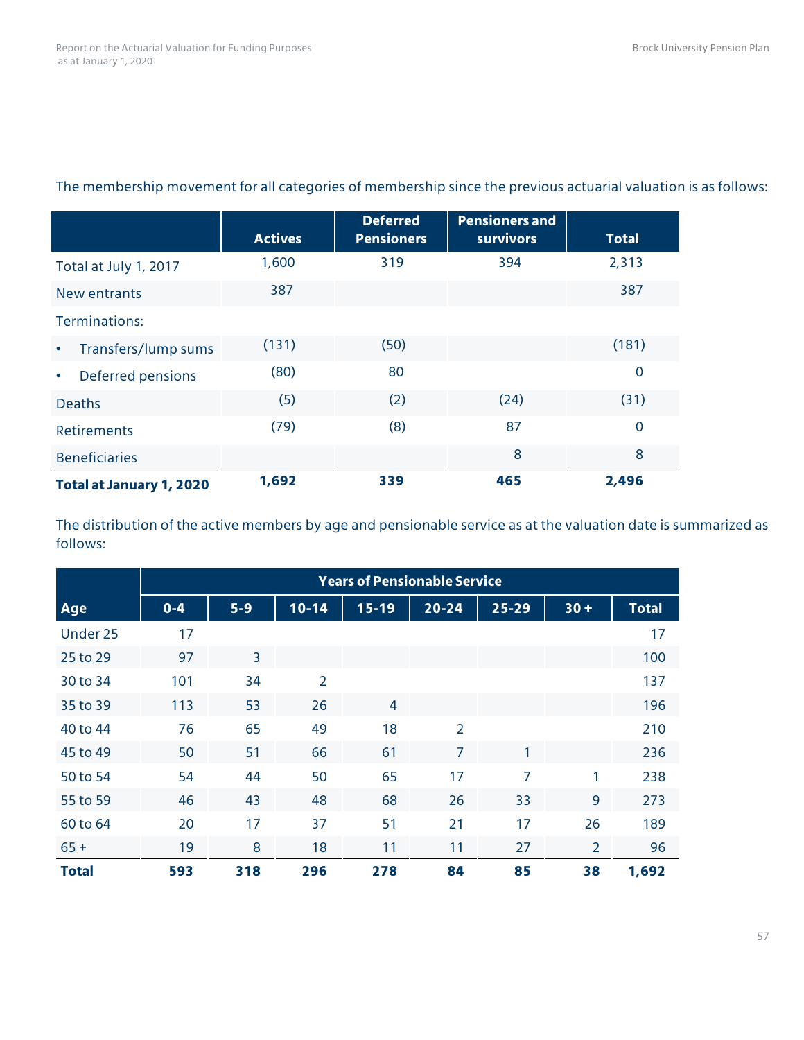The membership movement for all categories of membership since the previous actuarial valuation is as follows:

| | Actives | Deferred Pensioners | Pensioners and survivors | Total |
|---|---|---|---|---|
| Total at July 1, 2017 | 1,600 | 319 | 394 | 2,313 |
| New entrants | 387 | | | 387 |
| Terminations: | | | | |
| • Transfers/lump sums | (131) | (50) | | (181) |
| • Deferred pensions | (80) | 80 | | 0 |
| Deaths | (5) | (2) | (24) | (31) |
| Retirements | (79) | (8) | 87 | 0 |
| Beneficiaries | | | 8 | 8 |
| **Total at January 1, 2020** | **1,692** | **339** | **465** | **2,496** |

The distribution of the active members by age and pensionable service as at the valuation date is summarized as follows:

| | Years of Pensionable Service | | | | | | | |
|---|---|---|---|---|---|---|---|---|
| **Age** | **0-4** | **5-9** | **10-14** | **15-19** | **20-24** | **25-29** | **30 +** | **Total** |
| Under 25 | 17 | | | | | | | 17 |
| 25 to 29 | 97 | 3 | | | | | | 100 |
| 30 to 34 | 101 | 34 | 2 | | | | | 137 |
| 35 to 39 | 113 | 53 | 26 | 4 | | | | 196 |
| 40 to 44 | 76 | 65 | 49 | 18 | 2 | | | 210 |
| 45 to 49 | 50 | 51 | 66 | 61 | 7 | 1 | | 236 |
| 50 to 54 | 54 | 44 | 50 | 65 | 17 | 7 | 1 | 238 |
| 55 to 59 | 46 | 43 | 48 | 68 | 26 | 33 | 9 | 273 |
| 60 to 64 | 20 | 17 | 37 | 51 | 21 | 17 | 26 | 189 |
| 65 + | 19 | 8 | 18 | 11 | 11 | 27 | 2 | 96 |
| **Total** | **593** | **318** | **296** | **278** | **84** | **85** | **38** | **1,692** |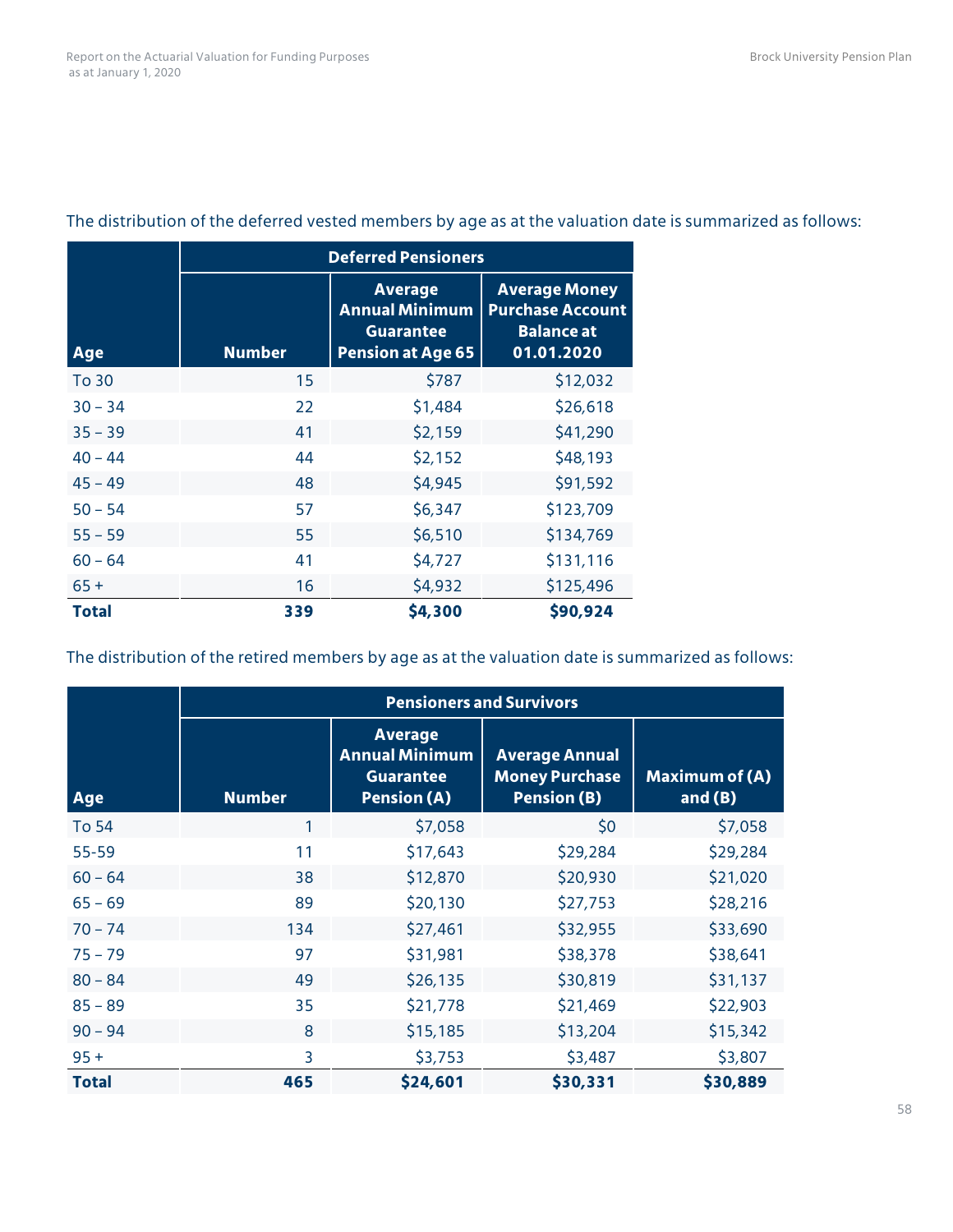The distribution of the deferred vested members by age as at the valuation date is summarized as follows:

| Age | Deferred Pensioners | | |
|---|---|---|---|
| | **Number** | **Average Annual Minimum Guarantee Pension at Age 65** | **Average Money Purchase Account Balance at 01.01.2020** |
| To 30 | 15 | $787 | $12,032 |
| 30 – 34 | 22 | $1,484 | $26,618 |
| 35 – 39 | 41 | $2,159 | $41,290 |
| 40 – 44 | 44 | $2,152 | $48,193 |
| 45 – 49 | 48 | $4,945 | $91,592 |
| 50 – 54 | 57 | $6,347 | $123,709 |
| 55 – 59 | 55 | $6,510 | $134,769 |
| 60 – 64 | 41 | $4,727 | $131,116 |
| 65 + | 16 | $4,932 | $125,496 |
| **Total** | **339** | **$4,300** | **$90,924** |

The distribution of the retired members by age as at the valuation date is summarized as follows:

| Age | Pensioners and Survivors | | | |
|---|---|---|---|---|
| | **Number** | **Average Annual Minimum Guarantee Pension (A)** | **Average Annual Money Purchase Pension (B)** | **Maximum of (A) and (B)** |
| To 54 | 1 | $7,058 | $0 | $7,058 |
| 55-59 | 11 | $17,643 | $29,284 | $29,284 |
| 60 – 64 | 38 | $12,870 | $20,930 | $21,020 |
| 65 – 69 | 89 | $20,130 | $27,753 | $28,216 |
| 70 – 74 | 134 | $27,461 | $32,955 | $33,690 |
| 75 – 79 | 97 | $31,981 | $38,378 | $38,641 |
| 80 – 84 | 49 | $26,135 | $30,819 | $31,137 |
| 85 – 89 | 35 | $21,778 | $21,469 | $22,903 |
| 90 – 94 | 8 | $15,185 | $13,204 | $15,342 |
| 95 + | 3 | $3,753 | $3,487 | $3,807 |
| **Total** | **465** | **$24,601** | **$30,331** | **$30,889** |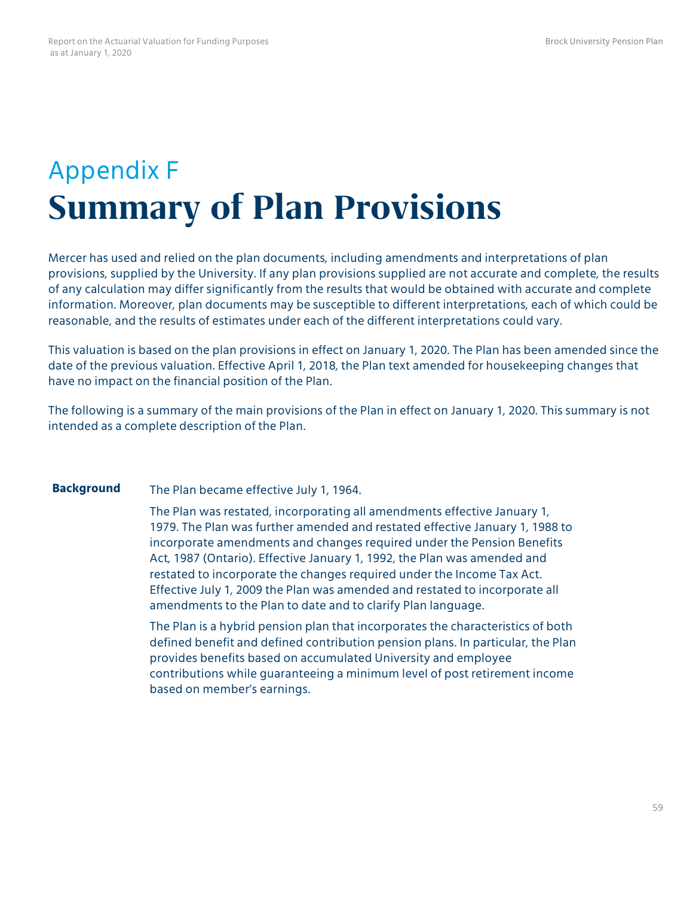# Appendix F

# Summary of Plan Provisions

Mercer has used and relied on the plan documents, including amendments and interpretations of plan provisions, supplied by the University. If any plan provisions supplied are not accurate and complete, the results of any calculation may differ significantly from the results that would be obtained with accurate and complete information. Moreover, plan documents may be susceptible to different interpretations, each of which could be reasonable, and the results of estimates under each of the different interpretations could vary.

This valuation is based on the plan provisions in effect on January 1, 2020. The Plan has been amended since the date of the previous valuation. Effective April 1, 2018, the Plan text amended for housekeeping changes that have no impact on the financial position of the Plan.

The following is a summary of the main provisions of the Plan in effect on January 1, 2020. This summary is not intended as a complete description of the Plan.

**Background**

The Plan became effective July 1, 1964.

The Plan was restated, incorporating all amendments effective January 1, 1979. The Plan was further amended and restated effective January 1, 1988 to incorporate amendments and changes required under the Pension Benefits Act, 1987 (Ontario). Effective January 1, 1992, the Plan was amended and restated to incorporate the changes required under the Income Tax Act. Effective July 1, 2009 the Plan was amended and restated to incorporate all amendments to the Plan to date and to clarify Plan language.

The Plan is a hybrid pension plan that incorporates the characteristics of both defined benefit and defined contribution pension plans. In particular, the Plan provides benefits based on accumulated University and employee contributions while guaranteeing a minimum level of post retirement income based on member's earnings.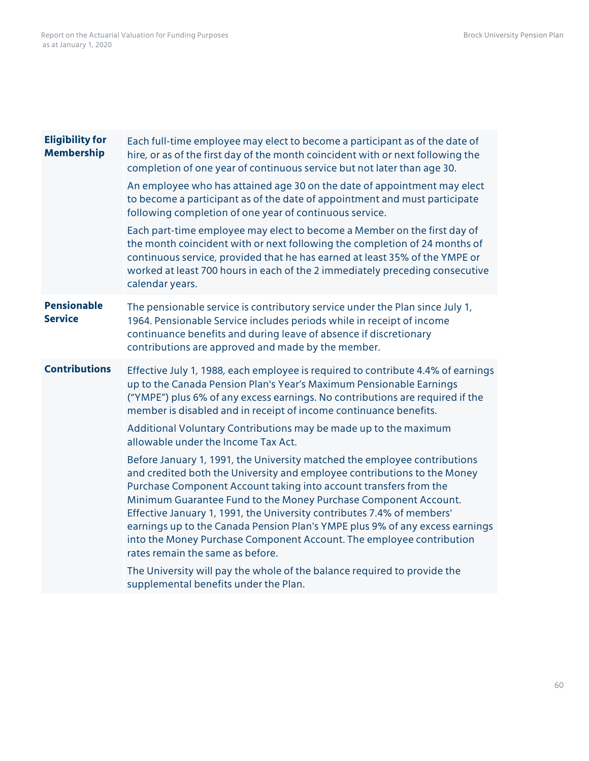| | |
|---|---|
| **Eligibility for Membership** | Each full-time employee may elect to become a participant as of the date of hire, or as of the first day of the month coincident with or next following the completion of one year of continuous service but not later than age 30.<br><br>An employee who has attained age 30 on the date of appointment may elect to become a participant as of the date of appointment and must participate following completion of one year of continuous service.<br><br>Each part-time employee may elect to become a Member on the first day of the month coincident with or next following the completion of 24 months of continuous service, provided that he has earned at least 35% of the YMPE or worked at least 700 hours in each of the 2 immediately preceding consecutive calendar years. |
| **Pensionable Service** | The pensionable service is contributory service under the Plan since July 1, 1964. Pensionable Service includes periods while in receipt of income continuance benefits and during leave of absence if discretionary contributions are approved and made by the member. |
| **Contributions** | Effective July 1, 1988, each employee is required to contribute 4.4% of earnings up to the Canada Pension Plan's Year's Maximum Pensionable Earnings ("YMPE") plus 6% of any excess earnings. No contributions are required if the member is disabled and in receipt of income continuance benefits.<br><br>Additional Voluntary Contributions may be made up to the maximum allowable under the Income Tax Act.<br><br>Before January 1, 1991, the University matched the employee contributions and credited both the University and employee contributions to the Money Purchase Component Account taking into account transfers from the Minimum Guarantee Fund to the Money Purchase Component Account. Effective January 1, 1991, the University contributes 7.4% of members' earnings up to the Canada Pension Plan's YMPE plus 9% of any excess earnings into the Money Purchase Component Account. The employee contribution rates remain the same as before.<br><br>The University will pay the whole of the balance required to provide the supplemental benefits under the Plan. |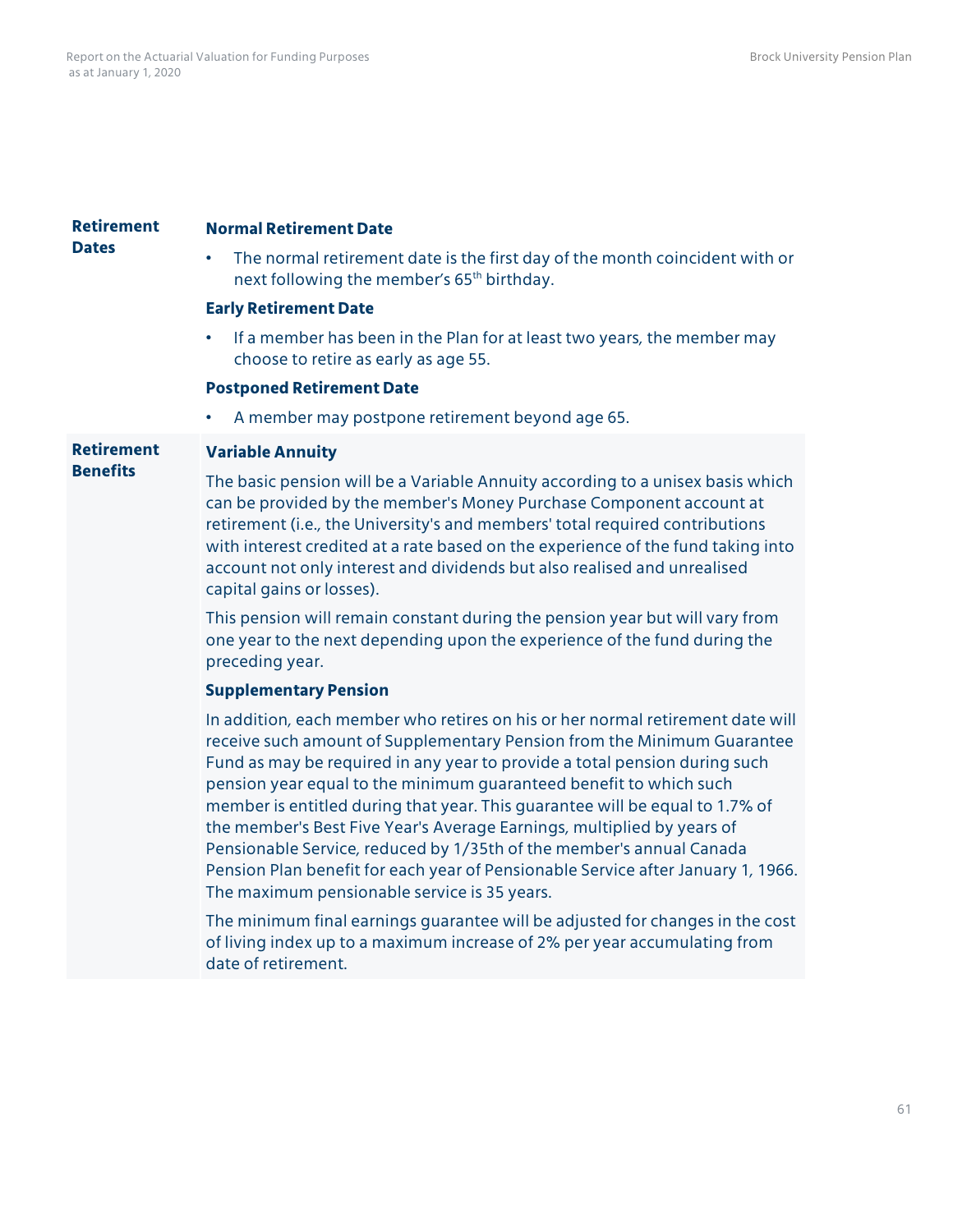| | |
|---|---|
| **Retirement Dates** | **Normal Retirement Date**<br>• The normal retirement date is the first day of the month coincident with or next following the member's 65th birthday.<br>**Early Retirement Date**<br>• If a member has been in the Plan for at least two years, the member may choose to retire as early as age 55.<br>**Postponed Retirement Date**<br>• A member may postpone retirement beyond age 65. |
| **Retirement Benefits** | **Variable Annuity**<br>The basic pension will be a Variable Annuity according to a unisex basis which can be provided by the member's Money Purchase Component account at retirement (i.e., the University's and members' total required contributions with interest credited at a rate based on the experience of the fund taking into account not only interest and dividends but also realised and unrealised capital gains or losses).<br>This pension will remain constant during the pension year but will vary from one year to the next depending upon the experience of the fund during the preceding year.<br>**Supplementary Pension**<br>In addition, each member who retires on his or her normal retirement date will receive such amount of Supplementary Pension from the Minimum Guarantee Fund as may be required in any year to provide a total pension during such pension year equal to the minimum guaranteed benefit to which such member is entitled during that year. This guarantee will be equal to 1.7% of the member's Best Five Year's Average Earnings, multiplied by years of Pensionable Service, reduced by 1/35th of the member's annual Canada Pension Plan benefit for each year of Pensionable Service after January 1, 1966. The maximum pensionable service is 35 years.<br>The minimum final earnings guarantee will be adjusted for changes in the cost of living index up to a maximum increase of 2% per year accumulating from date of retirement. |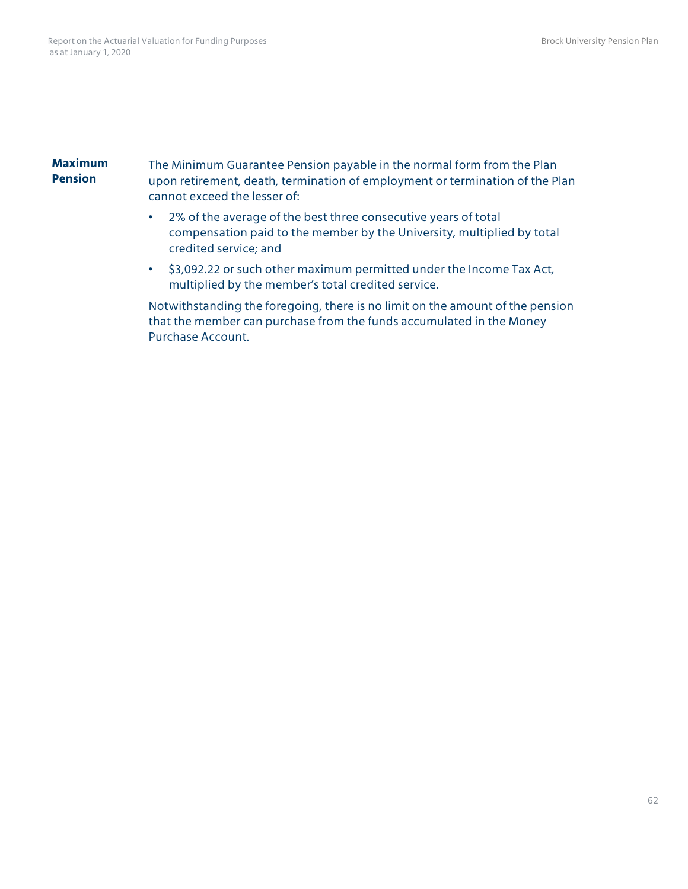**Maximum Pension**

The Minimum Guarantee Pension payable in the normal form from the Plan upon retirement, death, termination of employment or termination of the Plan cannot exceed the lesser of:

- 2% of the average of the best three consecutive years of total compensation paid to the member by the University, multiplied by total credited service; and
- $3,092.22 or such other maximum permitted under the Income Tax Act, multiplied by the member's total credited service.

Notwithstanding the foregoing, there is no limit on the amount of the pension that the member can purchase from the funds accumulated in the Money Purchase Account.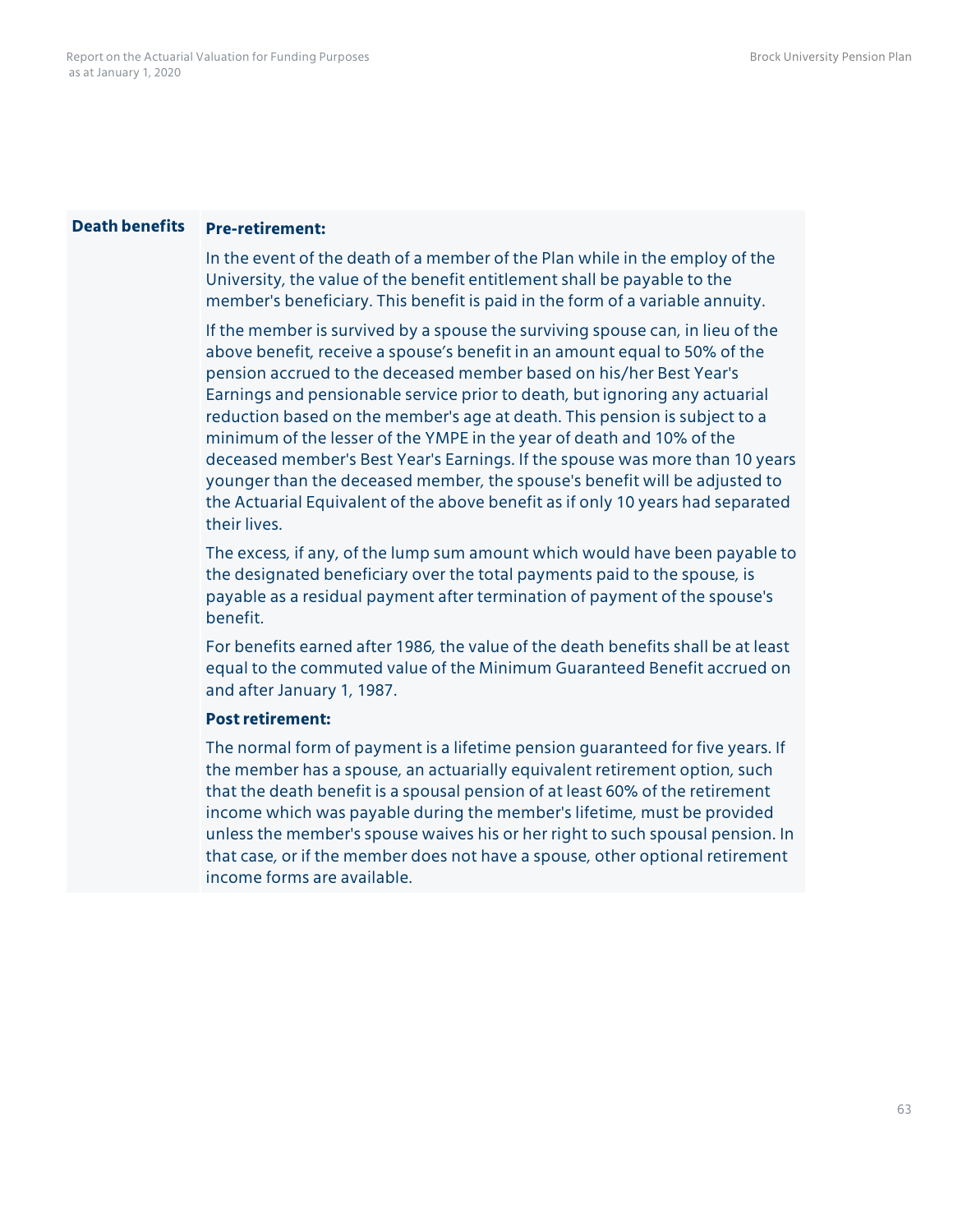| Death benefits | **Pre-retirement:**<br><br>In the event of the death of a member of the Plan while in the employ of the University, the value of the benefit entitlement shall be payable to the member's beneficiary. This benefit is paid in the form of a variable annuity.<br><br>If the member is survived by a spouse the surviving spouse can, in lieu of the above benefit, receive a spouse's benefit in an amount equal to 50% of the pension accrued to the deceased member based on his/her Best Year's Earnings and pensionable service prior to death, but ignoring any actuarial reduction based on the member's age at death. This pension is subject to a minimum of the lesser of the YMPE in the year of death and 10% of the deceased member's Best Year's Earnings. If the spouse was more than 10 years younger than the deceased member, the spouse's benefit will be adjusted to the Actuarial Equivalent of the above benefit as if only 10 years had separated their lives.<br><br>The excess, if any, of the lump sum amount which would have been payable to the designated beneficiary over the total payments paid to the spouse, is payable as a residual payment after termination of payment of the spouse's benefit.<br><br>For benefits earned after 1986, the value of the death benefits shall be at least equal to the commuted value of the Minimum Guaranteed Benefit accrued on and after January 1, 1987.<br><br>**Post retirement:**<br><br>The normal form of payment is a lifetime pension guaranteed for five years. If the member has a spouse, an actuarially equivalent retirement option, such that the death benefit is a spousal pension of at least 60% of the retirement income which was payable during the member's lifetime, must be provided unless the member's spouse waives his or her right to such spousal pension. In that case, or if the member does not have a spouse, other optional retirement income forms are available. |
|---|---|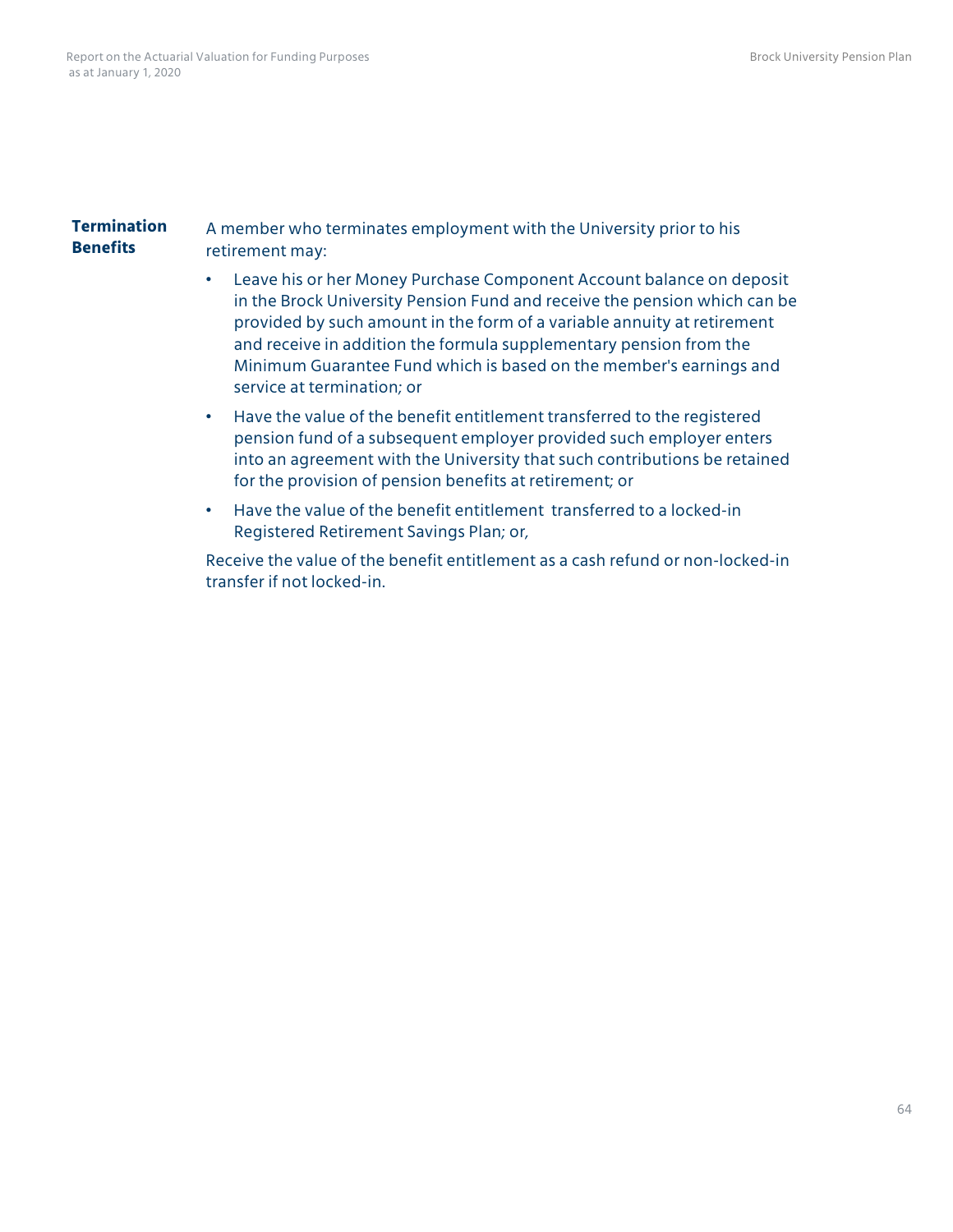**Termination Benefits**

A member who terminates employment with the University prior to his retirement may:

- Leave his or her Money Purchase Component Account balance on deposit in the Brock University Pension Fund and receive the pension which can be provided by such amount in the form of a variable annuity at retirement and receive in addition the formula supplementary pension from the Minimum Guarantee Fund which is based on the member's earnings and service at termination; or
- Have the value of the benefit entitlement transferred to the registered pension fund of a subsequent employer provided such employer enters into an agreement with the University that such contributions be retained for the provision of pension benefits at retirement; or
- Have the value of the benefit entitlement transferred to a locked-in Registered Retirement Savings Plan; or,

Receive the value of the benefit entitlement as a cash refund or non-locked-in transfer if not locked-in.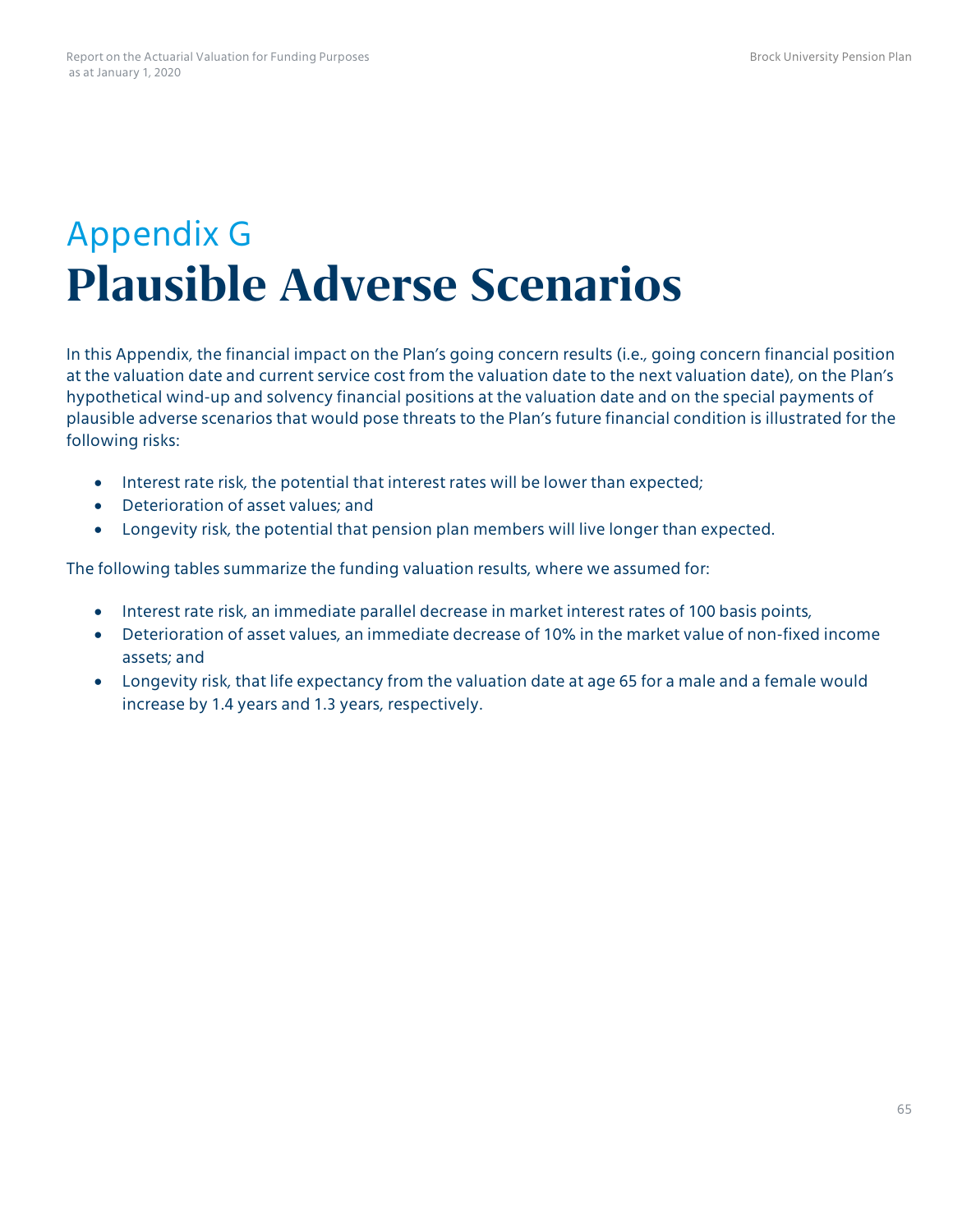# Appendix G

# Plausible Adverse Scenarios

In this Appendix, the financial impact on the Plan's going concern results (i.e., going concern financial position at the valuation date and current service cost from the valuation date to the next valuation date), on the Plan's hypothetical wind-up and solvency financial positions at the valuation date and on the special payments of plausible adverse scenarios that would pose threats to the Plan's future financial condition is illustrated for the following risks:

- Interest rate risk, the potential that interest rates will be lower than expected;
- Deterioration of asset values; and
- Longevity risk, the potential that pension plan members will live longer than expected.

The following tables summarize the funding valuation results, where we assumed for:

- Interest rate risk, an immediate parallel decrease in market interest rates of 100 basis points,
- Deterioration of asset values, an immediate decrease of 10% in the market value of non-fixed income assets; and
- Longevity risk, that life expectancy from the valuation date at age 65 for a male and a female would increase by 1.4 years and 1.3 years, respectively.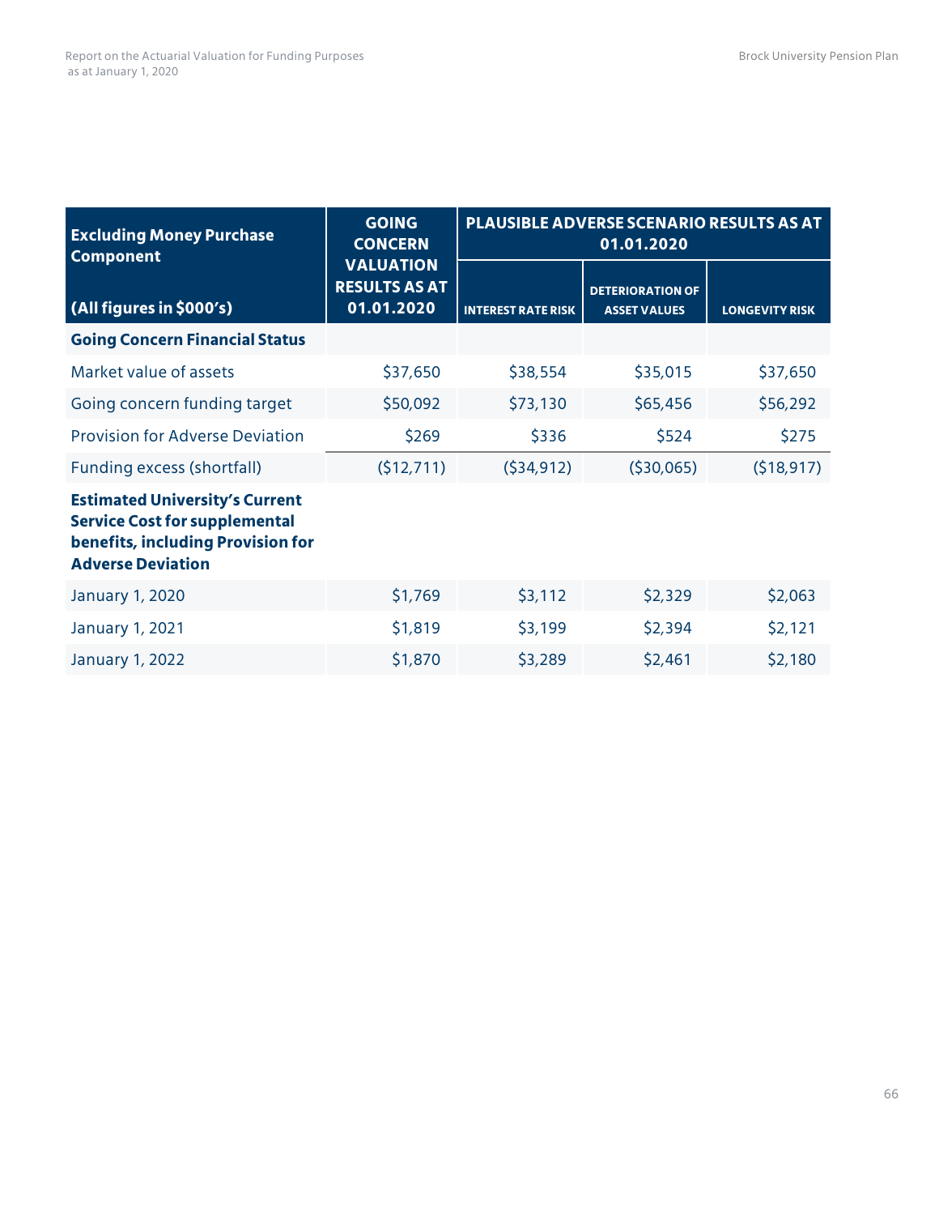| Excluding Money Purchase Component<br><br>(All figures in $000's) | GOING CONCERN VALUATION RESULTS AS AT 01.01.2020 | PLAUSIBLE ADVERSE SCENARIO RESULTS AS AT 01.01.2020 | | |
|---|---|---|---|---|
| | | INTEREST RATE RISK | DETERIORATION OF ASSET VALUES | LONGEVITY RISK |
| **Going Concern Financial Status** | | | | |
| Market value of assets | $37,650 | $38,554 | $35,015 | $37,650 |
| Going concern funding target | $50,092 | $73,130 | $65,456 | $56,292 |
| Provision for Adverse Deviation | $269 | $336 | $524 | $275 |
| Funding excess (shortfall) | ($12,711) | ($34,912) | ($30,065) | ($18,917) |
| **Estimated University's Current Service Cost for supplemental benefits, including Provision for Adverse Deviation** | | | | |
| January 1, 2020 | $1,769 | $3,112 | $2,329 | $2,063 |
| January 1, 2021 | $1,819 | $3,199 | $2,394 | $2,121 |
| January 1, 2022 | $1,870 | $3,289 | $2,461 | $2,180 |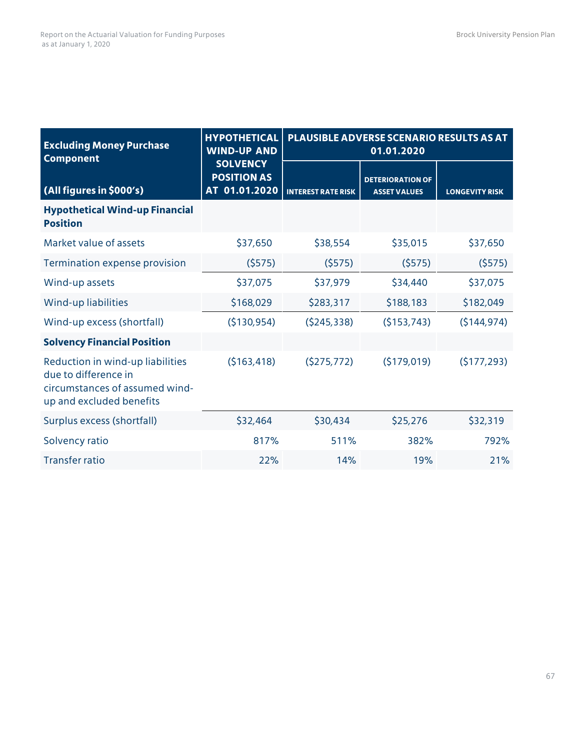| Excluding Money Purchase Component<br><br>(All figures in $000's) | HYPOTHETICAL WIND-UP AND SOLVENCY POSITION AS AT 01.01.2020 | PLAUSIBLE ADVERSE SCENARIO RESULTS AS AT 01.01.2020 | | |
|---|---|---|---|---|
| | | INTEREST RATE RISK | DETERIORATION OF ASSET VALUES | LONGEVITY RISK |
| **Hypothetical Wind-up Financial Position** | | | | |
| Market value of assets | $37,650 | $38,554 | $35,015 | $37,650 |
| Termination expense provision | ($575) | ($575) | ($575) | ($575) |
| Wind-up assets | $37,075 | $37,979 | $34,440 | $37,075 |
| Wind-up liabilities | $168,029 | $283,317 | $188,183 | $182,049 |
| Wind-up excess (shortfall) | ($130,954) | ($245,338) | ($153,743) | ($144,974) |
| **Solvency Financial Position** | | | | |
| Reduction in wind-up liabilities due to difference in circumstances of assumed wind-up and excluded benefits | ($163,418) | ($275,772) | ($179,019) | ($177,293) |
| Surplus excess (shortfall) | $32,464 | $30,434 | $25,276 | $32,319 |
| Solvency ratio | 817% | 511% | 382% | 792% |
| Transfer ratio | 22% | 14% | 19% | 21% |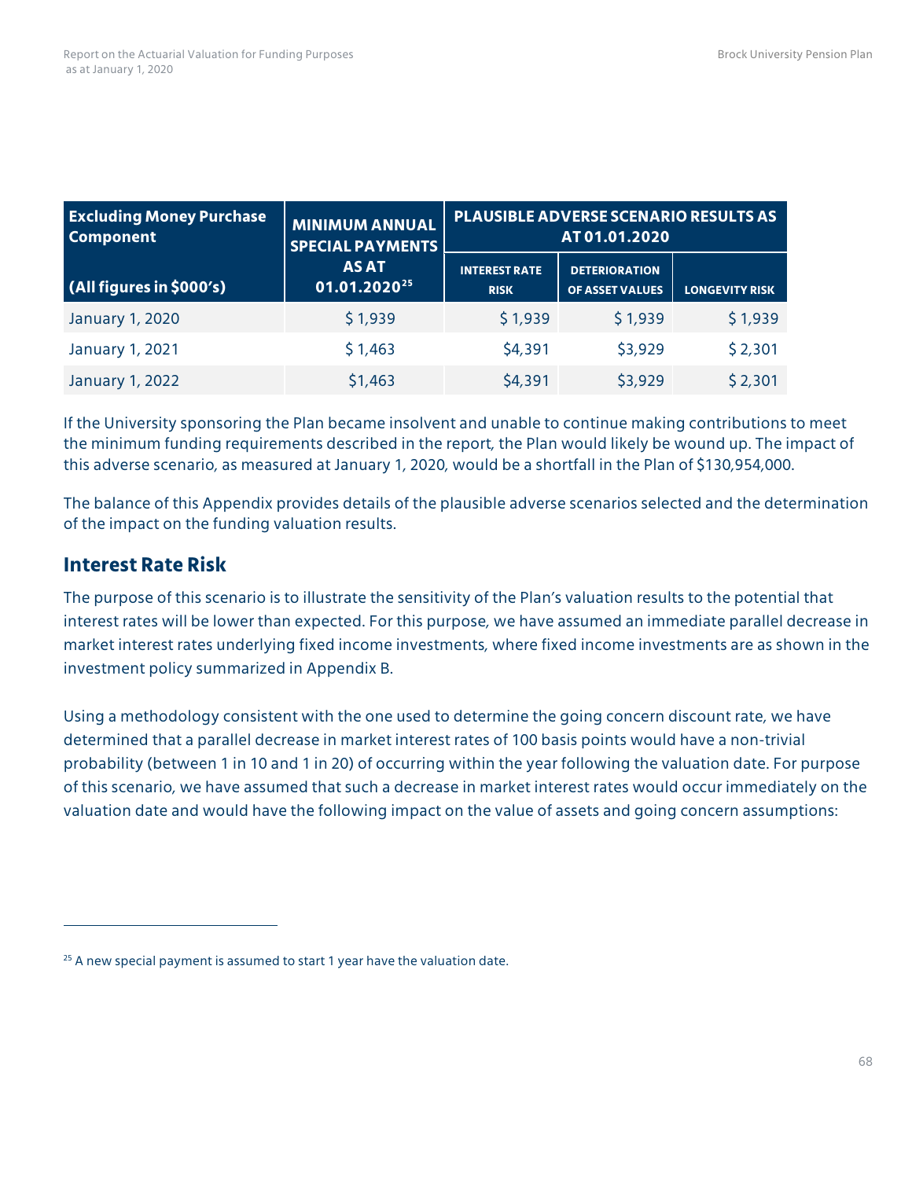| Excluding Money Purchase Component (All figures in $000's) | MINIMUM ANNUAL SPECIAL PAYMENTS AS AT 01.01.2020[25] | PLAUSIBLE ADVERSE SCENARIO RESULTS AS AT 01.01.2020 | | |
|---|---|---|---|---|
| | | INTEREST RATE RISK | DETERIORATION OF ASSET VALUES | LONGEVITY RISK |
| January 1, 2020 | $ 1,939 | $ 1,939 | $ 1,939 | $ 1,939 |
| January 1, 2021 | $ 1,463 | $4,391 | $3,929 | $ 2,301 |
| January 1, 2022 | $1,463 | $4,391 | $3,929 | $ 2,301 |

If the University sponsoring the Plan became insolvent and unable to continue making contributions to meet the minimum funding requirements described in the report, the Plan would likely be wound up. The impact of this adverse scenario, as measured at January 1, 2020, would be a shortfall in the Plan of $130,954,000.

The balance of this Appendix provides details of the plausible adverse scenarios selected and the determination of the impact on the funding valuation results.

## Interest Rate Risk

The purpose of this scenario is to illustrate the sensitivity of the Plan's valuation results to the potential that interest rates will be lower than expected. For this purpose, we have assumed an immediate parallel decrease in market interest rates underlying fixed income investments, where fixed income investments are as shown in the investment policy summarized in Appendix B.

Using a methodology consistent with the one used to determine the going concern discount rate, we have determined that a parallel decrease in market interest rates of 100 basis points would have a non-trivial probability (between 1 in 10 and 1 in 20) of occurring within the year following the valuation date. For purpose of this scenario, we have assumed that such a decrease in market interest rates would occur immediately on the valuation date and would have the following impact on the value of assets and going concern assumptions:

---

[25] A new special payment is assumed to start 1 year have the valuation date.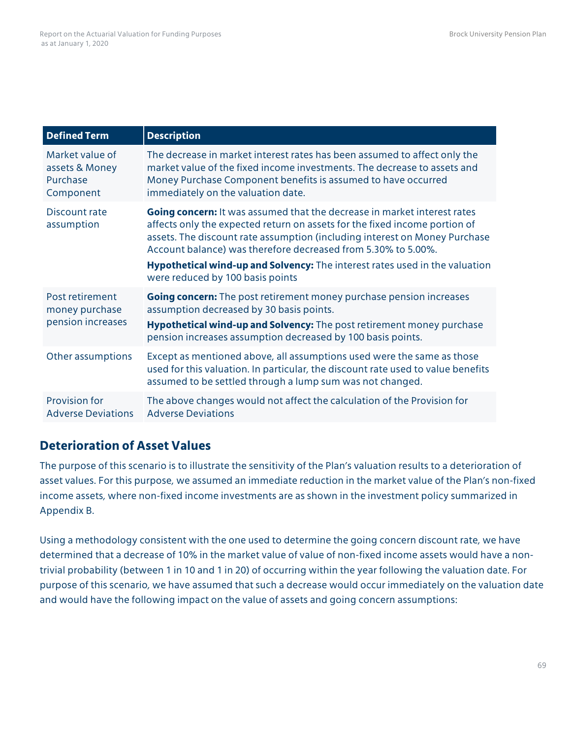| Defined Term | Description |
| --- | --- |
| Market value of assets & Money Purchase Component | The decrease in market interest rates has been assumed to affect only the market value of the fixed income investments. The decrease to assets and Money Purchase Component benefits is assumed to have occurred immediately on the valuation date. |
| Discount rate assumption | **Going concern:** It was assumed that the decrease in market interest rates affects only the expected return on assets for the fixed income portion of assets. The discount rate assumption (including interest on Money Purchase Account balance) was therefore decreased from 5.30% to 5.00%. **Hypothetical wind-up and Solvency:** The interest rates used in the valuation were reduced by 100 basis points |
| Post retirement money purchase pension increases | **Going concern:** The post retirement money purchase pension increases assumption decreased by 30 basis points. **Hypothetical wind-up and Solvency:** The post retirement money purchase pension increases assumption decreased by 100 basis points. |
| Other assumptions | Except as mentioned above, all assumptions used were the same as those used for this valuation. In particular, the discount rate used to value benefits assumed to be settled through a lump sum was not changed. |
| Provision for Adverse Deviations | The above changes would not affect the calculation of the Provision for Adverse Deviations |

## Deterioration of Asset Values

The purpose of this scenario is to illustrate the sensitivity of the Plan's valuation results to a deterioration of asset values. For this purpose, we assumed an immediate reduction in the market value of the Plan's non-fixed income assets, where non-fixed income investments are as shown in the investment policy summarized in Appendix B.

Using a methodology consistent with the one used to determine the going concern discount rate, we have determined that a decrease of 10% in the market value of value of non-fixed income assets would have a non-trivial probability (between 1 in 10 and 1 in 20) of occurring within the year following the valuation date. For purpose of this scenario, we have assumed that such a decrease would occur immediately on the valuation date and would have the following impact on the value of assets and going concern assumptions: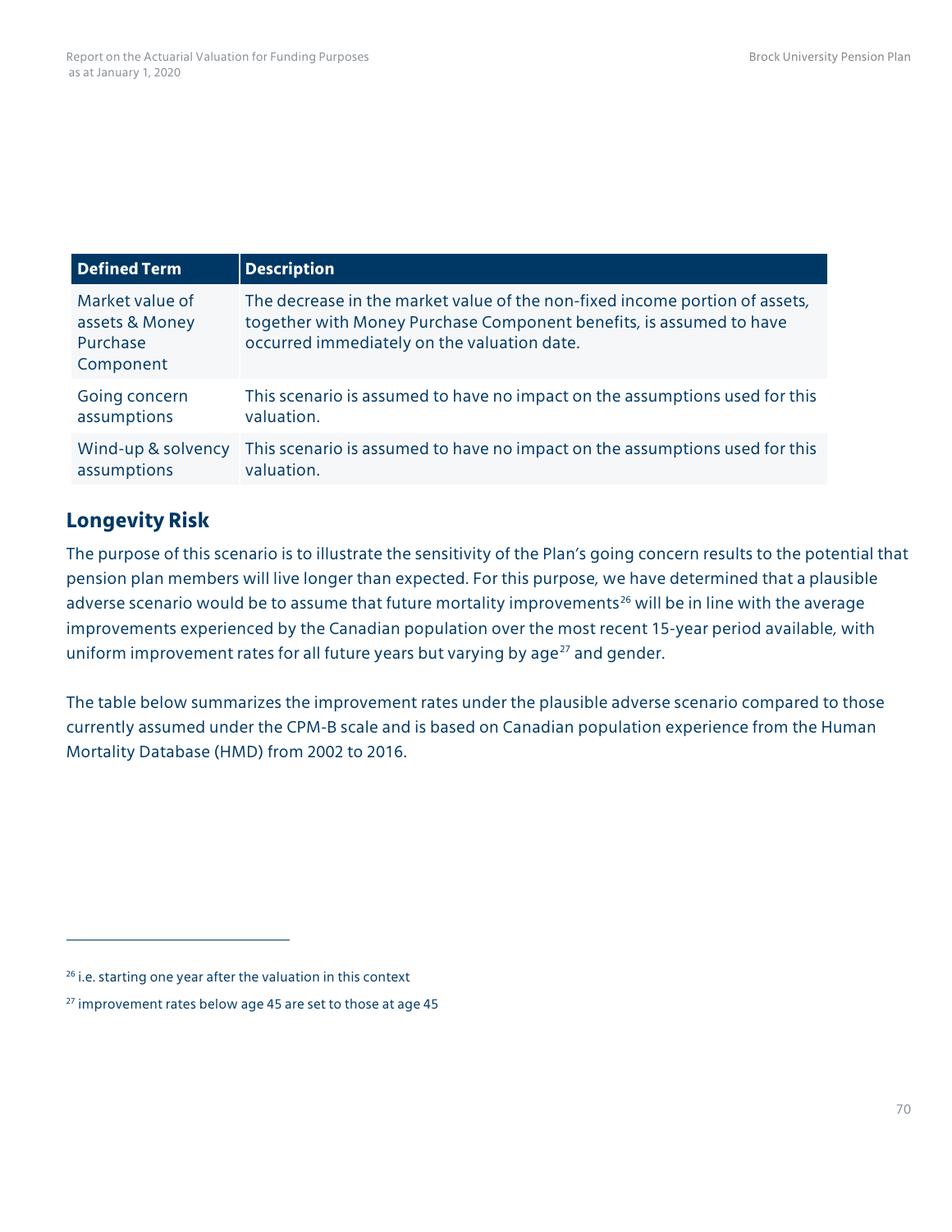| Defined Term | Description |
| --- | --- |
| Market value of assets & Money Purchase Component | The decrease in the market value of the non-fixed income portion of assets, together with Money Purchase Component benefits, is assumed to have occurred immediately on the valuation date. |
| Going concern assumptions | This scenario is assumed to have no impact on the assumptions used for this valuation. |
| Wind-up & solvency assumptions | This scenario is assumed to have no impact on the assumptions used for this valuation. |

## Longevity Risk

The purpose of this scenario is to illustrate the sensitivity of the Plan's going concern results to the potential that pension plan members will live longer than expected. For this purpose, we have determined that a plausible adverse scenario would be to assume that future mortality improvements[26] will be in line with the average improvements experienced by the Canadian population over the most recent 15-year period available, with uniform improvement rates for all future years but varying by age[27] and gender.

The table below summarizes the improvement rates under the plausible adverse scenario compared to those currently assumed under the CPM-B scale and is based on Canadian population experience from the Human Mortality Database (HMD) from 2002 to 2016.

[26] i.e. starting one year after the valuation in this context

[27] improvement rates below age 45 are set to those at age 45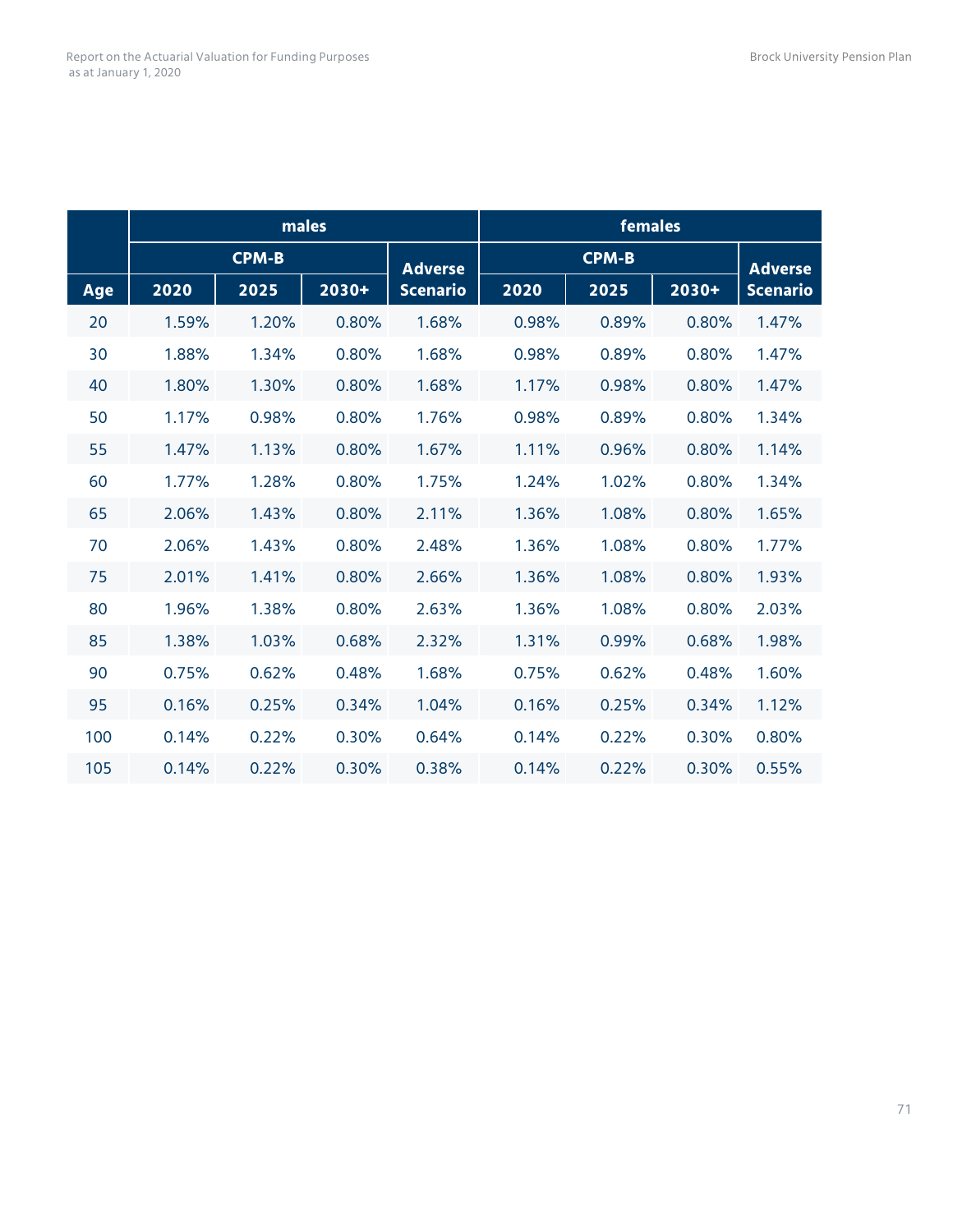| | males | | | | females | | | |
|---|---|---|---|---|---|---|---|---|
| | CPM-B | | | Adverse Scenario | CPM-B | | | Adverse Scenario |
| Age | 2020 | 2025 | 2030+ | | 2020 | 2025 | 2030+ | |
| 20 | 1.59% | 1.20% | 0.80% | 1.68% | 0.98% | 0.89% | 0.80% | 1.47% |
| 30 | 1.88% | 1.34% | 0.80% | 1.68% | 0.98% | 0.89% | 0.80% | 1.47% |
| 40 | 1.80% | 1.30% | 0.80% | 1.68% | 1.17% | 0.98% | 0.80% | 1.47% |
| 50 | 1.17% | 0.98% | 0.80% | 1.76% | 0.98% | 0.89% | 0.80% | 1.34% |
| 55 | 1.47% | 1.13% | 0.80% | 1.67% | 1.11% | 0.96% | 0.80% | 1.14% |
| 60 | 1.77% | 1.28% | 0.80% | 1.75% | 1.24% | 1.02% | 0.80% | 1.34% |
| 65 | 2.06% | 1.43% | 0.80% | 2.11% | 1.36% | 1.08% | 0.80% | 1.65% |
| 70 | 2.06% | 1.43% | 0.80% | 2.48% | 1.36% | 1.08% | 0.80% | 1.77% |
| 75 | 2.01% | 1.41% | 0.80% | 2.66% | 1.36% | 1.08% | 0.80% | 1.93% |
| 80 | 1.96% | 1.38% | 0.80% | 2.63% | 1.36% | 1.08% | 0.80% | 2.03% |
| 85 | 1.38% | 1.03% | 0.68% | 2.32% | 1.31% | 0.99% | 0.68% | 1.98% |
| 90 | 0.75% | 0.62% | 0.48% | 1.68% | 0.75% | 0.62% | 0.48% | 1.60% |
| 95 | 0.16% | 0.25% | 0.34% | 1.04% | 0.16% | 0.25% | 0.34% | 1.12% |
| 100 | 0.14% | 0.22% | 0.30% | 0.64% | 0.14% | 0.22% | 0.30% | 0.80% |
| 105 | 0.14% | 0.22% | 0.30% | 0.38% | 0.14% | 0.22% | 0.30% | 0.55% |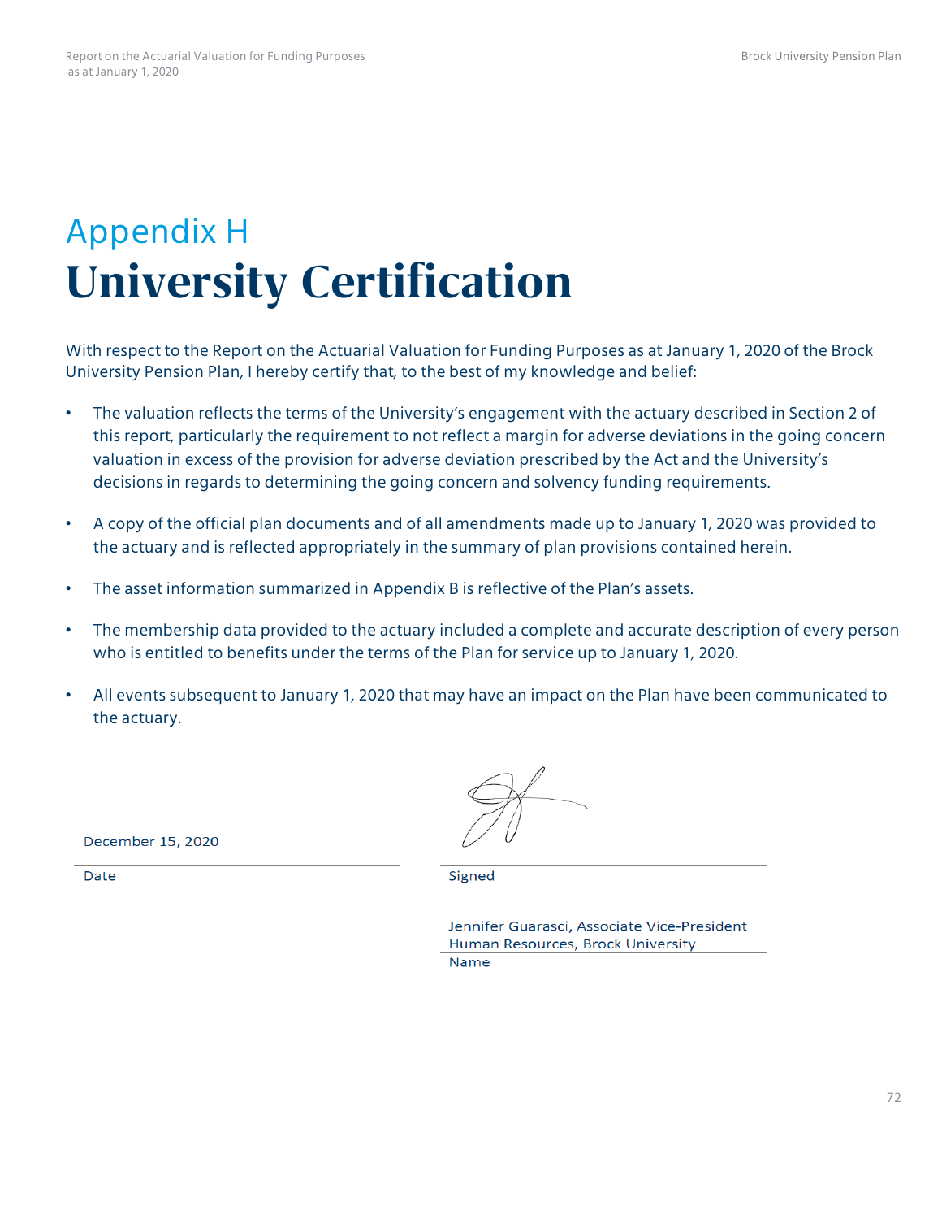# Appendix H
# University Certification

With respect to the Report on the Actuarial Valuation for Funding Purposes as at January 1, 2020 of the Brock University Pension Plan, I hereby certify that, to the best of my knowledge and belief:

- The valuation reflects the terms of the University's engagement with the actuary described in Section 2 of this report, particularly the requirement to not reflect a margin for adverse deviations in the going concern valuation in excess of the provision for adverse deviation prescribed by the Act and the University's decisions in regards to determining the going concern and solvency funding requirements.
- A copy of the official plan documents and of all amendments made up to January 1, 2020 was provided to the actuary and is reflected appropriately in the summary of plan provisions contained herein.
- The asset information summarized in Appendix B is reflective of the Plan's assets.
- The membership data provided to the actuary included a complete and accurate description of every person who is entitled to benefits under the terms of the Plan for service up to January 1, 2020.
- All events subsequent to January 1, 2020 that may have an impact on the Plan have been communicated to the actuary.

December 15, 2020

Date

Signed

Jennifer Guarasci, Associate Vice-President
Human Resources, Brock University

Name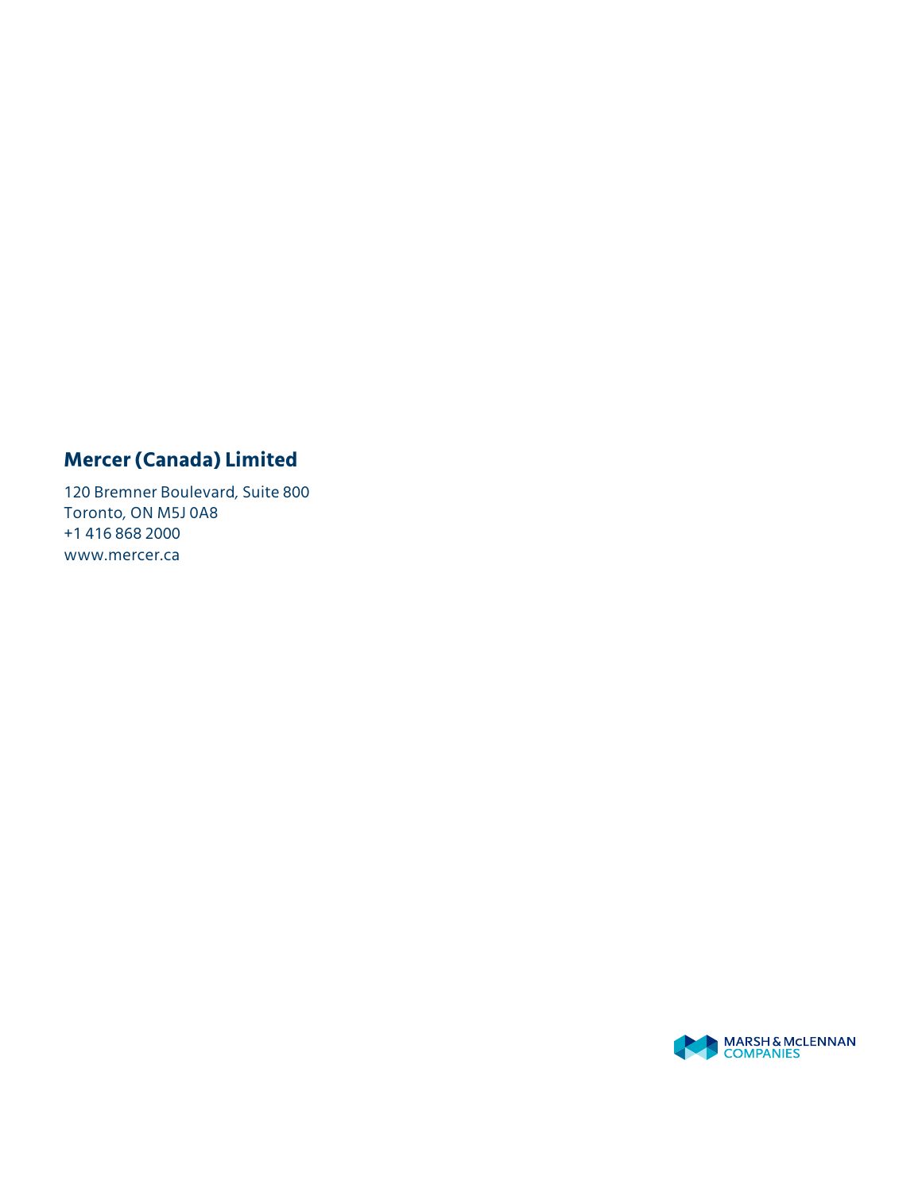**Mercer (Canada) Limited**

120 Bremner Boulevard, Suite 800
Toronto, ON M5J 0A8
+1 416 868 2000
www.mercer.ca

MARSH & McLENNAN
COMPANIES